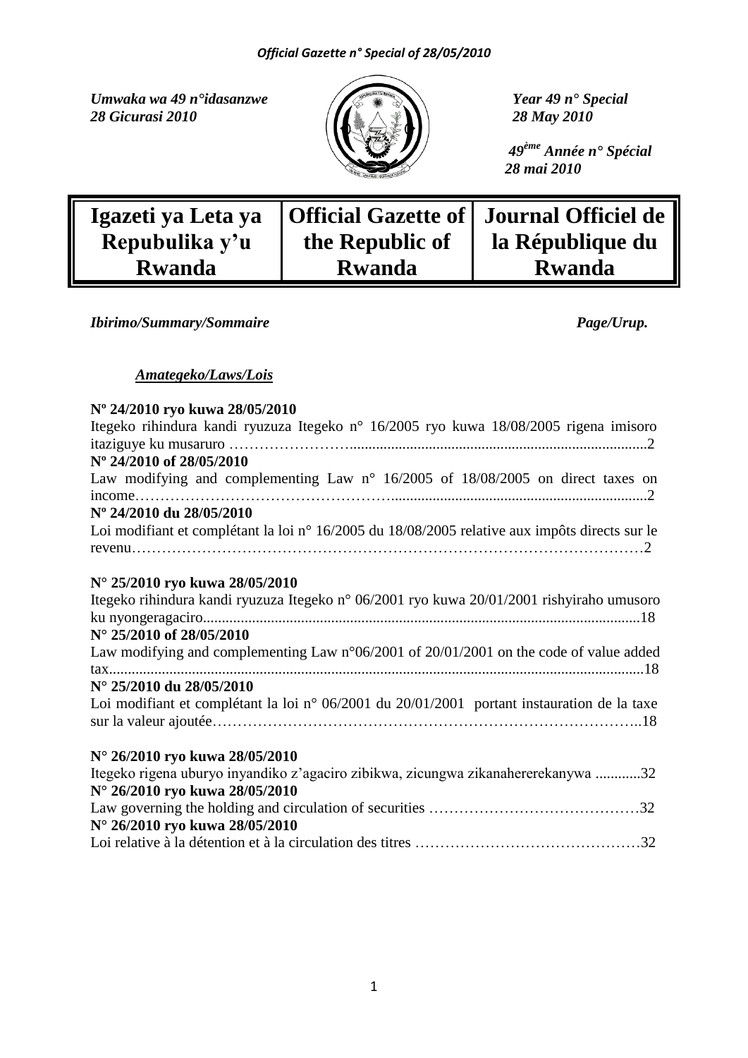*Umwaka wa 49 n°idasanzwe*
*28 Gicurasi 2010*

*Year 49 n° Special*
*28 May 2010*

*49ème Année n° Spécial*
*28 mai 2010*

| **Igazeti ya Leta ya Repubulika y'u Rwanda** | **Official Gazette of the Republic of Rwanda** | **Journal Officiel de la République du Rwanda** |
|---|---|---|

*Ibirimo/Summary/Sommaire* *Page/Urup.*

***Amategeko/Laws/Lois***

**Nº 24/2010 ryo kuwa 28/05/2010**
Itegeko rihindura kandi ryuzuza Itegeko n° 16/2005 ryo kuwa 18/08/2005 rigena imisoro itaziguye ku musaruro ……………………..............................................................................2
**Nº 24/2010 of 28/05/2010**
Law modifying and complementing Law n° 16/2005 of 18/08/2005 on direct taxes on income…………………………………………….....................................................................2
**Nº 24/2010 du 28/05/2010**
Loi modifiant et complétant la loi n° 16/2005 du 18/08/2005 relative aux impôts directs sur le revenu…………………………………………………………………………………………2

**N° 25/2010 ryo kuwa 28/05/2010**
Itegeko rihindura kandi ryuzuza Itegeko n° 06/2001 ryo kuwa 20/01/2001 rishyiraho umusoro ku nyongeragaciro....................................................................................................................18
**N° 25/2010 of 28/05/2010**
Law modifying and complementing Law n°06/2001 of 20/01/2001 on the code of value added tax.............................................................................................................................................18
**N° 25/2010 du 28/05/2010**
Loi modifiant et complétant la loi n° 06/2001 du 20/01/2001 portant instauration de la taxe sur la valeur ajoutée…………………………………………………………………………..18

**N° 26/2010 ryo kuwa 28/05/2010**
Itegeko rigena uburyo inyandiko z'agaciro zibikwa, zicungwa zikanahererekanywa ............32
**N° 26/2010 ryo kuwa 28/05/2010**
Law governing the holding and circulation of securities ……………………………………32
**N° 26/2010 ryo kuwa 28/05/2010**
Loi relative à la détention et à la circulation des titres ………………………………………32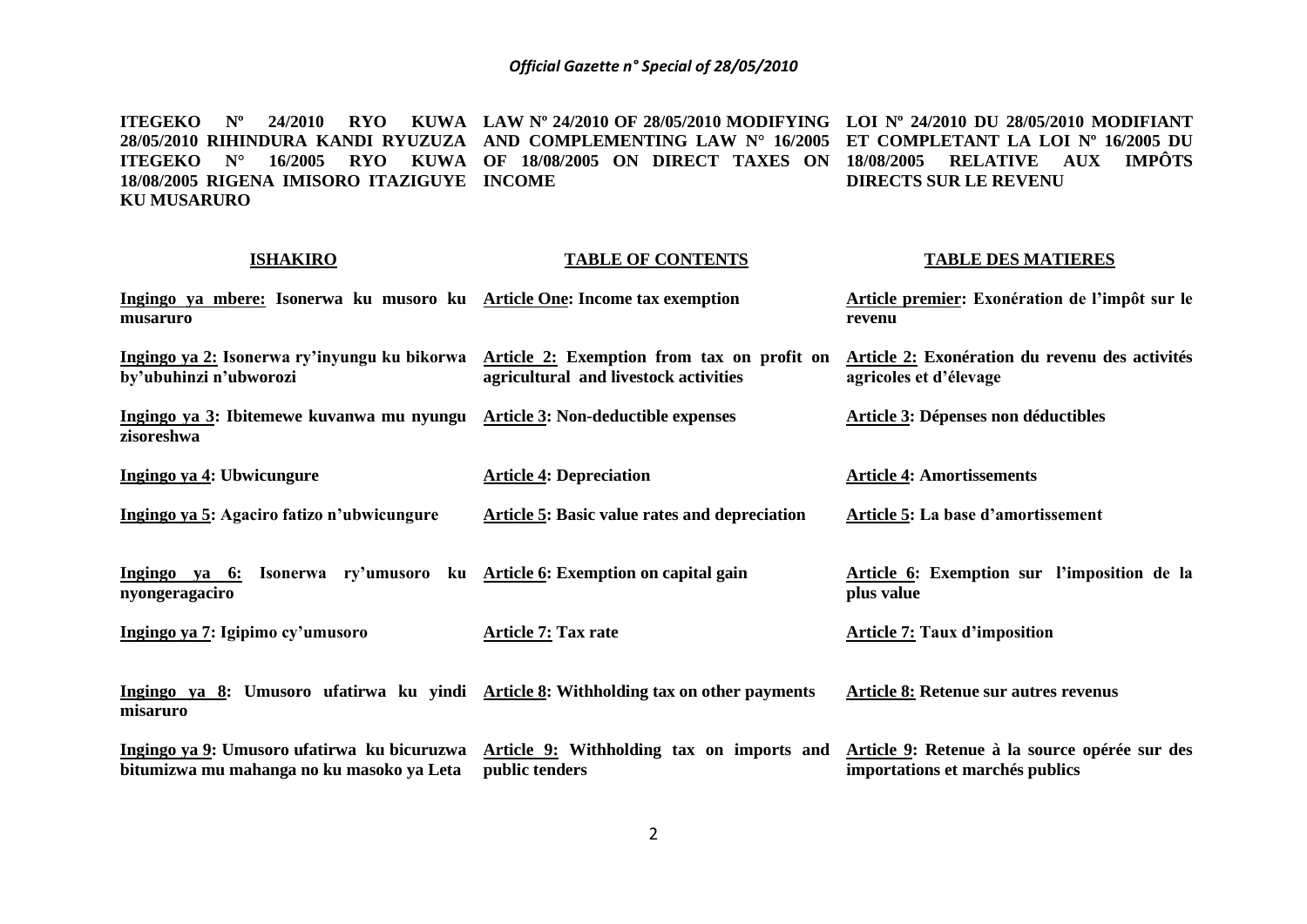| ITEGEKO Nº 24/2010 RYO KUWA 28/05/2010 RIHINDURA KANDI RYUZUZA ITEGEKO N° 16/2005 RYO KUWA 18/08/2005 RIGENA IMISORO ITAZIGUYE KU MUSARURO | LAW Nº 24/2010 OF 28/05/2010 MODIFYING AND COMPLEMENTING LAW N° 16/2005 OF 18/08/2005 ON DIRECT TAXES ON INCOME | LOI Nº 24/2010 DU 28/05/2010 MODIFIANT ET COMPLETANT LA LOI Nº 16/2005 DU 18/08/2005 RELATIVE AUX IMPÔTS DIRECTS SUR LE REVENU |
|---|---|---|
| **ISHAKIRO** | **TABLE OF CONTENTS** | **TABLE DES MATIERES** |
| **Ingingo ya mbere: Isonerwa ku musoro ku musaruro** | **Article One: Income tax exemption** | **Article premier: Exonération de l'impôt sur le revenu** |
| **Ingingo ya 2: Isonerwa ry'inyungu ku bikorwa by'ubuhinzi n'ubworozi** | **Article 2: Exemption from tax on profit on agricultural and livestock activities** | **Article 2: Exonération du revenu des activités agricoles et d'élevage** |
| **Ingingo ya 3: Ibitemewe kuvanwa mu nyungu zisoreshwa** | **Article 3: Non-deductible expenses** | **Article 3: Dépenses non déductibles** |
| **Ingingo ya 4: Ubwicungure** | **Article 4: Depreciation** | **Article 4: Amortissements** |
| **Ingingo ya 5: Agaciro fatizo n'ubwicungure** | **Article 5: Basic value rates and depreciation** | **Article 5: La base d'amortissement** |
| **Ingingo ya 6: Isonerwa ry'umusoro ku nyongeragaciro** | **Article 6: Exemption on capital gain** | **Article 6: Exemption sur l'imposition de la plus value** |
| **Ingingo ya 7: Igipimo cy'umusoro** | **Article 7: Tax rate** | **Article 7: Taux d'imposition** |
| **Ingingo ya 8: Umusoro ufatirwa ku yindi misaruro** | **Article 8: Withholding tax on other payments** | **Article 8: Retenue sur autres revenus** |
| **Ingingo ya 9: Umusoro ufatirwa ku bicuruzwa bitumizwa mu mahanga no ku masoko ya Leta** | **Article 9: Withholding tax on imports and public tenders** | **Article 9: Retenue à la source opérée sur des importations et marchés publics** |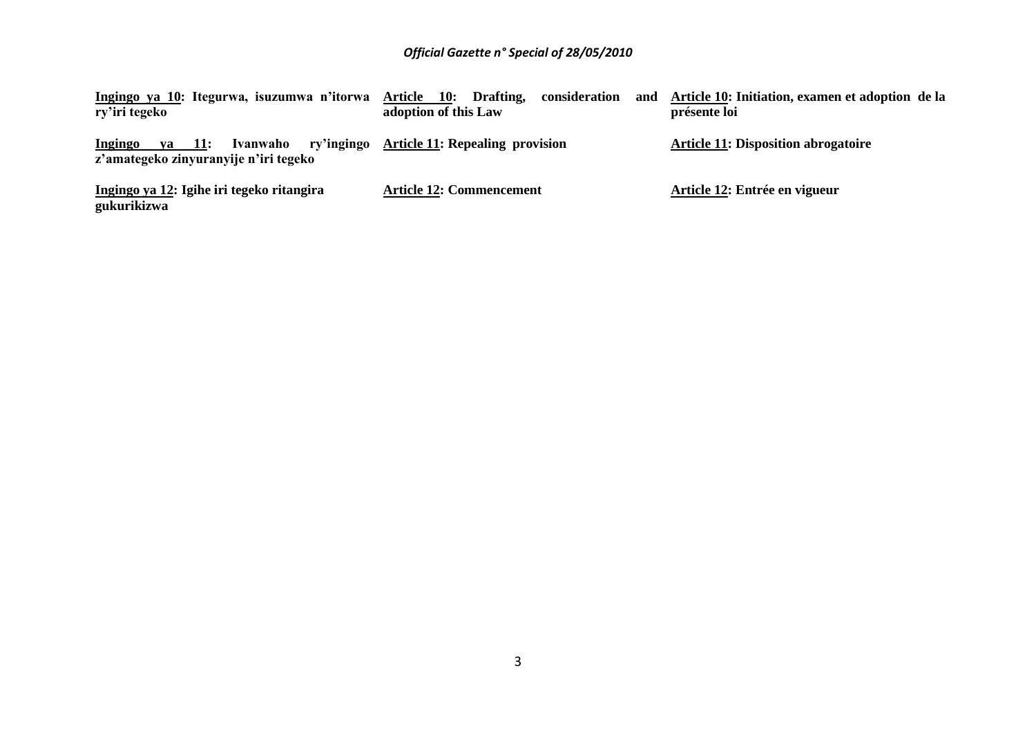**Ingingo ya 10: Itegurwa, isuzumwa n'itorwa ry'iri tegeko**

**Ingingo ya 11: Ivanwaho ry'ingingo z'amategeko zinyuranyije n'iri tegeko**

**Ingingo ya 12: Igihe iri tegeko ritangira gukurikizwa**

**Article 10: Drafting, consideration and adoption of this Law**

**Article 11: Repealing provision**

**Article 12: Commencement**

**Article 10: Initiation, examen et adoption de la présente loi**

**Article 11: Disposition abrogatoire**

**Article 12: Entrée en vigueur**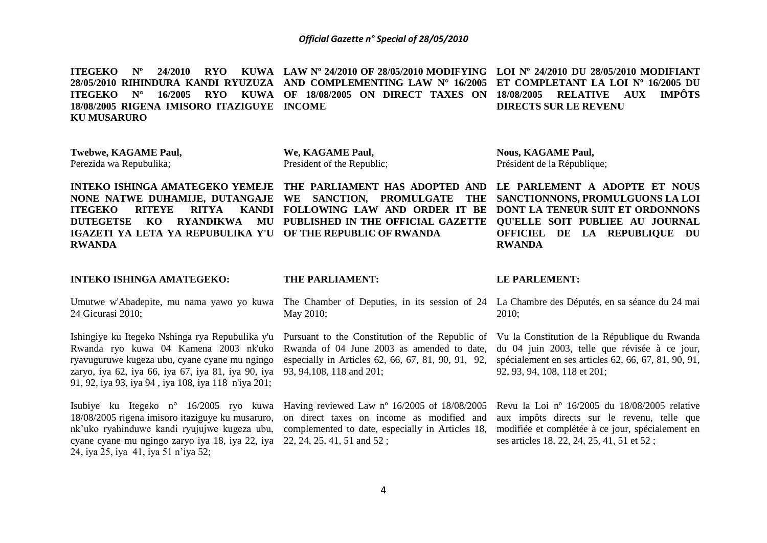**ITEGEKO Nº 24/2010 RYO KUWA 28/05/2010 RIHINDURA KANDI RYUZUZA ITEGEKO N° 16/2005 RYO KUWA 18/08/2005 RIGENA IMISORO ITAZIGUYE KU MUSARURO**

**Twebwe, KAGAME Paul,**
Perezida wa Repubulika;

**INTEKO ISHINGA AMATEGEKO YEMEJE NONE NATWE DUHAMIJE, DUTANGAJE ITEGEKO RITEYE RITYA KANDI DUTEGETSE KO RYANDIKWA MU IGAZETI YA LETA YA REPUBULIKA Y'U RWANDA**

**INTEKO ISHINGA AMATEGEKO:**

Umutwe w'Abadepite, mu nama yawo yo kuwa 24 Gicurasi 2010;

Ishingiye ku Itegeko Nshinga rya Repubulika y'u Rwanda ryo kuwa 04 Kamena 2003 nk'uko ryavuguruwe kugeza ubu, cyane cyane mu ngingo zaryo, iya 62, iya 66, iya 67, iya 81, iya 90, iya 91, 92, iya 93, iya 94 , iya 108, iya 118 n'iya 201;

Isubiye ku Itegeko n° 16/2005 ryo kuwa 18/08/2005 rigena imisoro itaziguye ku musaruro, nk'uko ryahinduwe kandi ryujujwe kugeza ubu, cyane cyane mu ngingo zaryo iya 18, iya 22, iya 24, iya 25, iya 41, iya 51 n'iya 52;

**LAW Nº 24/2010 OF 28/05/2010 MODIFYING AND COMPLEMENTING LAW N° 16/2005 OF 18/08/2005 ON DIRECT TAXES ON INCOME**

**We, KAGAME Paul,**
President of the Republic;

**THE PARLIAMENT HAS ADOPTED AND WE SANCTION, PROMULGATE THE FOLLOWING LAW AND ORDER IT BE PUBLISHED IN THE OFFICIAL GAZETTE OF THE REPUBLIC OF RWANDA**

**THE PARLIAMENT:**

The Chamber of Deputies, in its session of 24 May 2010;

Pursuant to the Constitution of the Republic of Rwanda of 04 June 2003 as amended to date, especially in Articles 62, 66, 67, 81, 90, 91, 92, 93, 94,108, 118 and 201;

Having reviewed Law nº 16/2005 of 18/08/2005 on direct taxes on income as modified and complemented to date, especially in Articles 18, 22, 24, 25, 41, 51 and 52 ;

**LOI Nº 24/2010 DU 28/05/2010 MODIFIANT ET COMPLETANT LA LOI Nº 16/2005 DU 18/08/2005 RELATIVE AUX IMPÔTS DIRECTS SUR LE REVENU**

**Nous, KAGAME Paul,**
Président de la République;

**LE PARLEMENT A ADOPTE ET NOUS SANCTIONNONS, PROMULGUONS LA LOI DONT LA TENEUR SUIT ET ORDONNONS QU'ELLE SOIT PUBLIEE AU JOURNAL OFFICIEL DE LA REPUBLIQUE DU RWANDA**

**LE PARLEMENT:**

La Chambre des Députés, en sa séance du 24 mai 2010;

Vu la Constitution de la République du Rwanda du 04 juin 2003, telle que révisée à ce jour, spécialement en ses articles 62, 66, 67, 81, 90, 91, 92, 93, 94, 108, 118 et 201;

Revu la Loi nº 16/2005 du 18/08/2005 relative aux impôts directs sur le revenu, telle que modifiée et complétée à ce jour, spécialement en ses articles 18, 22, 24, 25, 41, 51 et 52 ;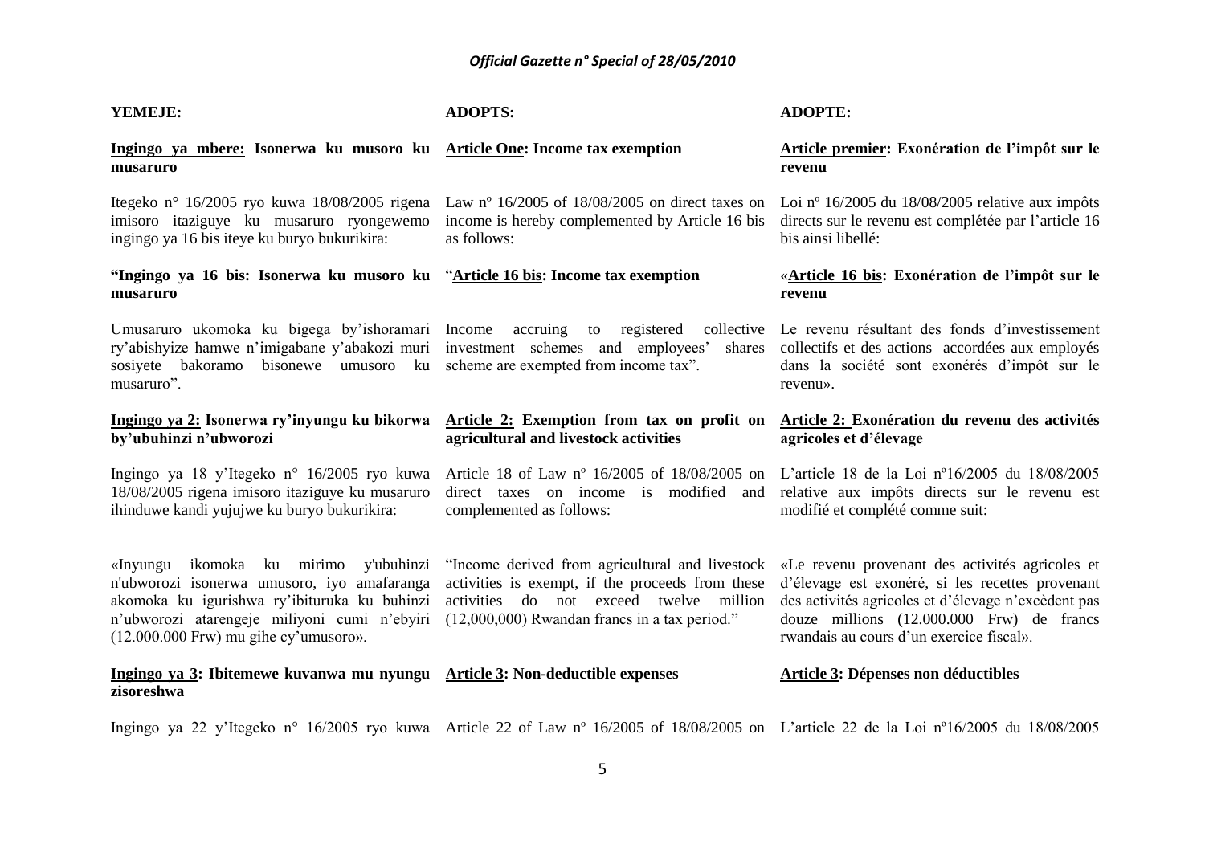**YEMEJE:**

**Ingingo ya mbere: Isonerwa ku musoro ku musaruro**

Itegeko n° 16/2005 ryo kuwa 18/08/2005 rigena imisoro itaziguye ku musaruro ryongewemo ingingo ya 16 bis iteye ku buryo bukurikira:

**"Ingingo ya 16 bis: Isonerwa ku musoro ku musaruro**

Umusaruro ukomoka ku bigega by'ishoramari ry'abishyize hamwe n'imigabane y'abakozi muri sosiyete bakoramo bisonewe umusoro ku musaruro".

**Ingingo ya 2: Isonerwa ry'inyungu ku bikorwa by'ubuhinzi n'ubworozi**

Ingingo ya 18 y'Itegeko n° 16/2005 ryo kuwa 18/08/2005 rigena imisoro itaziguye ku musaruro ihinduwe kandi yujujwe ku buryo bukurikira:

«Inyungu ikomoka ku mirimo y'ubuhinzi n'ubworozi isonerwa umusoro, iyo amafaranga akomoka ku igurishwa ry'ibituruka ku buhinzi n'ubworozi atarengeje miliyoni cumi n'ebyiri (12.000.000 Frw) mu gihe cy'umusoro».

**Ingingo ya 3: Ibitemewe kuvanwa mu nyungu zisoreshwa**

Ingingo ya 22 y'Itegeko n° 16/2005 ryo kuwa

**ADOPTS:**

**Article One: Income tax exemption**

Law nº 16/2005 of 18/08/2005 on direct taxes on income is hereby complemented by Article 16 bis as follows:

"**Article 16 bis: Income tax exemption**

Income accruing to registered collective investment schemes and employees' shares scheme are exempted from income tax".

**Article 2: Exemption from tax on profit on agricultural and livestock activities**

Article 18 of Law nº 16/2005 of 18/08/2005 on direct taxes on income is modified and complemented as follows:

"Income derived from agricultural and livestock activities is exempt, if the proceeds from these activities do not exceed twelve million (12,000,000) Rwandan francs in a tax period."

**Article 3: Non-deductible expenses**

Article 22 of Law nº 16/2005 of 18/08/2005 on

**ADOPTE:**

**Article premier: Exonération de l'impôt sur le revenu**

Loi nº 16/2005 du 18/08/2005 relative aux impôts directs sur le revenu est complétée par l'article 16 bis ainsi libellé:

«**Article 16 bis: Exonération de l'impôt sur le revenu**

Le revenu résultant des fonds d'investissement collectifs et des actions accordées aux employés dans la société sont exonérés d'impôt sur le revenu».

**Article 2: Exonération du revenu des activités agricoles et d'élevage**

L'article 18 de la Loi nº16/2005 du 18/08/2005 relative aux impôts directs sur le revenu est modifié et complété comme suit:

«Le revenu provenant des activités agricoles et d'élevage est exonéré, si les recettes provenant des activités agricoles et d'élevage n'excèdent pas douze millions (12.000.000 Frw) de francs rwandais au cours d'un exercice fiscal».

**Article 3: Dépenses non déductibles**

L'article 22 de la Loi nº16/2005 du 18/08/2005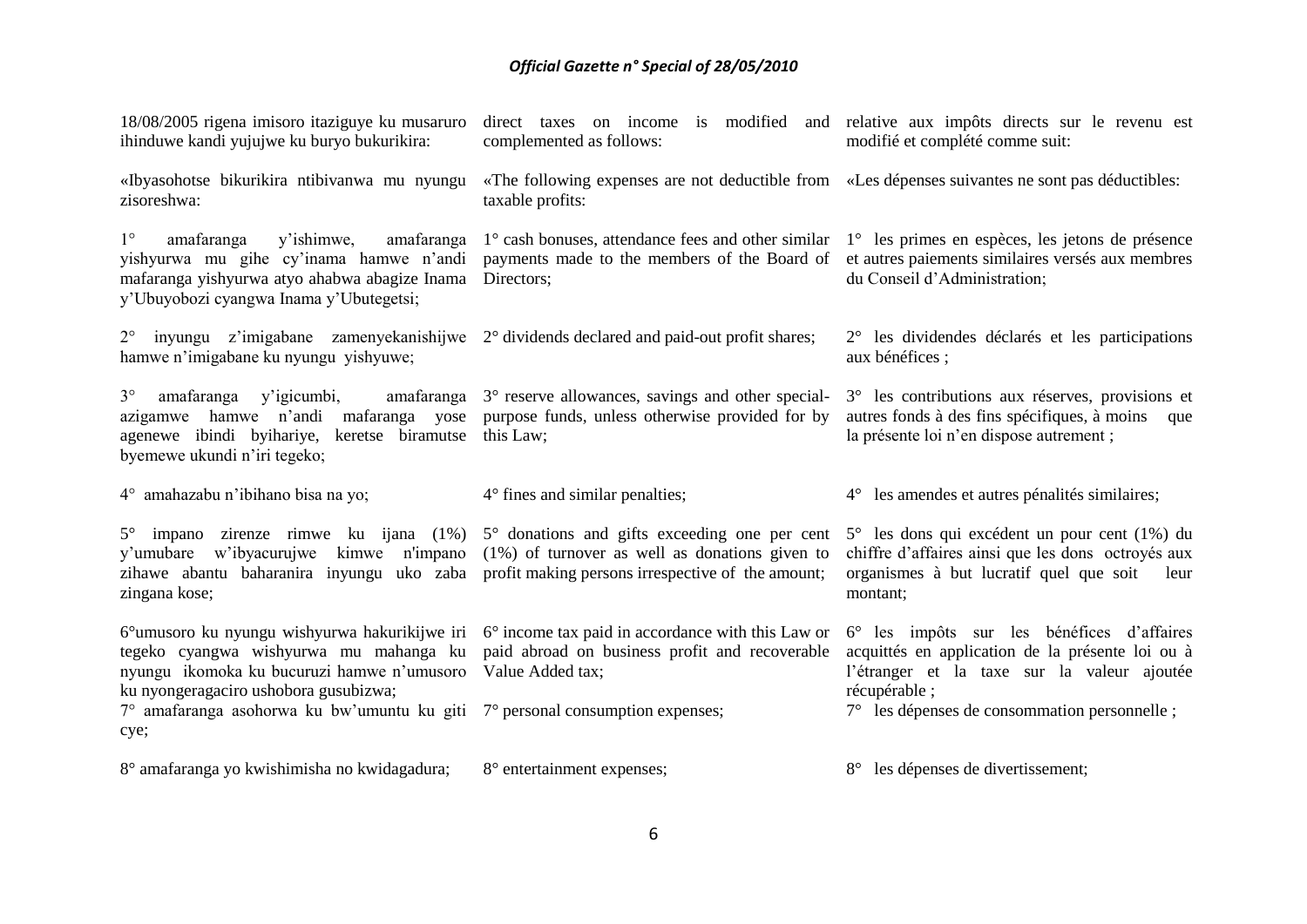18/08/2005 rigena imisoro itaziguye ku musaruro ihinduwe kandi yujujwe ku buryo bukurikira:

«Ibyasohotse bikurikira ntibivanwa mu nyungu zisoreshwa:

1° amafaranga y'ishimwe, amafaranga yishyurwa mu gihe cy'inama hamwe n'andi mafaranga yishyurwa atyo ahabwa abagize Inama y'Ubuyobozi cyangwa Inama y'Ubutegetsi;

2° inyungu z'imigabane zamenyekanishijwe hamwe n'imigabane ku nyungu yishyuwe;

3° amafaranga y'igicumbi, amafaranga azigamwe hamwe n'andi mafaranga yose agenewe ibindi byihariye, keretse biramutse byemewe ukundi n'iri tegeko;

4° amahazabu n'ibihano bisa na yo;

5° impano zirenze rimwe ku ijana (1%) y'umubare w'ibyacurujwe kimwe n'impano zihawe abantu baharanira inyungu uko zaba zingana kose;

6°umusoro ku nyungu wishyurwa hakurikijwe iri tegeko cyangwa wishyurwa mu mahanga ku nyungu ikomoka ku bucuruzi hamwe n'umusoro ku nyongeragaciro ushobora gusubizwa;

7° amafaranga asohorwa ku bw'umuntu ku giti cye;

8° amafaranga yo kwishimisha no kwidagadura;

direct taxes on income is modified and complemented as follows:

«The following expenses are not deductible from taxable profits:

1° cash bonuses, attendance fees and other similar payments made to the members of the Board of Directors;

2° dividends declared and paid-out profit shares;

3° reserve allowances, savings and other special-purpose funds, unless otherwise provided for by this Law;

4° fines and similar penalties;

5° donations and gifts exceeding one per cent (1%) of turnover as well as donations given to profit making persons irrespective of the amount;

6° income tax paid in accordance with this Law or paid abroad on business profit and recoverable Value Added tax;

7° personal consumption expenses;

8° entertainment expenses;

relative aux impôts directs sur le revenu est modifié et complété comme suit:

«Les dépenses suivantes ne sont pas déductibles:

1° les primes en espèces, les jetons de présence et autres paiements similaires versés aux membres du Conseil d'Administration;

2° les dividendes déclarés et les participations aux bénéfices ;

3° les contributions aux réserves, provisions et autres fonds à des fins spécifiques, à moins que la présente loi n'en dispose autrement ;

4° les amendes et autres pénalités similaires;

5° les dons qui excédent un pour cent (1%) du chiffre d'affaires ainsi que les dons octroyés aux organismes à but lucratif quel que soit leur montant;

6° les impôts sur les bénéfices d'affaires acquittés en application de la présente loi ou à l'étranger et la taxe sur la valeur ajoutée récupérable ;

7° les dépenses de consommation personnelle ;

8° les dépenses de divertissement;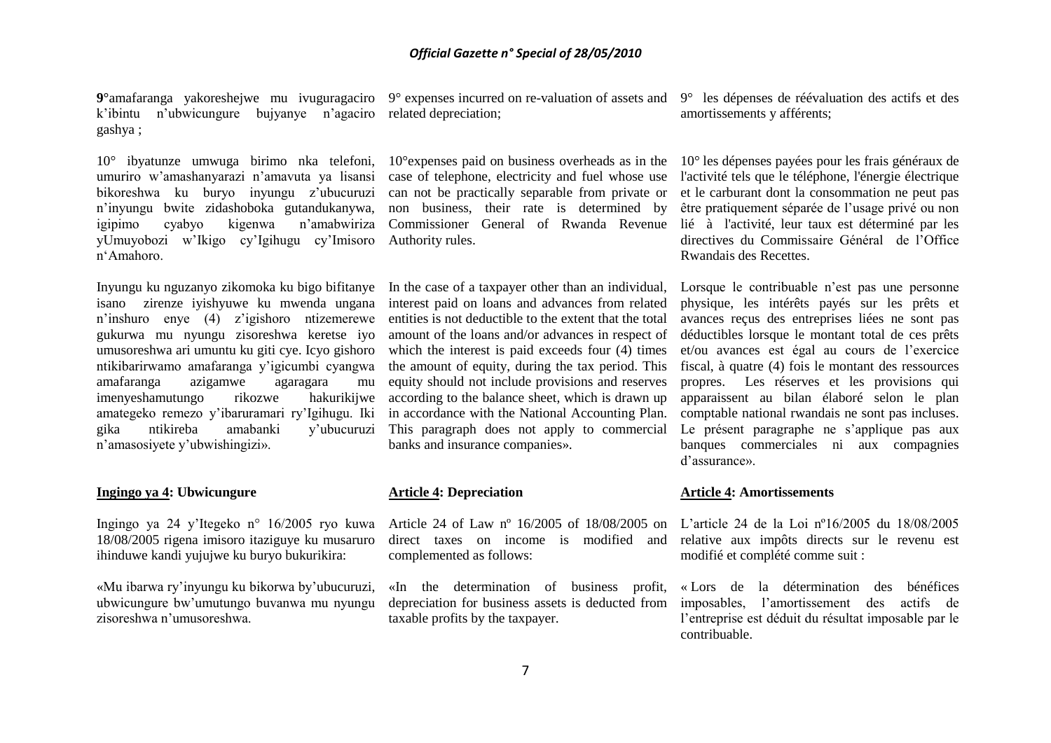**9°**amafaranga yakoreshejwe mu ivuguragaciro k'ibintu n'ubwicungure bujyanye n'agaciro gashya ;

10° ibyatunze umwuga birimo nka telefoni, umuriro w'amashanyarazi n'amavuta ya lisansi bikoreshwa ku buryo inyungu z'ubucuruzi n'inyungu bwite zidashoboka gutandukanywa, igipimo cyabyo kigenwa n'amabwiriza yUmuyobozi w'Ikigo cy'Igihugu cy'Imisoro n'Amahoro.

Inyungu ku nguzanyo zikomoka ku bigo bifitanye isano zirenze iyishyuwe ku mwenda ungana n'inshuro enye (4) z'igishoro ntizemerewe gukurwa mu nyungu zisoreshwa keretse iyo umusoreshwa ari umuntu ku giti cye. Icyo gishoro ntikibarirwamo amafaranga y'igicumbi cyangwa amafaranga azigamwe agaragara mu imenyeshamutungo rikozwe hakurikijwe amategeko remezo y'ibaruramari ry'Igihugu. Iki gika ntikireba amabanki y'ubucuruzi n'amasosiyete y'ubwishingizi».

**Ingingo ya 4: Ubwicungure**

Ingingo ya 24 y'Itegeko n° 16/2005 ryo kuwa 18/08/2005 rigena imisoro itaziguye ku musaruro ihinduwe kandi yujujwe ku buryo bukurikira:

«Mu ibarwa ry'inyungu ku bikorwa by'ubucuruzi, ubwicungure bw'umutungo buvanwa mu nyungu zisoreshwa n'umusoreshwa.

9° expenses incurred on re-valuation of assets and related depreciation;

10°expenses paid on business overheads as in the case of telephone, electricity and fuel whose use can not be practically separable from private or non business, their rate is determined by Commissioner General of Rwanda Revenue Authority rules.

In the case of a taxpayer other than an individual, interest paid on loans and advances from related entities is not deductible to the extent that the total amount of the loans and/or advances in respect of which the interest is paid exceeds four (4) times the amount of equity, during the tax period. This equity should not include provisions and reserves according to the balance sheet, which is drawn up in accordance with the National Accounting Plan. This paragraph does not apply to commercial banks and insurance companies».

**Article 4: Depreciation**

Article 24 of Law nº 16/2005 of 18/08/2005 on direct taxes on income is modified and complemented as follows:

«In the determination of business profit, depreciation for business assets is deducted from taxable profits by the taxpayer.

9° les dépenses de réévaluation des actifs et des amortissements y afférents;

10° les dépenses payées pour les frais généraux de l'activité tels que le téléphone, l'énergie électrique et le carburant dont la consommation ne peut pas être pratiquement séparée de l'usage privé ou non lié à l'activité, leur taux est déterminé par les directives du Commissaire Général de l'Office Rwandais des Recettes.

Lorsque le contribuable n'est pas une personne physique, les intérêts payés sur les prêts et avances reçus des entreprises liées ne sont pas déductibles lorsque le montant total de ces prêts et/ou avances est égal au cours de l'exercice fiscal, à quatre (4) fois le montant des ressources propres. Les réserves et les provisions qui apparaissent au bilan élaboré selon le plan comptable national rwandais ne sont pas incluses. Le présent paragraphe ne s'applique pas aux banques commerciales ni aux compagnies d'assurance».

**Article 4: Amortissements**

L'article 24 de la Loi nº16/2005 du 18/08/2005 relative aux impôts directs sur le revenu est modifié et complété comme suit :

« Lors de la détermination des bénéfices imposables, l'amortissement des actifs de l'entreprise est déduit du résultat imposable par le contribuable.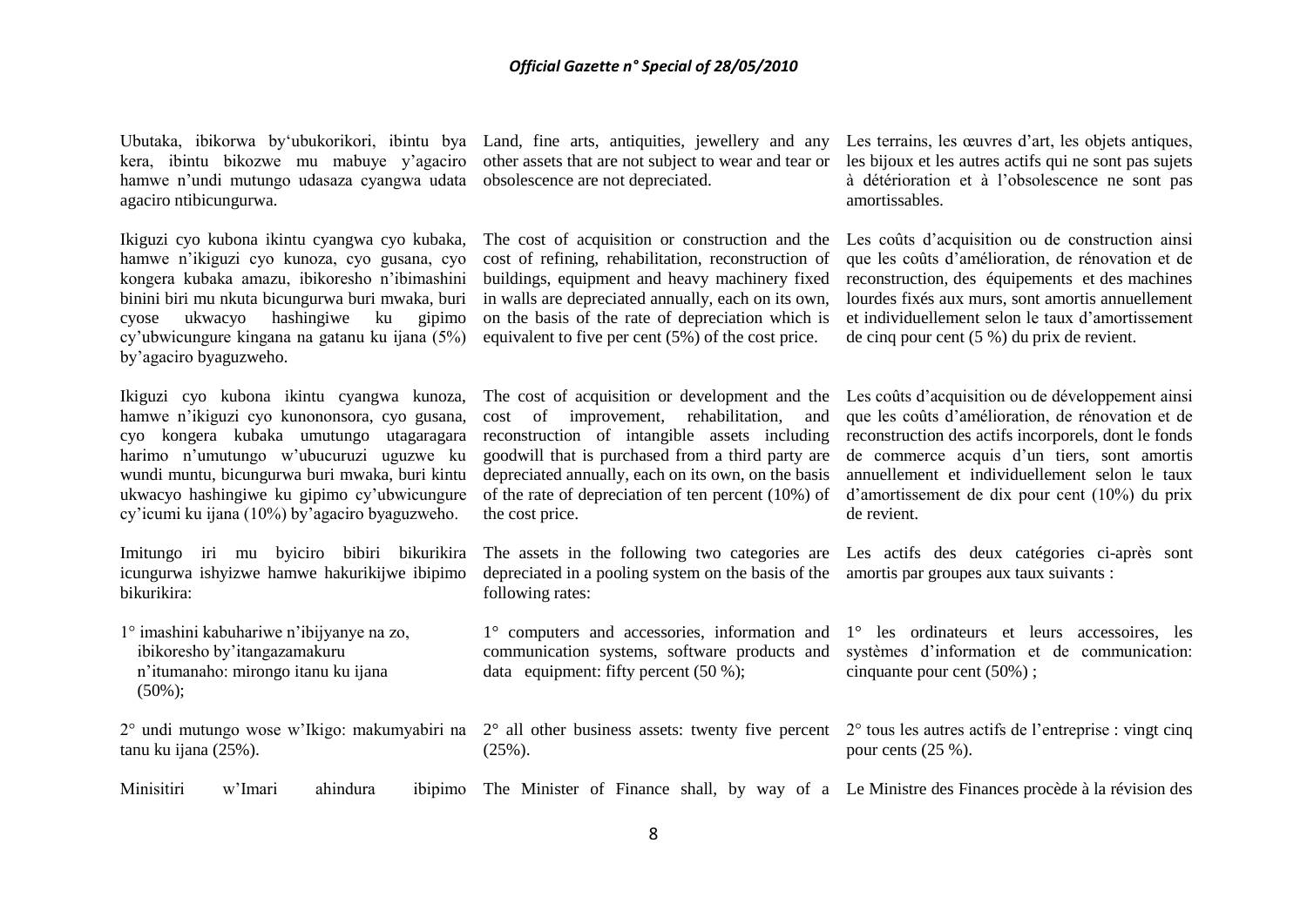Ubutaka, ibikorwa by'ubukorikori, ibintu bya kera, ibintu bikozwe mu mabuye y'agaciro hamwe n'undi mutungo udasaza cyangwa udata agaciro ntibicungurwa.

Ikiguzi cyo kubona ikintu cyangwa cyo kubaka, hamwe n'ikiguzi cyo kunoza, cyo gusana, cyo kongera kubaka amazu, ibikoresho n'ibimashini binini biri mu nkuta bicungurwa buri mwaka, buri cyose ukwacyo hashingiwe ku gipimo cy'ubwicungure kingana na gatanu ku ijana (5%) by'agaciro byaguzweho.

Ikiguzi cyo kubona ikintu cyangwa kunoza, hamwe n'ikiguzi cyo kunononsora, cyo gusana, cyo kongera kubaka umutungo utagaragara harimo n'umutungo w'ubucuruzi uguzwe ku wundi muntu, bicungurwa buri mwaka, buri kintu ukwacyo hashingiwe ku gipimo cy'ubwicungure cy'icumi ku ijana (10%) by'agaciro byaguzweho.

Imitungo iri mu byiciro bibiri bikurikira icungurwa ishyizwe hamwe hakurikijwe ibipimo bikurikira:

1° imashini kabuhariwe n'ibijyanye na zo, ibikoresho by'itangazamakuru n'itumanaho: mirongo itanu ku ijana (50%);

2° undi mutungo wose w'Ikigo: makumyabiri na tanu ku ijana (25%).

Minisitiri w'Imari ahindura ibipimo

Land, fine arts, antiquities, jewellery and any other assets that are not subject to wear and tear or obsolescence are not depreciated.

The cost of acquisition or construction and the cost of refining, rehabilitation, reconstruction of buildings, equipment and heavy machinery fixed in walls are depreciated annually, each on its own, on the basis of the rate of depreciation which is equivalent to five per cent (5%) of the cost price.

The cost of acquisition or development and the cost of improvement, rehabilitation, and reconstruction of intangible assets including goodwill that is purchased from a third party are depreciated annually, each on its own, on the basis of the rate of depreciation of ten percent (10%) of the cost price.

The assets in the following two categories are depreciated in a pooling system on the basis of the following rates:

1° computers and accessories, information and communication systems, software products and data equipment: fifty percent (50 %);

2° all other business assets: twenty five percent (25%).

The Minister of Finance shall, by way of a

Les terrains, les œuvres d'art, les objets antiques, les bijoux et les autres actifs qui ne sont pas sujets à détérioration et à l'obsolescence ne sont pas amortissables.

Les coûts d'acquisition ou de construction ainsi que les coûts d'amélioration, de rénovation et de reconstruction, des équipements et des machines lourdes fixés aux murs, sont amortis annuellement et individuellement selon le taux d'amortissement de cinq pour cent (5 %) du prix de revient.

Les coûts d'acquisition ou de développement ainsi que les coûts d'amélioration, de rénovation et de reconstruction des actifs incorporels, dont le fonds de commerce acquis d'un tiers, sont amortis annuellement et individuellement selon le taux d'amortissement de dix pour cent (10%) du prix de revient.

Les actifs des deux catégories ci-après sont amortis par groupes aux taux suivants :

1° les ordinateurs et leurs accessoires, les systèmes d'information et de communication: cinquante pour cent (50%) ;

2° tous les autres actifs de l'entreprise : vingt cinq pour cents (25 %).

Le Ministre des Finances procède à la révision des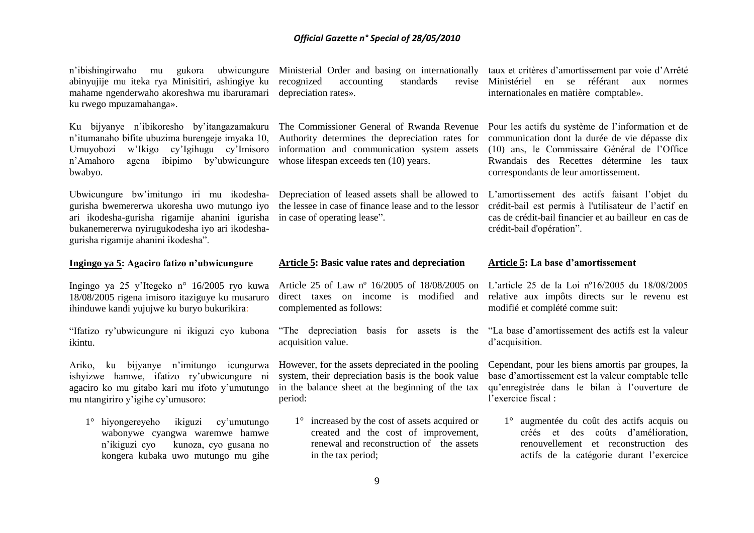n'ibishingirwaho mu gukora ubwicungure abinyujije mu iteka rya Minisitiri, ashingiye ku mahame ngenderwaho akoreshwa mu ibaruramari ku rwego mpuzamahanga».

Ku bijyanye n'ibikoresho by'itangazamakuru n'itumanaho bifite ubuzima burengeje imyaka 10, Umuyobozi w'Ikigo cy'Igihugu cy'Imisoro n'Amahoro agena ibipimo by'ubwicungure bwabyo.

Ubwicungure bw'imitungo iri mu ikodesha-gurisha bwemererwa ukoresha uwo mutungo iyo ari ikodesha-gurisha rigamije ahanini igurisha bukanemererwa nyirugukodesha iyo ari ikodesha-gurisha rigamije ahanini ikodesha".

**Ingingo ya 5: Agaciro fatizo n'ubwicungure**

Ingingo ya 25 y'Itegeko n° 16/2005 ryo kuwa 18/08/2005 rigena imisoro itaziguye ku musaruro ihinduwe kandi yujujwe ku buryo bukurikira:

"Ifatizo ry'ubwicungure ni ikiguzi cyo kubona ikintu.

Ariko, ku bijyanye n'imitungo icungurwa ishyizwe hamwe, ifatizo ry'ubwicungure ni agaciro ko mu gitabo kari mu ifoto y'umutungo mu ntangiriro y'igihe cy'umusoro:

1° hiyongereyeho ikiguzi cy'umutungo wabonywe cyangwa waremwe hamwe n'ikiguzi cyo kunoza, cyo gusana no kongera kubaka uwo mutungo mu gihe

Ministerial Order and basing on internationally recognized accounting standards revise depreciation rates».

The Commissioner General of Rwanda Revenue Authority determines the depreciation rates for information and communication system assets whose lifespan exceeds ten (10) years.

Depreciation of leased assets shall be allowed to the lessee in case of finance lease and to the lessor in case of operating lease".

**Article 5: Basic value rates and depreciation**

Article 25 of Law nº 16/2005 of 18/08/2005 on direct taxes on income is modified and complemented as follows:

"The depreciation basis for assets is the acquisition value.

However, for the assets depreciated in the pooling system, their depreciation basis is the book value in the balance sheet at the beginning of the tax period:

1° increased by the cost of assets acquired or created and the cost of improvement, renewal and reconstruction of the assets in the tax period;

taux et critères d'amortissement par voie d'Arrêté Ministériel en se référant aux normes internationales en matière comptable».

Pour les actifs du système de l'information et de communication dont la durée de vie dépasse dix (10) ans, le Commissaire Général de l'Office Rwandais des Recettes détermine les taux correspondants de leur amortissement.

L'amortissement des actifs faisant l'objet du crédit-bail est permis à l'utilisateur de l'actif en cas de crédit-bail financier et au bailleur en cas de crédit-bail d'opération".

**Article 5: La base d'amortissement**

L'article 25 de la Loi nº16/2005 du 18/08/2005 relative aux impôts directs sur le revenu est modifié et complété comme suit:

"La base d'amortissement des actifs est la valeur d'acquisition.

Cependant, pour les biens amortis par groupes, la base d'amortissement est la valeur comptable telle qu'enregistrée dans le bilan à l'ouverture de l'exercice fiscal :

1° augmentée du coût des actifs acquis ou créés et des coûts d'amélioration, renouvellement et reconstruction des actifs de la catégorie durant l'exercice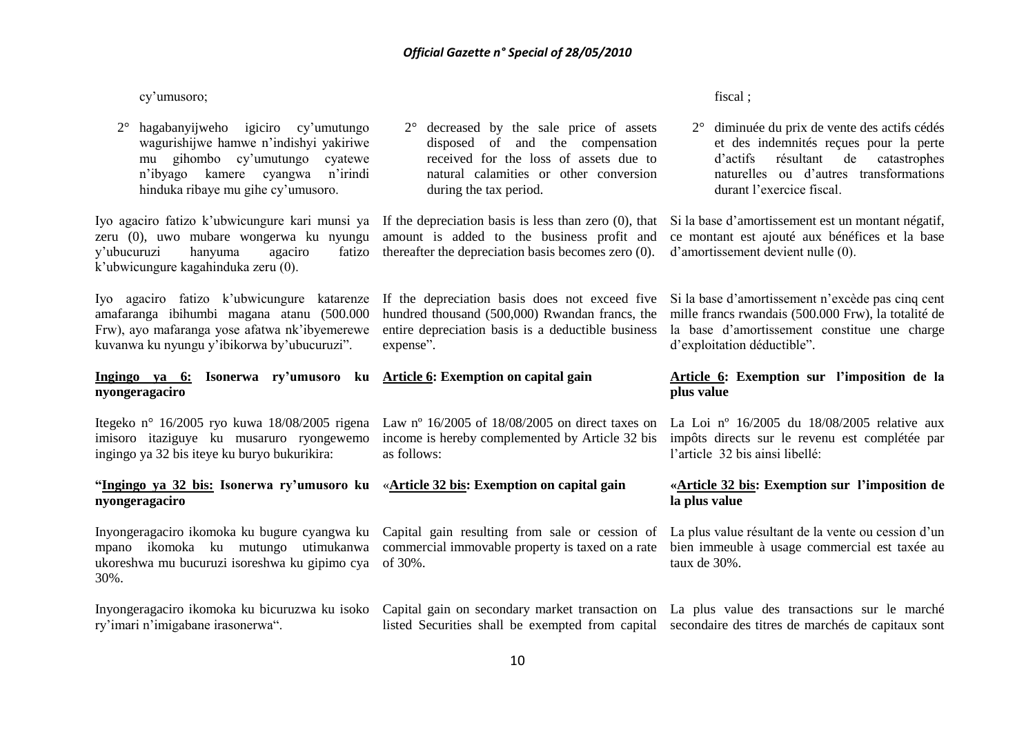cy'umusoro;

2° hagabanyijweho igiciro cy'umutungo wagurishijwe hamwe n'indishyi yakiriwe mu gihombo cy'umutungo cyatewe n'ibyago kamere cyangwa n'irindi hinduka ribaye mu gihe cy'umusoro.

Iyo agaciro fatizo k'ubwicungure kari munsi ya zeru (0), uwo mubare wongerwa ku nyungu y'ubucuruzi hanyuma agaciro fatizo k'ubwicungure kagahinduka zeru (0).

Iyo agaciro fatizo k'ubwicungure katarenze amafaranga ibihumbi magana atanu (500.000 Frw), ayo mafaranga yose afatwa nk'ibyemerewe kuvanwa ku nyungu y'ibikorwa by'ubucuruzi".

**Ingingo ya 6: Isonerwa ry'umusoro ku nyongeragaciro**

Itegeko n° 16/2005 ryo kuwa 18/08/2005 rigena imisoro itaziguye ku musaruro ryongewemo ingingo ya 32 bis iteye ku buryo bukurikira:

**"Ingingo ya 32 bis: Isonerwa ry'umusoro ku nyongeragaciro**

Inyongeragaciro ikomoka ku bugure cyangwa ku mpano ikomoka ku mutungo utimukanwa ukoreshwa mu bucuruzi isoreshwa ku gipimo cya 30%.

Inyongeragaciro ikomoka ku bicuruzwa ku isoko ry'imari n'imigabane irasonerwa".

2° decreased by the sale price of assets disposed of and the compensation received for the loss of assets due to natural calamities or other conversion during the tax period.

If the depreciation basis is less than zero (0), that amount is added to the business profit and thereafter the depreciation basis becomes zero (0).

If the depreciation basis does not exceed five hundred thousand (500,000) Rwandan francs, the entire depreciation basis is a deductible business expense".

**Article 6: Exemption on capital gain**

Law nº 16/2005 of 18/08/2005 on direct taxes on income is hereby complemented by Article 32 bis as follows:

«**Article 32 bis: Exemption on capital gain**

Capital gain resulting from sale or cession of commercial immovable property is taxed on a rate of 30%.

Capital gain on secondary market transaction on listed Securities shall be exempted from capital

fiscal ;

2° diminuée du prix de vente des actifs cédés et des indemnités reçues pour la perte d'actifs résultant de catastrophes naturelles ou d'autres transformations durant l'exercice fiscal.

Si la base d'amortissement est un montant négatif, ce montant est ajouté aux bénéfices et la base d'amortissement devient nulle (0).

Si la base d'amortissement n'excède pas cinq cent mille francs rwandais (500.000 Frw), la totalité de la base d'amortissement constitue une charge d'exploitation déductible".

**Article 6: Exemption sur l'imposition de la plus value**

La Loi nº 16/2005 du 18/08/2005 relative aux impôts directs sur le revenu est complétée par l'article 32 bis ainsi libellé:

**«Article 32 bis: Exemption sur l'imposition de la plus value**

La plus value résultant de la vente ou cession d'un bien immeuble à usage commercial est taxée au taux de 30%.

La plus value des transactions sur le marché secondaire des titres de marchés de capitaux sont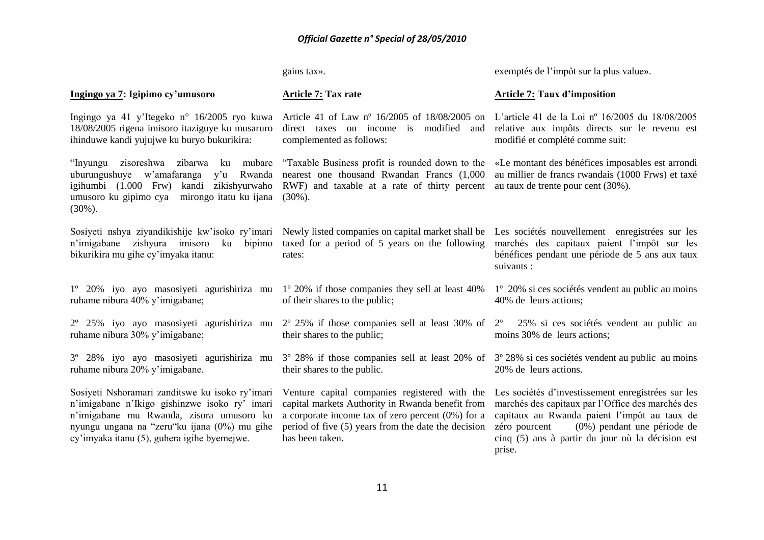gains tax».

exemptés de l'impôt sur la plus value».

**Ingingo ya 7: Igipimo cy'umusoro**

Ingingo ya 41 y'Itegeko n° 16/2005 ryo kuwa 18/08/2005 rigena imisoro itaziguye ku musaruro ihinduwe kandi yujujwe ku buryo bukurikira:

"Inyungu zisoreshwa zibarwa ku mubare uburungushuye w'amafaranga y'u Rwanda igihumbi (1.000 Frw) kandi zikishyurwaho umusoro ku gipimo cya mirongo itatu ku ijana (30%).

Sosiyeti nshya ziyandikishije kw'isoko ry'imari n'imigabane zishyura imisoro ku bipimo bikurikira mu gihe cy'imyaka itanu:

1º 20% iyo ayo masosiyeti agurishiriza mu ruhame nibura 40% y'imigabane;

2º 25% iyo ayo masosiyeti agurishiriza mu ruhame nibura 30% y'imigabane;

3º 28% iyo ayo masosiyeti agurishiriza mu ruhame nibura 20% y'imigabane.

Sosiyeti Nshoramari zanditswe ku isoko ry'imari n'imigabane n'Ikigo gishinzwe isoko ry' imari n'imigabane mu Rwanda, zisora umusoro ku nyungu ungana na "zeru"ku ijana (0%) mu gihe cy'imyaka itanu (5), guhera igihe byemejwe.

**Article 7: Tax rate**

Article 41 of Law nº 16/2005 of 18/08/2005 on direct taxes on income is modified and complemented as follows:

"Taxable Business profit is rounded down to the nearest one thousand Rwandan Francs (1,000 RWF) and taxable at a rate of thirty percent (30%).

Newly listed companies on capital market shall be taxed for a period of 5 years on the following rates:

1º 20% if those companies they sell at least 40% of their shares to the public;

2º 25% if those companies sell at least 30% of their shares to the public;

3º 28% if those companies sell at least 20% of their shares to the public.

Venture capital companies registered with the capital markets Authority in Rwanda benefit from a corporate income tax of zero percent (0%) for a period of five (5) years from the date the decision has been taken.

**Article 7: Taux d'imposition**

L'article 41 de la Loi nº 16/2005 du 18/08/2005 relative aux impôts directs sur le revenu est modifié et complété comme suit:

«Le montant des bénéfices imposables est arrondi au millier de francs rwandais (1000 Frws) et taxé au taux de trente pour cent (30%).

Les sociétés nouvellement enregistrées sur les marchés des capitaux paient l'impôt sur les bénéfices pendant une période de 5 ans aux taux suivants :

1º 20% si ces sociétés vendent au public au moins 40% de leurs actions;

2º 25% si ces sociétés vendent au public au moins 30% de leurs actions;

3º 28% si ces sociétés vendent au public au moins 20% de leurs actions.

Les sociétés d'investissement enregistrées sur les marchés des capitaux par l'Office des marchés des capitaux au Rwanda paient l'impôt au taux de zéro pourcent (0%) pendant une période de cinq (5) ans à partir du jour où la décision est prise.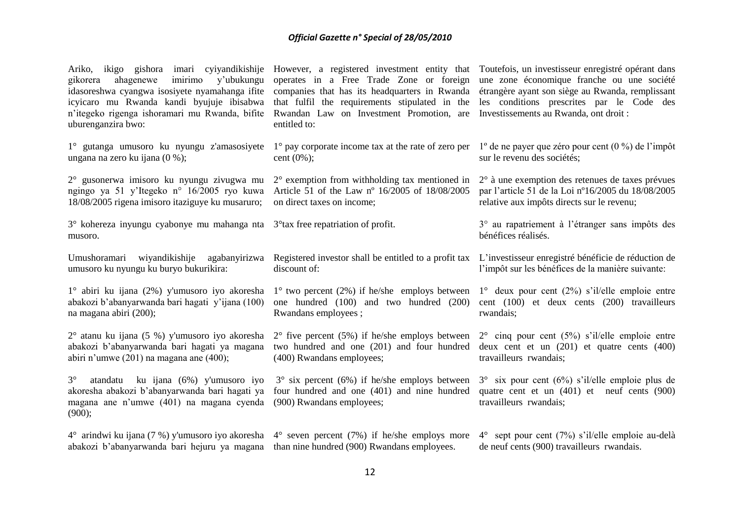Ariko, ikigo gishora imari cyiyandikishije gikorera ahagenewe imirimo y'ubukungu idasoreshwa cyangwa isosiyete nyamahanga ifite icyicaro mu Rwanda kandi byujuje ibisabwa n'itegeko rigenga ishoramari mu Rwanda, bifite uburenganzira bwo:

1° gutanga umusoro ku nyungu z'amasosiyete ungana na zero ku ijana (0 %);

2° gusonerwa imisoro ku nyungu zivugwa mu ngingo ya 51 y'Itegeko n° 16/2005 ryo kuwa 18/08/2005 rigena imisoro itaziguye ku musaruro;

3° kohereza inyungu cyabonye mu mahanga nta musoro.

Umushoramari wiyandikishije agabanyirizwa umusoro ku nyungu ku buryo bukurikira:

1° abiri ku ijana (2%) y'umusoro iyo akoresha abakozi b'abanyarwanda bari hagati y'ijana (100) na magana abiri (200);

2° atanu ku ijana (5 %) y'umusoro iyo akoresha abakozi b'abanyarwanda bari hagati ya magana abiri n'umwe (201) na magana ane (400);

3° atandatu ku ijana (6%) y'umusoro iyo akoresha abakozi b'abanyarwanda bari hagati ya magana ane n'umwe (401) na magana cyenda (900);

4° arindwi ku ijana (7 %) y'umusoro iyo akoresha abakozi b'abanyarwanda bari hejuru ya magana

However, a registered investment entity that operates in a Free Trade Zone or foreign companies that has its headquarters in Rwanda that fulfil the requirements stipulated in the Rwandan Law on Investment Promotion, are entitled to:

1° pay corporate income tax at the rate of zero per cent (0%);

2° exemption from withholding tax mentioned in Article 51 of the Law nº 16/2005 of 18/08/2005 on direct taxes on income;

3°tax free repatriation of profit.

Registered investor shall be entitled to a profit tax discount of:

1° two percent (2%) if he/she employs between one hundred (100) and two hundred (200) Rwandans employees ;

2° five percent (5%) if he/she employs between two hundred and one (201) and four hundred (400) Rwandans employees;

3° six percent (6%) if he/she employs between four hundred and one (401) and nine hundred (900) Rwandans employees;

4° seven percent (7%) if he/she employs more than nine hundred (900) Rwandans employees.

Toutefois, un investisseur enregistré opérant dans une zone économique franche ou une société étrangère ayant son siège au Rwanda, remplissant les conditions prescrites par le Code des Investissements au Rwanda, ont droit :

1º de ne payer que zéro pour cent (0 %) de l'impôt sur le revenu des sociétés;

2° à une exemption des retenues de taxes prévues par l'article 51 de la Loi nº16/2005 du 18/08/2005 relative aux impôts directs sur le revenu;

3° au rapatriement à l'étranger sans impôts des bénéfices réalisés.

L'investisseur enregistré bénéficie de réduction de l'impôt sur les bénéfices de la manière suivante:

1° deux pour cent (2%) s'il/elle emploie entre cent (100) et deux cents (200) travailleurs rwandais;

2° cinq pour cent (5%) s'il/elle emploie entre deux cent et un (201) et quatre cents (400) travailleurs rwandais;

3° six pour cent (6%) s'il/elle emploie plus de quatre cent et un (401) et neuf cents (900) travailleurs rwandais;

4° sept pour cent (7%) s'il/elle emploie au-delà de neuf cents (900) travailleurs rwandais.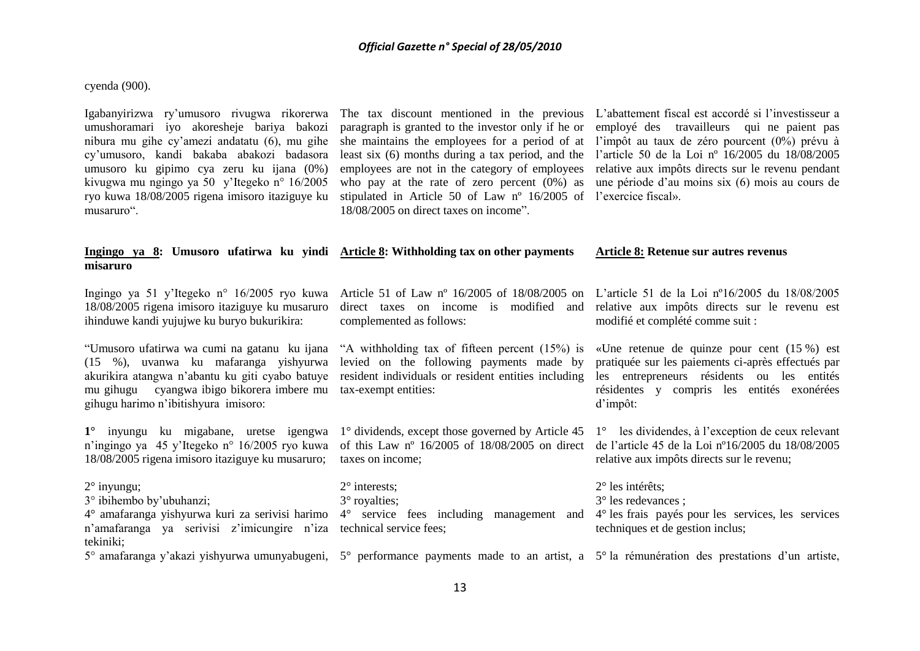cyenda (900).

Igabanyirizwa ry'umusoro rivugwa rikorerwa umushoramari iyo akoresheje bariya bakozi nibura mu gihe cy'amezi andatatu (6), mu gihe cy'umusoro, kandi bakaba abakozi badasora umusoro ku gipimo cya zeru ku ijana (0%) kivugwa mu ngingo ya 50 y'Itegeko n° 16/2005 ryo kuwa 18/08/2005 rigena imisoro itaziguye ku musaruro".

The tax discount mentioned in the previous paragraph is granted to the investor only if he or she maintains the employees for a period of at least six (6) months during a tax period, and the employees are not in the category of employees who pay at the rate of zero percent (0%) as stipulated in Article 50 of Law nº 16/2005 of 18/08/2005 on direct taxes on income".

L'abattement fiscal est accordé si l'investisseur a employé des travailleurs qui ne paient pas l'impôt au taux de zéro pourcent (0%) prévu à l'article 50 de la Loi nº 16/2005 du 18/08/2005 relative aux impôts directs sur le revenu pendant une période d'au moins six (6) mois au cours de l'exercice fiscal».

**Ingingo ya 8: Umusoro ufatirwa ku yindi misaruro**

Ingingo ya 51 y'Itegeko n° 16/2005 ryo kuwa 18/08/2005 rigena imisoro itaziguye ku musaruro ihinduwe kandi yujujwe ku buryo bukurikira:

"Umusoro ufatirwa wa cumi na gatanu ku ijana (15 %), uvanwa ku mafaranga yishyurwa akurikira atangwa n'abantu ku giti cyabo batuye mu gihugu cyangwa ibigo bikorera imbere mu gihugu harimo n'ibitishyura imisoro:

**1°** inyungu ku migabane, uretse igengwa n'ingingo ya 45 y'Itegeko n° 16/2005 ryo kuwa 18/08/2005 rigena imisoro itaziguye ku musaruro;

2° inyungu;
3° ibihembo by'ubuhanzi;
4° amafaranga yishyurwa kuri za serivisi harimo n'amafaranga ya serivisi z'imicungire n'iza tekiniki;
5° amafaranga y'akazi yishyurwa umunyabugeni,

**Article 8: Withholding tax on other payments**

Article 51 of Law nº 16/2005 of 18/08/2005 on direct taxes on income is modified and complemented as follows:

"A withholding tax of fifteen percent (15%) is levied on the following payments made by resident individuals or resident entities including tax-exempt entities:

1° dividends, except those governed by Article 45 of this Law nº 16/2005 of 18/08/2005 on direct taxes on income;

2° interests;
3° royalties;
4° service fees including management and technical service fees;
5° performance payments made to an artist, a

**Article 8: Retenue sur autres revenus**

L'article 51 de la Loi nº16/2005 du 18/08/2005 relative aux impôts directs sur le revenu est modifié et complété comme suit :

«Une retenue de quinze pour cent (15 %) est pratiquée sur les paiements ci-après effectués par les entrepreneurs résidents ou les entités résidentes y compris les entités exonérées d'impôt:

1° les dividendes, à l'exception de ceux relevant de l'article 45 de la Loi nº16/2005 du 18/08/2005 relative aux impôts directs sur le revenu;

2° les intérêts;
3° les redevances ;
4° les frais payés pour les services, les services techniques et de gestion inclus;
5° la rémunération des prestations d'un artiste,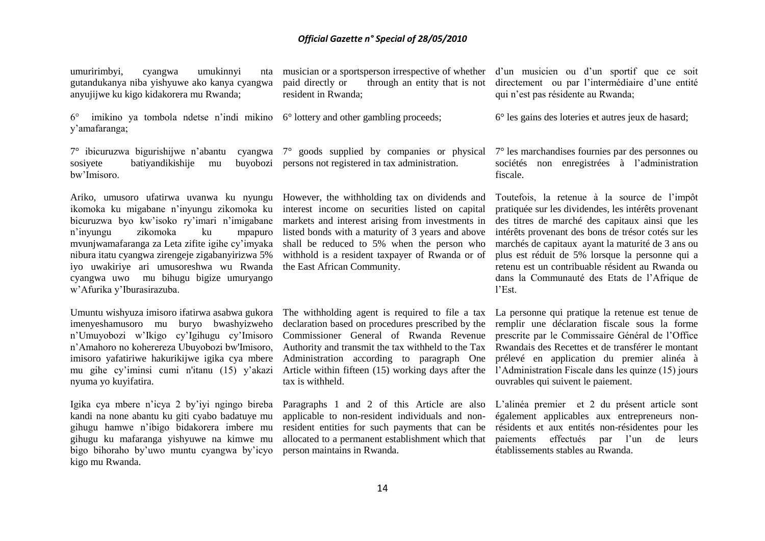umuririmbyi, cyangwa umukinnyi nta gutandukanya niba yishyuwe ako kanya cyangwa anyujijwe ku kigo kidakorera mu Rwanda;

6° imikino ya tombola ndetse n'indi mikino y'amafaranga;

7° ibicuruzwa bigurishijwe n'abantu cyangwa sosiyete batiyandikishije mu buyobozi bw'Imisoro.

Ariko, umusoro ufatirwa uvanwa ku nyungu ikomoka ku migabane n'inyungu zikomoka ku bicuruzwa byo kw'isoko ry'imari n'imigabane n'inyungu zikomoka ku mpapuro mvunjwamafaranga za Leta zifite igihe cy'imyaka nibura itatu cyangwa zirengeje zigabanyirizwa 5% iyo uwakiriye ari umusoreshwa wu Rwanda cyangwa uwo mu bihugu bigize umuryango w'Afurika y'Iburasirazuba.

Umuntu wishyuza imisoro ifatirwa asabwa gukora imenyeshamusoro mu buryo bwashyizweho n'Umuyobozi w'Ikigo cy'Igihugu cy'Imisoro n'Amahoro no kohereza Ubuyobozi bw'Imisoro, imisoro yafatiriwe hakurikijwe igika cya mbere mu gihe cy'iminsi cumi n'itanu (15) y'akazi nyuma yo kuyifatira.

Igika cya mbere n'icya 2 by'iyi ngingo bireba kandi na none abantu ku giti cyabo badatuye mu gihugu hamwe n'ibigo bidakorera imbere mu gihugu ku mafaranga yishyuwe na kimwe mu bigo bihoraho by'uwo muntu cyangwa by'icyo kigo mu Rwanda.

musician or a sportsperson irrespective of whether paid directly or through an entity that is not resident in Rwanda;

6° lottery and other gambling proceeds;

7° goods supplied by companies or physical persons not registered in tax administration.

However, the withholding tax on dividends and interest income on securities listed on capital markets and interest arising from investments in listed bonds with a maturity of 3 years and above shall be reduced to 5% when the person who withhold is a resident taxpayer of Rwanda or of the East African Community.

The withholding agent is required to file a tax declaration based on procedures prescribed by the Commissioner General of Rwanda Revenue Authority and transmit the tax withheld to the Tax Administration according to paragraph One Article within fifteen (15) working days after the tax is withheld.

Paragraphs 1 and 2 of this Article are also applicable to non-resident individuals and non-resident entities for such payments that can be allocated to a permanent establishment which that person maintains in Rwanda.

d'un musicien ou d'un sportif que ce soit directement ou par l'intermédiaire d'une entité qui n'est pas résidente au Rwanda;

6° les gains des loteries et autres jeux de hasard;

7° les marchandises fournies par des personnes ou sociétés non enregistrées à l'administration fiscale.

Toutefois, la retenue à la source de l'impôt pratiquée sur les dividendes, les intérêts provenant des titres de marché des capitaux ainsi que les intérêts provenant des bons de trésor cotés sur les marchés de capitaux ayant la maturité de 3 ans ou plus est réduit de 5% lorsque la personne qui a retenu est un contribuable résident au Rwanda ou dans la Communauté des Etats de l'Afrique de l'Est.

La personne qui pratique la retenue est tenue de remplir une déclaration fiscale sous la forme prescrite par le Commissaire Général de l'Office Rwandais des Recettes et de transférer le montant prélevé en application du premier alinéa à l'Administration Fiscale dans les quinze (15) jours ouvrables qui suivent le paiement.

L'alinéa premier et 2 du présent article sont également applicables aux entrepreneurs non-résidents et aux entités non-résidentes pour les paiements effectués par l'un de leurs établissements stables au Rwanda.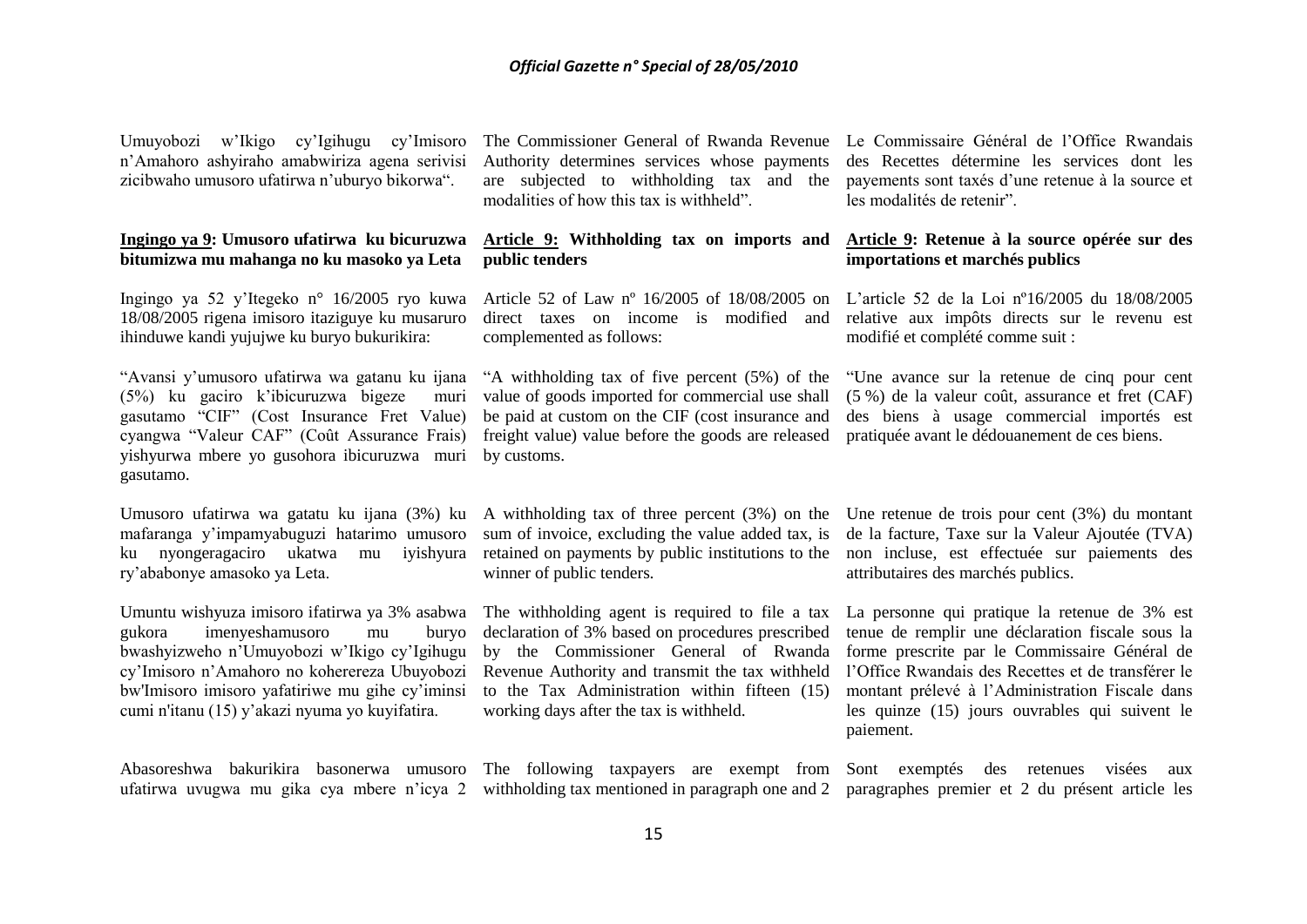Umuyobozi w'Ikigo cy'Igihugu cy'Imisoro n'Amahoro ashyiraho amabwiriza agena serivisi zicibwaho umusoro ufatirwa n'uburyo bikorwa".

**Ingingo ya 9: Umusoro ufatirwa ku bicuruzwa bitumizwa mu mahanga no ku masoko ya Leta**

Ingingo ya 52 y'Itegeko n° 16/2005 ryo kuwa 18/08/2005 rigena imisoro itaziguye ku musaruro ihinduwe kandi yujujwe ku buryo bukurikira:

"Avansi y'umusoro ufatirwa wa gatanu ku ijana (5%) ku gaciro k'ibicuruzwa bigeze muri gasutamo "CIF" (Cost Insurance Fret Value) cyangwa "Valeur CAF" (Coût Assurance Frais) yishyurwa mbere yo gusohora ibicuruzwa muri gasutamo.

Umusoro ufatirwa wa gatatu ku ijana (3%) ku mafaranga y'impamyabuguzi hatarimo umusoro ku nyongeragaciro ukatwa mu iyishyura ry'ababonye amasoko ya Leta.

Umuntu wishyuza imisoro ifatirwa ya 3% asabwa gukora imenyeshamusoro mu buryo bwashyizweho n'Umuyobozi w'Ikigo cy'Igihugu cy'Imisoro n'Amahoro no kohereza Ubuyobozi bw'Imisoro imisoro yafatiriwe mu gihe cy'iminsi cumi n'itanu (15) y'akazi nyuma yo kuyifatira.

Abasoreshwa bakurikira basonerwa umusoro ufatirwa uvugwa mu gika cya mbere n'icya 2

The Commissioner General of Rwanda Revenue Authority determines services whose payments are subjected to withholding tax and the modalities of how this tax is withheld".

**Article 9: Withholding tax on imports and public tenders**

Article 52 of Law nº 16/2005 of 18/08/2005 on direct taxes on income is modified and complemented as follows:

"A withholding tax of five percent (5%) of the value of goods imported for commercial use shall be paid at custom on the CIF (cost insurance and freight value) value before the goods are released by customs.

A withholding tax of three percent (3%) on the sum of invoice, excluding the value added tax, is retained on payments by public institutions to the winner of public tenders.

The withholding agent is required to file a tax declaration of 3% based on procedures prescribed by the Commissioner General of Rwanda Revenue Authority and transmit the tax withheld to the Tax Administration within fifteen (15) working days after the tax is withheld.

The following taxpayers are exempt from withholding tax mentioned in paragraph one and 2

Le Commissaire Général de l'Office Rwandais des Recettes détermine les services dont les payements sont taxés d'une retenue à la source et les modalités de retenir".

**Article 9: Retenue à la source opérée sur des importations et marchés publics**

L'article 52 de la Loi nº16/2005 du 18/08/2005 relative aux impôts directs sur le revenu est modifié et complété comme suit :

"Une avance sur la retenue de cinq pour cent (5 %) de la valeur coût, assurance et fret (CAF) des biens à usage commercial importés est pratiquée avant le dédouanement de ces biens.

Une retenue de trois pour cent (3%) du montant de la facture, Taxe sur la Valeur Ajoutée (TVA) non incluse, est effectuée sur paiements des attributaires des marchés publics.

La personne qui pratique la retenue de 3% est tenue de remplir une déclaration fiscale sous la forme prescrite par le Commissaire Général de l'Office Rwandais des Recettes et de transférer le montant prélevé à l'Administration Fiscale dans les quinze (15) jours ouvrables qui suivent le paiement.

Sont exemptés des retenues visées aux paragraphes premier et 2 du présent article les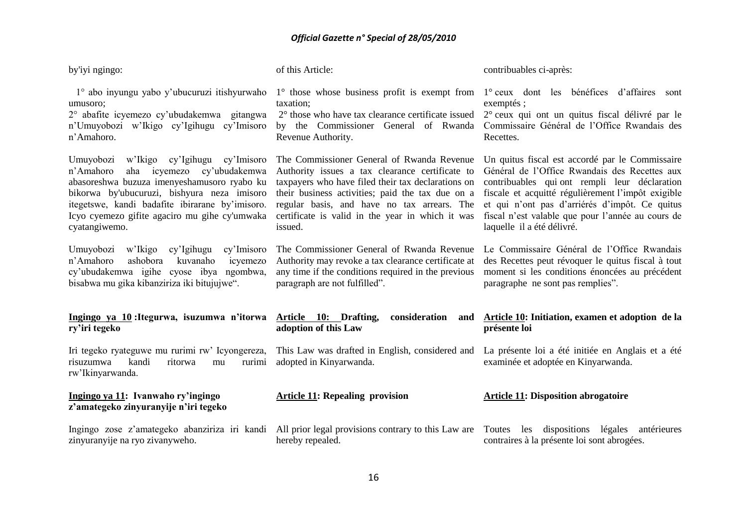by'iyi ngingo:

1° abo inyungu yabo y'ubucuruzi itishyurwaho umusoro;

2° abafite icyemezo cy'ubudakemwa gitangwa n'Umuyobozi w'Ikigo cy'Igihugu cy'Imisoro n'Amahoro.

Umuyobozi w'Ikigo cy'Igihugu cy'Imisoro n'Amahoro aha icyemezo cy'ubudakemwa abasoreshwa buzuza imenyeshamusoro ryabo ku bikorwa by'ubucuruzi, bishyura neza imisoro itegetswe, kandi badafite ibirarane by'imisoro. Icyo cyemezo gifite agaciro mu gihe cy'umwaka cyatangiwemo.

Umuyobozi w'Ikigo cy'Igihugu cy'Imisoro n'Amahoro ashobora kuvanaho icyemezo cy'ubudakemwa igihe cyose ibya ngombwa, bisabwa mu gika kibanziriza iki bitujujwe".

**Ingingo ya 10 :Itegurwa, isuzumwa n'itorwa ry'iri tegeko**

Iri tegeko ryateguwe mu rurimi rw' Icyongereza, risuzumwa kandi ritorwa mu rurimi rw'Ikinyarwanda.

**Ingingo ya 11: Ivanwaho ry'ingingo z'amategeko zinyuranyije n'iri tegeko**

Ingingo zose z'amategeko abanziriza iri kandi zinyuranyije na ryo zivanyweho.

of this Article:

1° those whose business profit is exempt from taxation;

2° those who have tax clearance certificate issued by the Commissioner General of Rwanda Revenue Authority.

The Commissioner General of Rwanda Revenue Authority issues a tax clearance certificate to taxpayers who have filed their tax declarations on their business activities; paid the tax due on a regular basis, and have no tax arrears. The certificate is valid in the year in which it was issued.

The Commissioner General of Rwanda Revenue Authority may revoke a tax clearance certificate at any time if the conditions required in the previous paragraph are not fulfilled".

**Article 10: Drafting, consideration and adoption of this Law**

This Law was drafted in English, considered and adopted in Kinyarwanda.

**Article 11: Repealing provision**

All prior legal provisions contrary to this Law are hereby repealed.

contribuables ci-après:

1° ceux dont les bénéfices d'affaires sont exemptés ;

2° ceux qui ont un quitus fiscal délivré par le Commissaire Général de l'Office Rwandais des Recettes.

Un quitus fiscal est accordé par le Commissaire Général de l'Office Rwandais des Recettes aux contribuables qui ont rempli leur déclaration fiscale et acquitté régulièrement l'impôt exigible et qui n'ont pas d'arriérés d'impôt. Ce quitus fiscal n'est valable que pour l'année au cours de laquelle il a été délivré.

Le Commissaire Général de l'Office Rwandais des Recettes peut révoquer le quitus fiscal à tout moment si les conditions énoncées au précédent paragraphe ne sont pas remplies".

**Article 10: Initiation, examen et adoption de la présente loi**

La présente loi a été initiée en Anglais et a été examinée et adoptée en Kinyarwanda.

**Article 11: Disposition abrogatoire**

Toutes les dispositions légales antérieures contraires à la présente loi sont abrogées.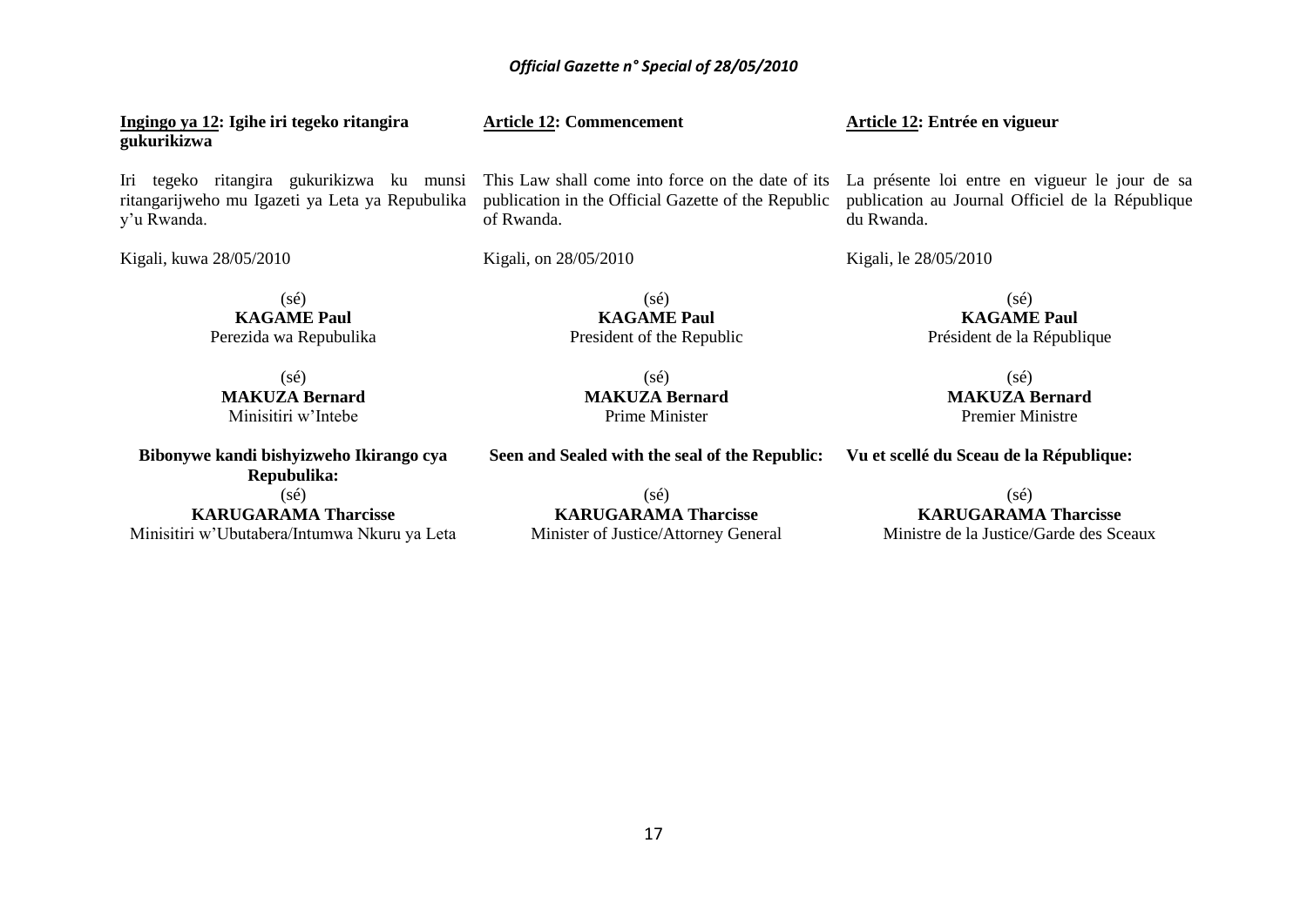**Ingingo ya 12: Igihe iri tegeko ritangira gukurikizwa**

Iri tegeko ritangira gukurikizwa ku munsi ritangarijweho mu Igazeti ya Leta ya Repubulika y'u Rwanda.

Kigali, kuwa 28/05/2010

(sé)
**KAGAME Paul**
Perezida wa Repubulika

(sé)
**MAKUZA Bernard**
Minisitiri w'Intebe

**Bibonywe kandi bishyizweho Ikirango cya Repubulika:**

(sé)
**KARUGARAMA Tharcisse**
Minisitiri w'Ubutabera/Intumwa Nkuru ya Leta

**Article 12: Commencement**

This Law shall come into force on the date of its publication in the Official Gazette of the Republic of Rwanda.

Kigali, on 28/05/2010

(sé)
**KAGAME Paul**
President of the Republic

(sé)
**MAKUZA Bernard**
Prime Minister

**Seen and Sealed with the seal of the Republic:**

(sé)
**KARUGARAMA Tharcisse**
Minister of Justice/Attorney General

**Article 12: Entrée en vigueur**

La présente loi entre en vigueur le jour de sa publication au Journal Officiel de la République du Rwanda.

Kigali, le 28/05/2010

(sé)
**KAGAME Paul**
Président de la République

(sé)
**MAKUZA Bernard**
Premier Ministre

**Vu et scellé du Sceau de la République:**

(sé)
**KARUGARAMA Tharcisse**
Ministre de la Justice/Garde des Sceaux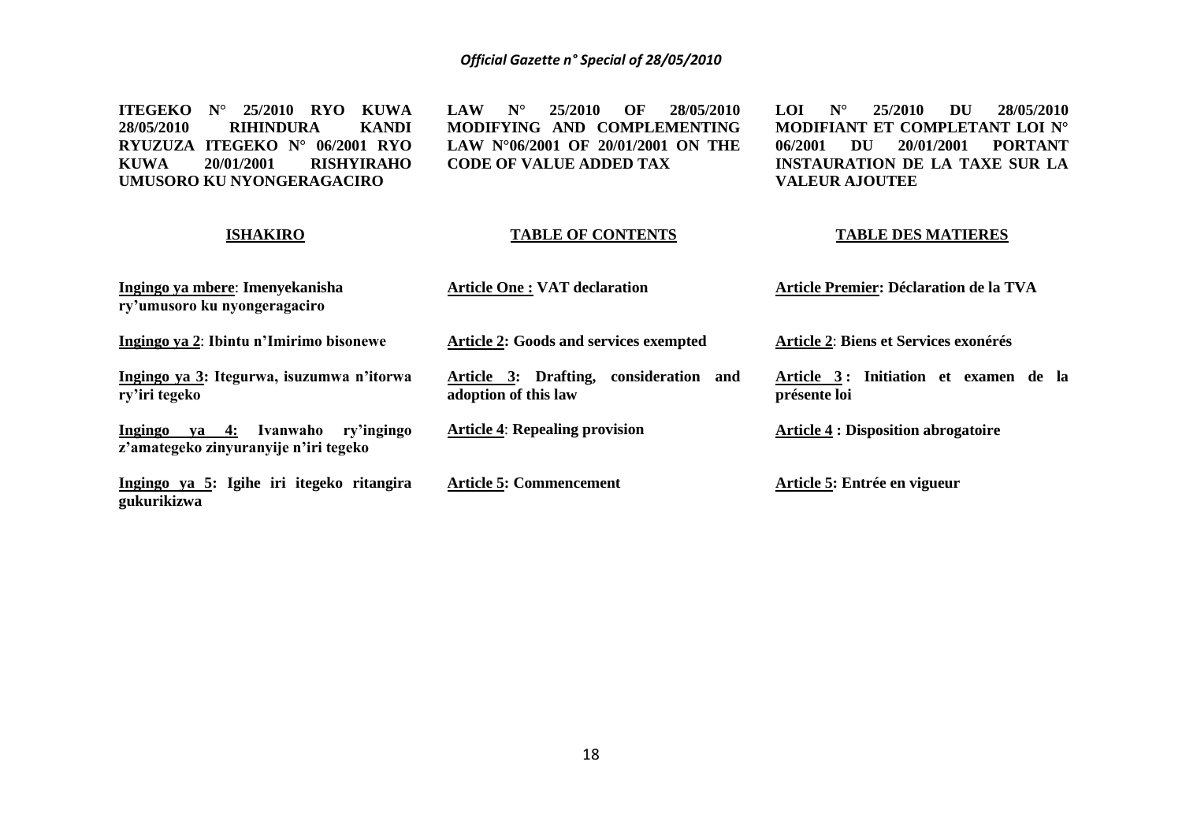**ITEGEKO N° 25/2010 RYO KUWA 28/05/2010 RIHINDURA KANDI RYUZUZA ITEGEKO N° 06/2001 RYO KUWA 20/01/2001 RISHYIRAHO UMUSORO KU NYONGERAGACIRO**

**ISHAKIRO**

**Ingingo ya mbere**: **Imenyekanisha ry'umusoro ku nyongeragaciro**

**Ingingo ya 2**: **Ibintu n'Imirimo bisonewe**

**Ingingo ya 3: Itegurwa, isuzumwa n'itorwa ry'iri tegeko**

**Ingingo ya 4: Ivanwaho ry'ingingo z'amategeko zinyuranyije n'iri tegeko**

**Ingingo ya 5: Igihe iri itegeko ritangira gukurikizwa**

**LAW N° 25/2010 OF 28/05/2010 MODIFYING AND COMPLEMENTING LAW N°06/2001 OF 20/01/2001 ON THE CODE OF VALUE ADDED TAX**

**TABLE OF CONTENTS**

**Article One : VAT declaration**

**Article 2: Goods and services exempted**

**Article 3: Drafting, consideration and adoption of this law**

**Article 4**: **Repealing provision**

**Article 5: Commencement**

**LOI N° 25/2010 DU 28/05/2010 MODIFIANT ET COMPLETANT LOI N° 06/2001 DU 20/01/2001 PORTANT INSTAURATION DE LA TAXE SUR LA VALEUR AJOUTEE**

**TABLE DES MATIERES**

**Article Premier: Déclaration de la TVA**

**Article 2**: **Biens et Services exonérés**

**Article 3 : Initiation et examen de la présente loi**

**Article 4 : Disposition abrogatoire**

**Article 5: Entrée en vigueur**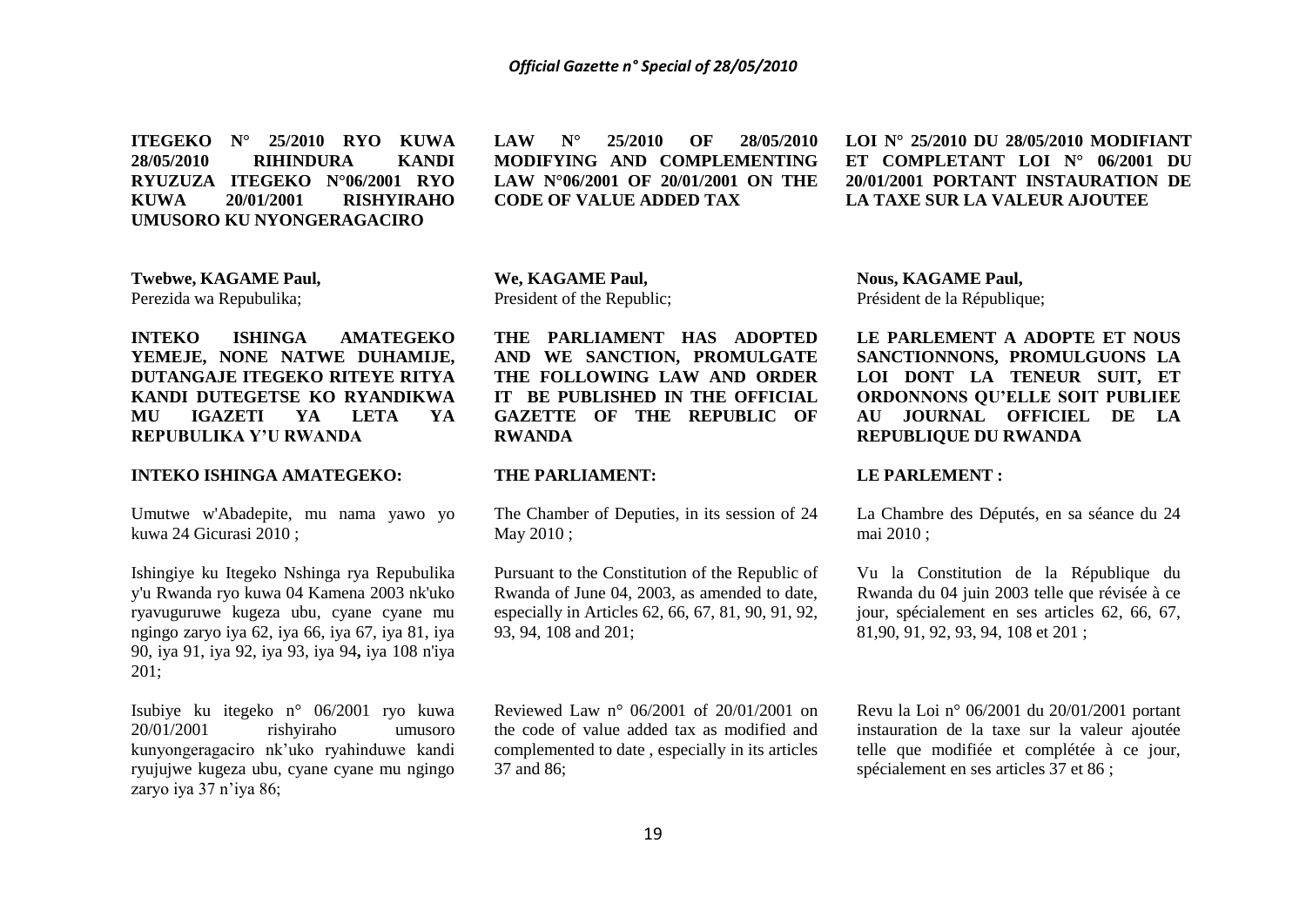**ITEGEKO N° 25/2010 RYO KUWA 28/05/2010 RIHINDURA KANDI RYUZUZA ITEGEKO N°06/2001 RYO KUWA 20/01/2001 RISHYIRAHO UMUSORO KU NYONGERAGACIRO**

**Twebwe, KAGAME Paul,**
Perezida wa Repubulika;

**INTEKO ISHINGA AMATEGEKO YEMEJE, NONE NATWE DUHAMIJE, DUTANGAJE ITEGEKO RITEYE RITYA KANDI DUTEGETSE KO RYANDIKWA MU IGAZETI YA LETA YA REPUBULIKA Y'U RWANDA**

**INTEKO ISHINGA AMATEGEKO:**

Umutwe w'Abadepite, mu nama yawo yo kuwa 24 Gicurasi 2010 ;

Ishingiye ku Itegeko Nshinga rya Repubulika y'u Rwanda ryo kuwa 04 Kamena 2003 nk'uko ryavuguruwe kugeza ubu, cyane cyane mu ngingo zaryo iya 62, iya 66, iya 67, iya 81, iya 90, iya 91, iya 92, iya 93, iya 94**,** iya 108 n'iya 201;

Isubiye ku itegeko n° 06/2001 ryo kuwa 20/01/2001 rishyiraho umusoro kunyongeragaciro nk'uko ryahinduwe kandi ryujujwe kugeza ubu, cyane cyane mu ngingo zaryo iya 37 n'iya 86;

**LAW N° 25/2010 OF 28/05/2010 MODIFYING AND COMPLEMENTING LAW N°06/2001 OF 20/01/2001 ON THE CODE OF VALUE ADDED TAX**

**We, KAGAME Paul,**
President of the Republic;

**THE PARLIAMENT HAS ADOPTED AND WE SANCTION, PROMULGATE THE FOLLOWING LAW AND ORDER IT BE PUBLISHED IN THE OFFICIAL GAZETTE OF THE REPUBLIC OF RWANDA**

**THE PARLIAMENT:**

The Chamber of Deputies, in its session of 24 May 2010 ;

Pursuant to the Constitution of the Republic of Rwanda of June 04, 2003, as amended to date, especially in Articles 62, 66, 67, 81, 90, 91, 92, 93, 94, 108 and 201;

Reviewed Law n° 06/2001 of 20/01/2001 on the code of value added tax as modified and complemented to date , especially in its articles 37 and 86;

**LOI N° 25/2010 DU 28/05/2010 MODIFIANT ET COMPLETANT LOI N° 06/2001 DU 20/01/2001 PORTANT INSTAURATION DE LA TAXE SUR LA VALEUR AJOUTEE**

**Nous, KAGAME Paul,**
Président de la République;

**LE PARLEMENT A ADOPTE ET NOUS SANCTIONNONS, PROMULGUONS LA LOI DONT LA TENEUR SUIT, ET ORDONNONS QU'ELLE SOIT PUBLIEE AU JOURNAL OFFICIEL DE LA REPUBLIQUE DU RWANDA**

**LE PARLEMENT :**

La Chambre des Députés, en sa séance du 24 mai 2010 ;

Vu la Constitution de la République du Rwanda du 04 juin 2003 telle que révisée à ce jour, spécialement en ses articles 62, 66, 67, 81,90, 91, 92, 93, 94, 108 et 201 ;

Revu la Loi n° 06/2001 du 20/01/2001 portant instauration de la taxe sur la valeur ajoutée telle que modifiée et complétée à ce jour, spécialement en ses articles 37 et 86 ;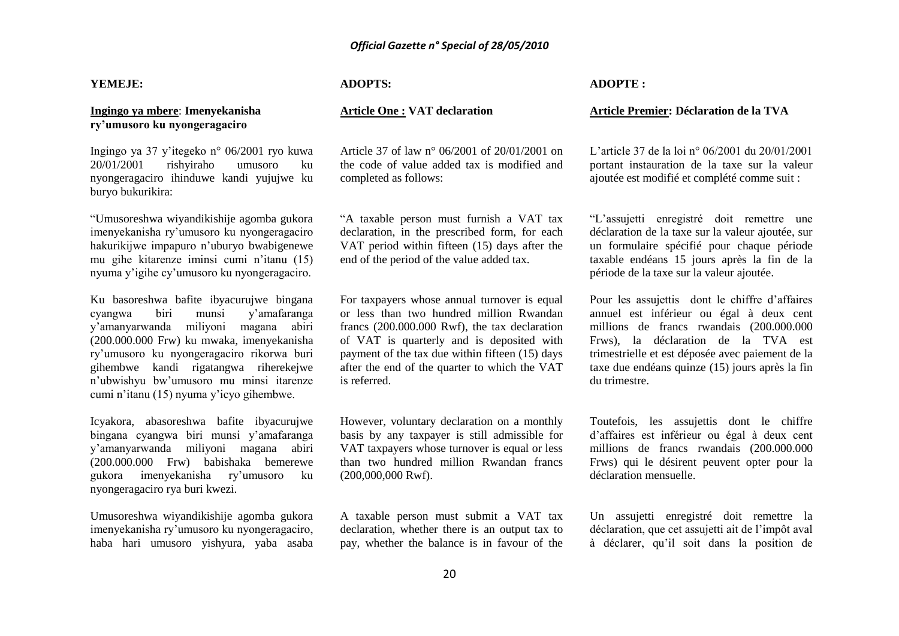**YEMEJE:**

**Ingingo ya mbere**: **Imenyekanisha ry'umusoro ku nyongeragaciro**

Ingingo ya 37 y'itegeko n° 06/2001 ryo kuwa 20/01/2001 rishyiraho umusoro ku nyongeragaciro ihinduwe kandi yujujwe ku buryo bukurikira:

"Umusoreshwa wiyandikishije agomba gukora imenyekanisha ry'umusoro ku nyongeragaciro hakurikijwe impapuro n'uburyo bwabigenewe mu gihe kitarenze iminsi cumi n'itanu (15) nyuma y'igihe cy'umusoro ku nyongeragaciro.

Ku basoreshwa bafite ibyacurujwe bingana cyangwa biri munsi y'amafaranga y'amanyarwanda miliyoni magana abiri (200.000.000 Frw) ku mwaka, imenyekanisha ry'umusoro ku nyongeragaciro rikorwa buri gihembwe kandi rigatangwa riherekejwe n'ubwishyu bw'umusoro mu minsi itarenze cumi n'itanu (15) nyuma y'icyo gihembwe.

Icyakora, abasoreshwa bafite ibyacurujwe bingana cyangwa biri munsi y'amafaranga y'amanyarwanda miliyoni magana abiri (200.000.000 Frw) babishaka bemerewe gukora imenyekanisha ry'umusoro ku nyongeragaciro rya buri kwezi.

Umusoreshwa wiyandikishije agomba gukora imenyekanisha ry'umusoro ku nyongeragaciro, haba hari umusoro yishyura, yaba asaba

**ADOPTS:**

**Article One : VAT declaration**

Article 37 of law n° 06/2001 of 20/01/2001 on the code of value added tax is modified and completed as follows:

"A taxable person must furnish a VAT tax declaration, in the prescribed form, for each VAT period within fifteen (15) days after the end of the period of the value added tax.

For taxpayers whose annual turnover is equal or less than two hundred million Rwandan francs (200.000.000 Rwf), the tax declaration of VAT is quarterly and is deposited with payment of the tax due within fifteen (15) days after the end of the quarter to which the VAT is referred.

However, voluntary declaration on a monthly basis by any taxpayer is still admissible for VAT taxpayers whose turnover is equal or less than two hundred million Rwandan francs (200,000,000 Rwf).

A taxable person must submit a VAT tax declaration, whether there is an output tax to pay, whether the balance is in favour of the

**ADOPTE :**

**Article Premier: Déclaration de la TVA**

L'article 37 de la loi n° 06/2001 du 20/01/2001 portant instauration de la taxe sur la valeur ajoutée est modifié et complété comme suit :

"L'assujetti enregistré doit remettre une déclaration de la taxe sur la valeur ajoutée, sur un formulaire spécifié pour chaque période taxable endéans 15 jours après la fin de la période de la taxe sur la valeur ajoutée.

Pour les assujettis dont le chiffre d'affaires annuel est inférieur ou égal à deux cent millions de francs rwandais (200.000.000 Frws), la déclaration de la TVA est trimestrielle et est déposée avec paiement de la taxe due endéans quinze (15) jours après la fin du trimestre.

Toutefois, les assujettis dont le chiffre d'affaires est inférieur ou égal à deux cent millions de francs rwandais (200.000.000 Frws) qui le désirent peuvent opter pour la déclaration mensuelle.

Un assujetti enregistré doit remettre la déclaration, que cet assujetti ait de l'impôt aval à déclarer, qu'il soit dans la position de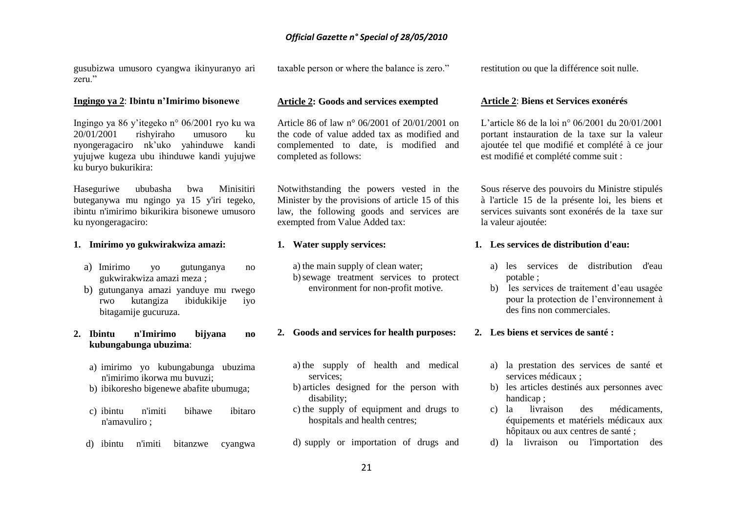gusubizwa umusoro cyangwa ikinyuranyo ari zeru."

**Ingingo ya 2**: **Ibintu n'Imirimo bisonewe**

Ingingo ya 86 y'itegeko n° 06/2001 ryo ku wa 20/01/2001 rishyiraho umusoro ku nyongeragaciro nk'uko yahinduwe kandi yujujwe kugeza ubu ihinduwe kandi yujujwe ku buryo bukurikira:

Haseguriwe ububasha bwa Minisitiri buteganywa mu ngingo ya 15 y'iri tegeko, ibintu n'imirimo bikurikira bisonewe umusoro ku nyongeragaciro:

1. **Imirimo yo gukwirakwiza amazi:**
   a) Imirimo yo gutunganya no gukwirakwiza amazi meza ;
   b) gutunganya amazi yanduye mu rwego rwo kutangiza ibidukikije iyo bitagamije gucuruza.

2. **Ibintu n'Imirimo bijyana no kubungabunga ubuzima**:
   a) imirimo yo kubungabunga ubuzima n'imirimo ikorwa mu buvuzi;
   b) ibikoresho bigenewe abafite ubumuga;
   c) ibintu n'imiti bihawe ibitaro n'amavuliro ;
   d) ibintu n'imiti bitanzwe cyangwa

taxable person or where the balance is zero."

**Article 2: Goods and services exempted**

Article 86 of law n° 06/2001 of 20/01/2001 on the code of value added tax as modified and complemented to date, is modified and completed as follows:

Notwithstanding the powers vested in the Minister by the provisions of article 15 of this law, the following goods and services are exempted from Value Added tax:

1. **Water supply services:**
   a) the main supply of clean water;
   b) sewage treatment services to protect environment for non-profit motive.

2. **Goods and services for health purposes:**
   a) the supply of health and medical services;
   b) articles designed for the person with disability;
   c) the supply of equipment and drugs to hospitals and health centres;
   d) supply or importation of drugs and

restitution ou que la différence soit nulle.

**Article 2**: **Biens et Services exonérés**

L'article 86 de la loi n° 06/2001 du 20/01/2001 portant instauration de la taxe sur la valeur ajoutée tel que modifié et complété à ce jour est modifié et complété comme suit :

Sous réserve des pouvoirs du Ministre stipulés à l'article 15 de la présente loi, les biens et services suivants sont exonérés de la taxe sur la valeur ajoutée:

1. **Les services de distribution d'eau:**
   a) les services de distribution d'eau potable ;
   b) les services de traitement d'eau usagée pour la protection de l'environnement à des fins non commerciales.

2. **Les biens et services de santé :**
   a) la prestation des services de santé et services médicaux ;
   b) les articles destinés aux personnes avec handicap ;
   c) la livraison des médicaments, équipements et matériels médicaux aux hôpitaux ou aux centres de santé ;
   d) la livraison ou l'importation des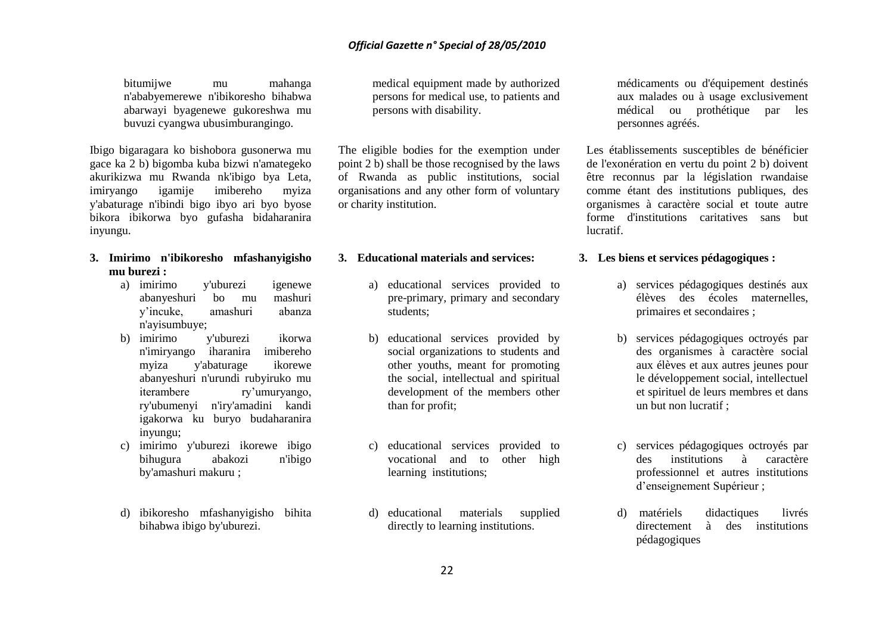bitumijwe mu mahanga n'ababyemerewe n'ibikoresho bihabwa abarwayi byagenewe gukoreshwa mu buvuzi cyangwa ubusimburangingo.

Ibigo bigaragara ko bishobora gusonerwa mu gace ka 2 b) bigomba kuba bizwi n'amategeko akurikizwa mu Rwanda nk'ibigo bya Leta, imiryango igamije imibereho myiza y'abaturage n'ibindi bigo ibyo ari byo byose bikora ibikorwa byo gufasha bidaharanira inyungu.

**3. Imirimo n'ibikoresho mfashanyigisho mu burezi :**

a) imirimo y'uburezi igenewe abanyeshuri bo mu mashuri y'incuke, amashuri abanza n'ayisumbuye;

b) imirimo y'uburezi ikorwa n'imiryango iharanira imibereho myiza y'abaturage ikorewe abanyeshuri n'urundi rubyiruko mu iterambere ry'umuryango, ry'ubumenyi n'iry'amadini kandi igakorwa ku buryo budaharanira inyungu;

c) imirimo y'uburezi ikorewe ibigo bihugura abakozi n'ibigo by'amashuri makuru ;

d) ibikoresho mfashanyigisho bihita bihabwa ibigo by'uburezi.

medical equipment made by authorized persons for medical use, to patients and persons with disability.

The eligible bodies for the exemption under point 2 b) shall be those recognised by the laws of Rwanda as public institutions, social organisations and any other form of voluntary or charity institution.

**3. Educational materials and services:**

a) educational services provided to pre-primary, primary and secondary students;

b) educational services provided by social organizations to students and other youths, meant for promoting the social, intellectual and spiritual development of the members other than for profit;

c) educational services provided to vocational and to other high learning institutions;

d) educational materials supplied directly to learning institutions.

médicaments ou d'équipement destinés aux malades ou à usage exclusivement médical ou prothétique par les personnes agréés.

Les établissements susceptibles de bénéficier de l'exonération en vertu du point 2 b) doivent être reconnus par la législation rwandaise comme étant des institutions publiques, des organismes à caractère social et toute autre forme d'institutions caritatives sans but lucratif.

**3. Les biens et services pédagogiques :**

a) services pédagogiques destinés aux élèves des écoles maternelles, primaires et secondaires ;

b) services pédagogiques octroyés par des organismes à caractère social aux élèves et aux autres jeunes pour le développement social, intellectuel et spirituel de leurs membres et dans un but non lucratif ;

c) services pédagogiques octroyés par des institutions à caractère professionnel et autres institutions d'enseignement Supérieur ;

d) matériels didactiques livrés directement à des institutions pédagogiques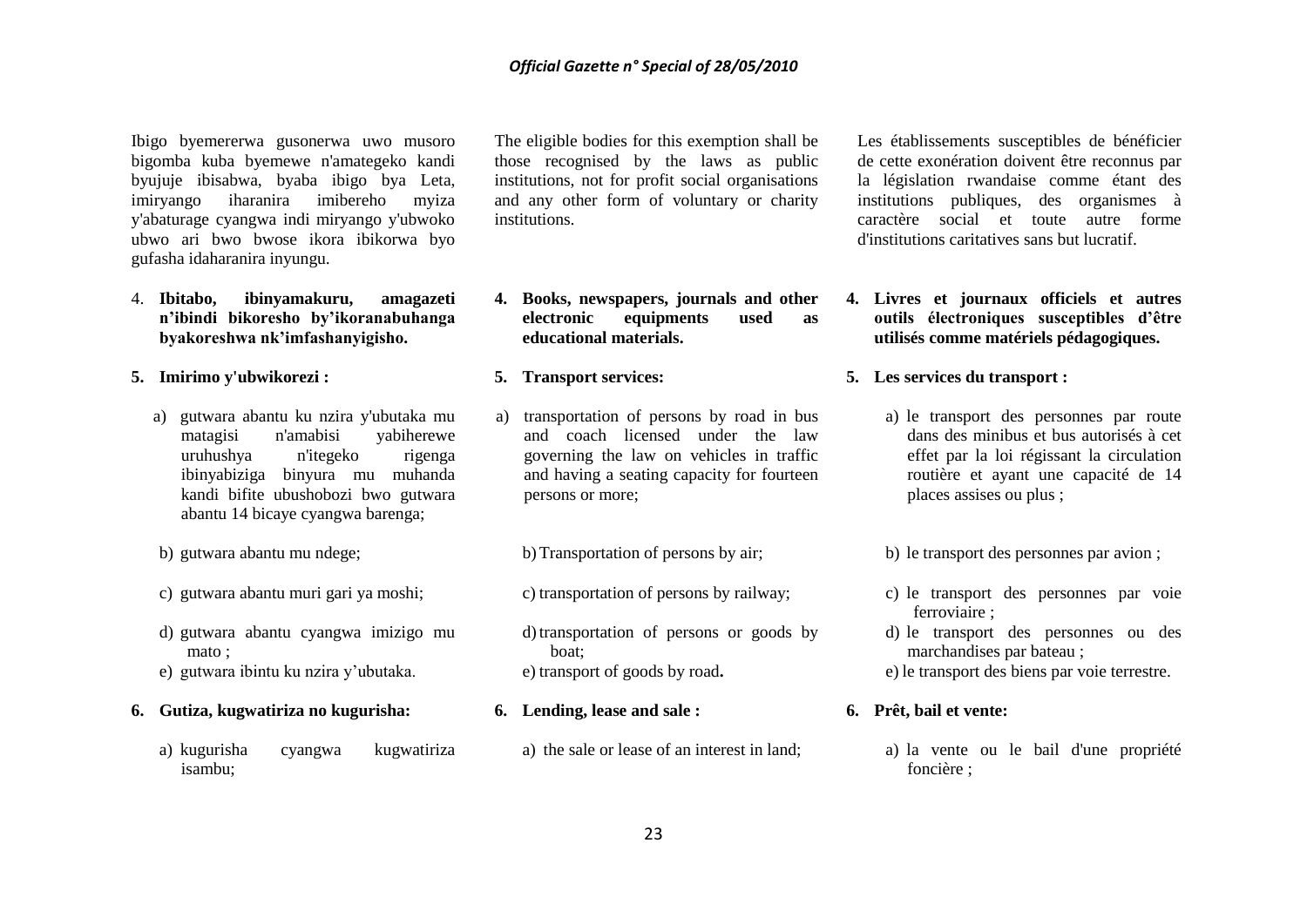Ibigo byemererwa gusonerwa uwo musoro bigomba kuba byemewe n'amategeko kandi byujuje ibisabwa, byaba ibigo bya Leta, imiryango iharanira imibereho myiza y'abaturage cyangwa indi miryango y'ubwoko ubwo ari bwo bwose ikora ibikorwa byo gufasha idaharanira inyungu.

4. **Ibitabo, ibinyamakuru, amagazeti n'ibindi bikoresho by'ikoranabuhanga byakoreshwa nk'imfashanyigisho.**

5. **Imirimo y'ubwikorezi :**

   a) gutwara abantu ku nzira y'ubutaka mu matagisi n'amabisi yabiherewe uruhushya n'itegeko rigenga ibinyabiziga binyura mu muhanda kandi bifite ubushobozi bwo gutwara abantu 14 bicaye cyangwa barenga;

   b) gutwara abantu mu ndege;

   c) gutwara abantu muri gari ya moshi;

   d) gutwara abantu cyangwa imizigo mu mato ;

   e) gutwara ibintu ku nzira y'ubutaka.

6. **Gutiza, kugwatiriza no kugurisha:**

   a) kugurisha cyangwa kugwatiriza isambu;

The eligible bodies for this exemption shall be those recognised by the laws as public institutions, not for profit social organisations and any other form of voluntary or charity institutions.

4. **Books, newspapers, journals and other electronic equipments used as educational materials.**

5. **Transport services:**

   a) transportation of persons by road in bus and coach licensed under the law governing the law on vehicles in traffic and having a seating capacity for fourteen persons or more;

   b) Transportation of persons by air;

   c) transportation of persons by railway;

   d) transportation of persons or goods by boat;

   e) transport of goods by road**.**

6. **Lending, lease and sale :**

   a) the sale or lease of an interest in land;

Les établissements susceptibles de bénéficier de cette exonération doivent être reconnus par la législation rwandaise comme étant des institutions publiques, des organismes à caractère social et toute autre forme d'institutions caritatives sans but lucratif.

4. **Livres et journaux officiels et autres outils électroniques susceptibles d'être utilisés comme matériels pédagogiques.**

5. **Les services du transport :**

   a) le transport des personnes par route dans des minibus et bus autorisés à cet effet par la loi régissant la circulation routière et ayant une capacité de 14 places assises ou plus ;

   b) le transport des personnes par avion ;

   c) le transport des personnes par voie ferroviaire ;

   d) le transport des personnes ou des marchandises par bateau ;

   e) le transport des biens par voie terrestre.

6. **Prêt, bail et vente:**

   a) la vente ou le bail d'une propriété foncière ;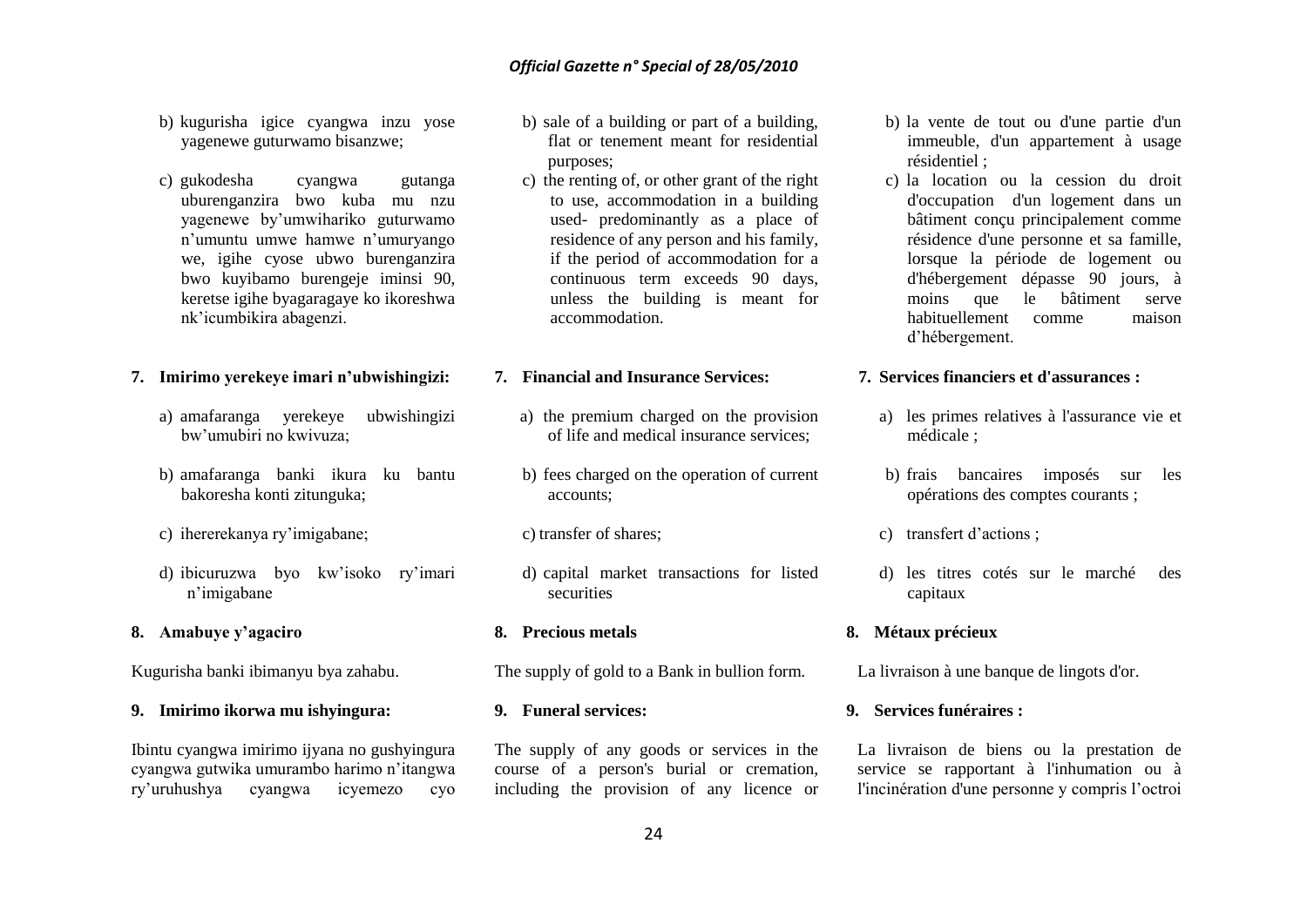b) kugurisha igice cyangwa inzu yose yagenewe guturwamo bisanzwe;

c) gukodesha cyangwa gutanga uburenganzira bwo kuba mu nzu yagenewe by'umwihariko guturwamo n'umuntu umwe hamwe n'umuryango we, igihe cyose ubwo burenganzira bwo kuyibamo burengeje iminsi 90, keretse igihe byagaragaye ko ikoreshwa nk'icumbikira abagenzi.

**7. Imirimo yerekeye imari n'ubwishingizi:**

a) amafaranga yerekeye ubwishingizi bw'umubiri no kwivuza;

b) amafaranga banki ikura ku bantu bakoresha konti zitunguka;

c) ihererekanya ry'imigabane;

d) ibicuruzwa byo kw'isoko ry'imari n'imigabane

**8. Amabuye y'agaciro**

Kugurisha banki ibimanyu bya zahabu.

**9. Imirimo ikorwa mu ishyingura:**

Ibintu cyangwa imirimo ijyana no gushyingura cyangwa gutwika umurambo harimo n'itangwa ry'uruhushya cyangwa icyemezo cyo

b) sale of a building or part of a building, flat or tenement meant for residential purposes;

c) the renting of, or other grant of the right to use, accommodation in a building used- predominantly as a place of residence of any person and his family, if the period of accommodation for a continuous term exceeds 90 days, unless the building is meant for accommodation.

**7. Financial and Insurance Services:**

a) the premium charged on the provision of life and medical insurance services;

b) fees charged on the operation of current accounts;

c) transfer of shares;

d) capital market transactions for listed securities

**8. Precious metals**

The supply of gold to a Bank in bullion form.

**9. Funeral services:**

The supply of any goods or services in the course of a person's burial or cremation, including the provision of any licence or

b) la vente de tout ou d'une partie d'un immeuble, d'un appartement à usage résidentiel ;

c) la location ou la cession du droit d'occupation d'un logement dans un bâtiment conçu principalement comme résidence d'une personne et sa famille, lorsque la période de logement ou d'hébergement dépasse 90 jours, à moins que le bâtiment serve habituellement comme maison d'hébergement.

**7. Services financiers et d'assurances :**

a) les primes relatives à l'assurance vie et médicale ;

b) frais bancaires imposés sur les opérations des comptes courants ;

c) transfert d'actions ;

d) les titres cotés sur le marché des capitaux

**8. Métaux précieux**

La livraison à une banque de lingots d'or.

**9. Services funéraires :**

La livraison de biens ou la prestation de service se rapportant à l'inhumation ou à l'incinération d'une personne y compris l'octroi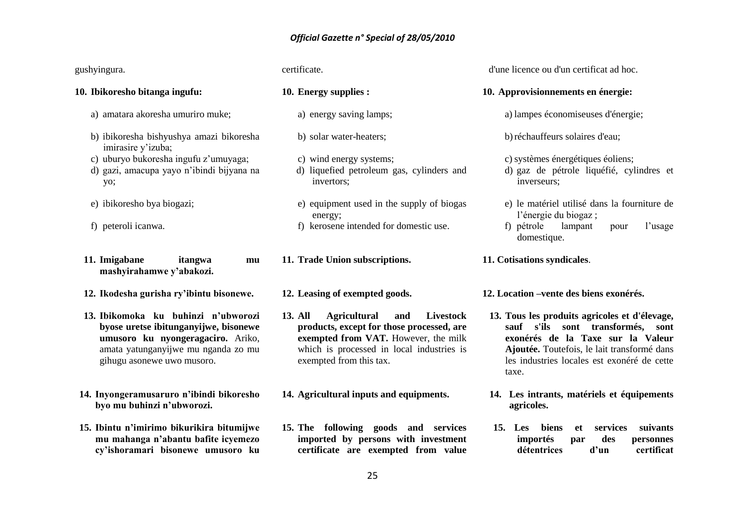gushyingura.

**10. Ibikoresho bitanga ingufu:**

a) amatara akoresha umuriro muke;

b) ibikoresha bishyushya amazi bikoresha imirasire y'izuba;

c) uburyo bukoresha ingufu z'umuyaga;

d) gazi, amacupa yayo n'ibindi bijyana na yo;

e) ibikoresho bya biogazi;

f) peteroli icanwa.

**11. Imigabane itangwa mu mashyirahamwe y'abakozi.**

**12. Ikodesha gurisha ry'ibintu bisonewe.**

**13. Ibikomoka ku buhinzi n'ubworozi byose uretse ibitunganyijwe, bisonewe umusoro ku nyongeragaciro.** Ariko, amata yatunganyijwe mu nganda zo mu gihugu asonewe uwo musoro.

**14. Inyongeramusaruro n'ibindi bikoresho byo mu buhinzi n'ubworozi.**

**15. Ibintu n'imirimo bikurikira bitumijwe mu mahanga n'abantu bafite icyemezo cy'ishoramari bisonewe umusoro ku**

certificate.

**10. Energy supplies :**

a) energy saving lamps;

b) solar water-heaters;

c) wind energy systems;

d) liquefied petroleum gas, cylinders and invertors;

e) equipment used in the supply of biogas energy;

f) kerosene intended for domestic use.

**11. Trade Union subscriptions.**

**12. Leasing of exempted goods.**

**13. All Agricultural and Livestock products, except for those processed, are exempted from VAT.** However, the milk which is processed in local industries is exempted from this tax.

**14. Agricultural inputs and equipments.**

**15. The following goods and services imported by persons with investment certificate are exempted from value**

d'une licence ou d'un certificat ad hoc.

**10. Approvisionnements en énergie:**

a) lampes économiseuses d'énergie;

b) réchauffeurs solaires d'eau;

c) systèmes énergétiques éoliens;

d) gaz de pétrole liquéfié, cylindres et inverseurs;

e) le matériel utilisé dans la fourniture de l'énergie du biogaz ;

f) pétrole lampant pour l'usage domestique.

**11. Cotisations syndicales**.

**12. Location –vente des biens exonérés.**

**13. Tous les produits agricoles et d'élevage, sauf s'ils sont transformés, sont exonérés de la Taxe sur la Valeur Ajoutée.** Toutefois, le lait transformé dans les industries locales est exonéré de cette taxe.

**14. Les intrants, matériels et équipements agricoles.**

**15. Les biens et services suivants importés par des personnes détentrices d'un certificat**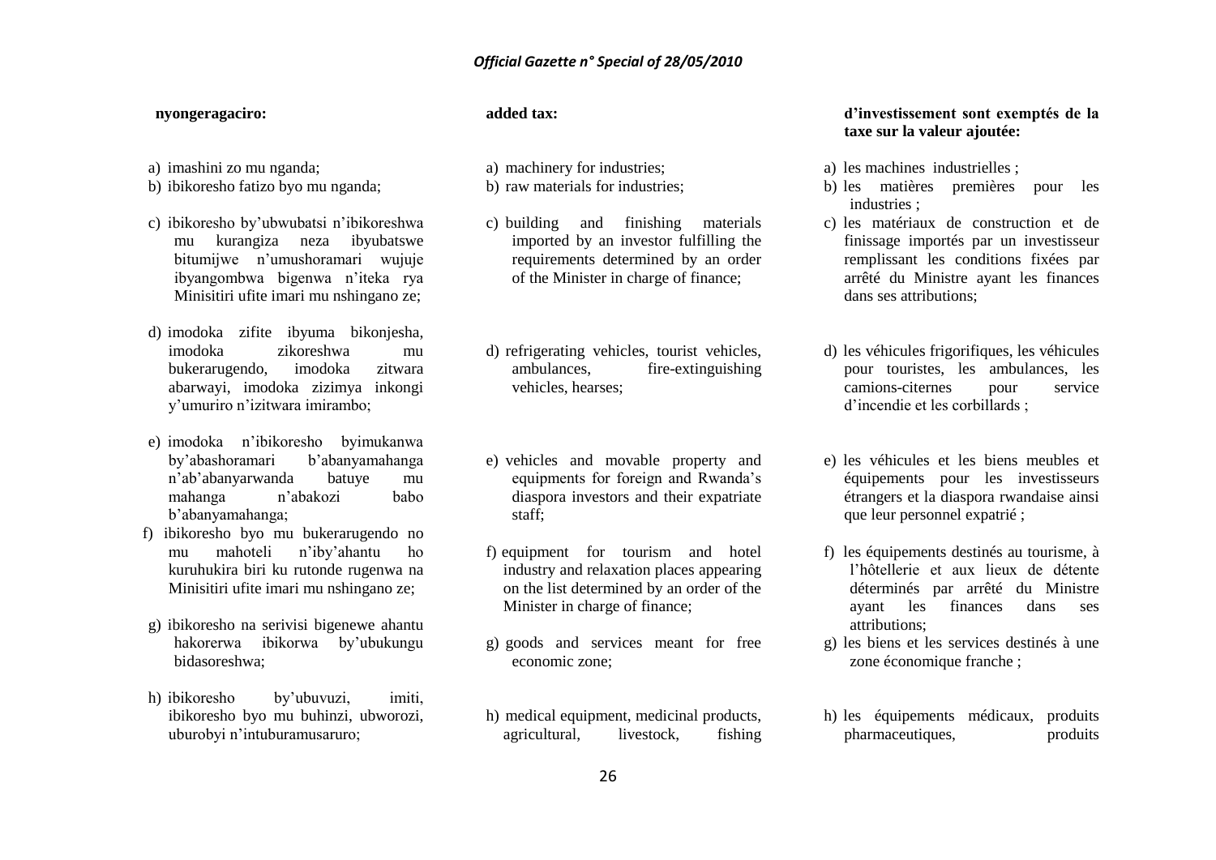**nyongeragaciro:**

a) imashini zo mu nganda;
b) ibikoresho fatizo byo mu nganda;
c) ibikoresho by'ubwubatsi n'ibikoreshwa mu kurangiza neza ibyubatswe bitumijwe n'umushoramari wujuje ibyangombwa bigenwa n'iteka rya Minisitiri ufite imari mu nshingano ze;
d) imodoka zifite ibyuma bikonjesha, imodoka zikoreshwa mu bukerarugendo, imodoka zitwara abarwayi, imodoka zizimya inkongi y'umuriro n'izitwara imirambo;
e) imodoka n'ibikoresho byimukanwa by'abashoramari b'abanyamahanga n'ab'abanyarwanda batuye mu mahanga n'abakozi babo b'abanyamahanga;
f) ibikoresho byo mu bukerarugendo no mu mahoteli n'iby'ahantu ho kuruhukira biri ku rutonde rugenwa na Minisitiri ufite imari mu nshingano ze;
g) ibikoresho na serivisi bigenewe ahantu hakorerwa ibikorwa by'ubukungu bidasoreshwa;
h) ibikoresho by'ubuvuzi, imiti, ibikoresho byo mu buhinzi, ubworozi, uburobyi n'intuburamusaruro;

**added tax:**

a) machinery for industries;
b) raw materials for industries;
c) building and finishing materials imported by an investor fulfilling the requirements determined by an order of the Minister in charge of finance;
d) refrigerating vehicles, tourist vehicles, ambulances, fire-extinguishing vehicles, hearses;
e) vehicles and movable property and equipments for foreign and Rwanda's diaspora investors and their expatriate staff;
f) equipment for tourism and hotel industry and relaxation places appearing on the list determined by an order of the Minister in charge of finance;
g) goods and services meant for free economic zone;
h) medical equipment, medicinal products, agricultural, livestock, fishing

**d'investissement sont exemptés de la taxe sur la valeur ajoutée:**

a) les machines industrielles ;
b) les matières premières pour les industries ;
c) les matériaux de construction et de finissage importés par un investisseur remplissant les conditions fixées par arrêté du Ministre ayant les finances dans ses attributions;
d) les véhicules frigorifiques, les véhicules pour touristes, les ambulances, les camions-citernes pour service d'incendie et les corbillards ;
e) les véhicules et les biens meubles et équipements pour les investisseurs étrangers et la diaspora rwandaise ainsi que leur personnel expatrié ;
f) les équipements destinés au tourisme, à l'hôtellerie et aux lieux de détente déterminés par arrêté du Ministre ayant les finances dans ses attributions;
g) les biens et les services destinés à une zone économique franche ;
h) les équipements médicaux, produits pharmaceutiques, produits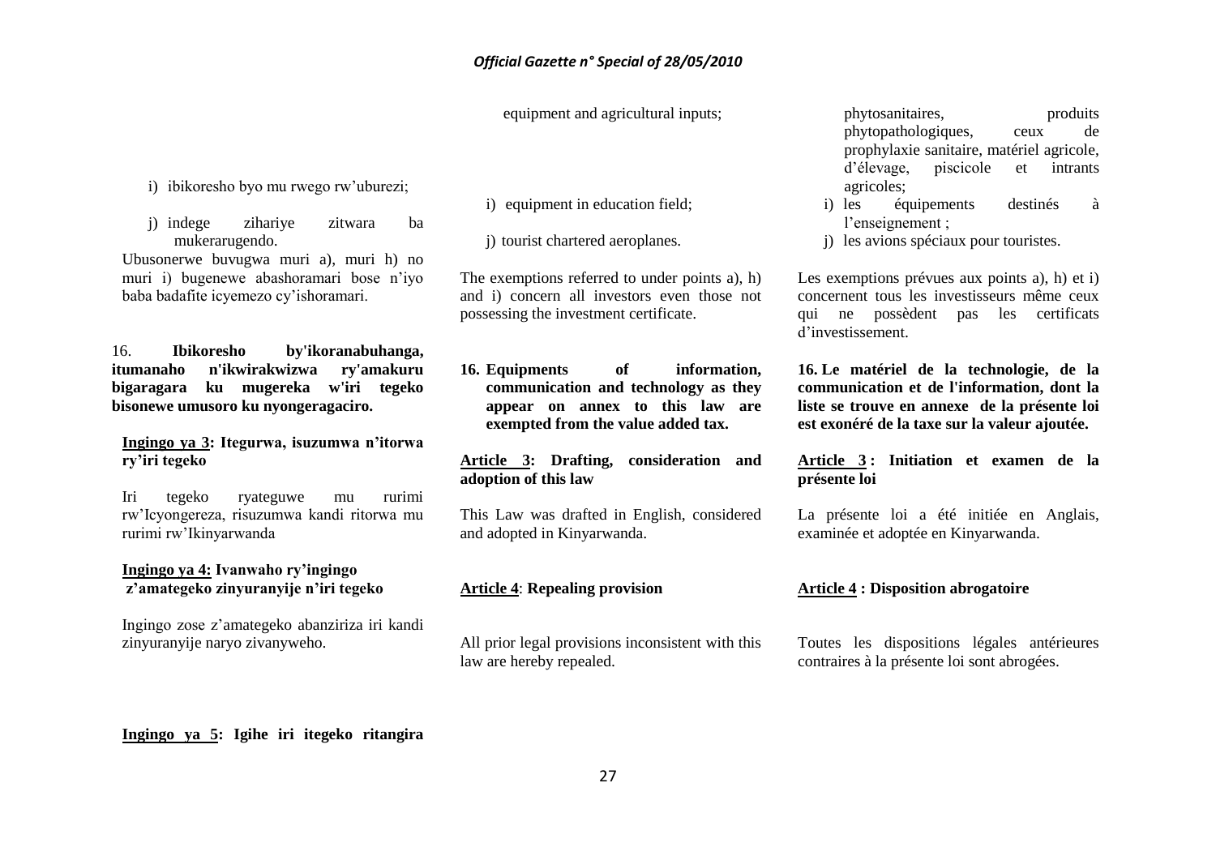i) ibikoresho byo mu rwego rw'uburezi;

j) indege zihariye zitwara ba mukerarugendo.

Ubusonerwe buvugwa muri a), muri h) no muri i) bugenewe abashoramari bose n'iyo baba badafite icyemezo cy'ishoramari.

16. **Ibikoresho by'ikoranabuhanga, itumanaho n'ikwirakwizwa ry'amakuru bigaragara ku mugereka w'iri tegeko bisonewe umusoro ku nyongeragaciro.**

**Ingingo ya 3: Itegurwa, isuzumwa n'itorwa ry'iri tegeko**

Iri tegeko ryateguwe mu rurimi rw'Icyongereza, risuzumwa kandi ritorwa mu rurimi rw'Ikinyarwanda

**Ingingo ya 4: Ivanwaho ry'ingingo z'amategeko zinyuranyije n'iri tegeko**

Ingingo zose z'amategeko abanziriza iri kandi zinyuranyije naryo zivanyweho.

**Ingingo ya 5: Igihe iri itegeko ritangira**

equipment and agricultural inputs;

i) equipment in education field;

j) tourist chartered aeroplanes.

The exemptions referred to under points a), h) and i) concern all investors even those not possessing the investment certificate.

**16. Equipments of information, communication and technology as they appear on annex to this law are exempted from the value added tax.**

**Article 3: Drafting, consideration and adoption of this law**

This Law was drafted in English, considered and adopted in Kinyarwanda.

**Article 4: Repealing provision**

All prior legal provisions inconsistent with this law are hereby repealed.

phytosanitaires, produits phytopathologiques, ceux de prophylaxie sanitaire, matériel agricole, d'élevage, piscicole et intrants agricoles;

i) les équipements destinés à l'enseignement ;

j) les avions spéciaux pour touristes.

Les exemptions prévues aux points a), h) et i) concernent tous les investisseurs même ceux qui ne possèdent pas les certificats d'investissement.

**16. Le matériel de la technologie, de la communication et de l'information, dont la liste se trouve en annexe de la présente loi est exonéré de la taxe sur la valeur ajoutée.**

**Article 3 : Initiation et examen de la présente loi**

La présente loi a été initiée en Anglais, examinée et adoptée en Kinyarwanda.

**Article 4 : Disposition abrogatoire**

Toutes les dispositions légales antérieures contraires à la présente loi sont abrogées.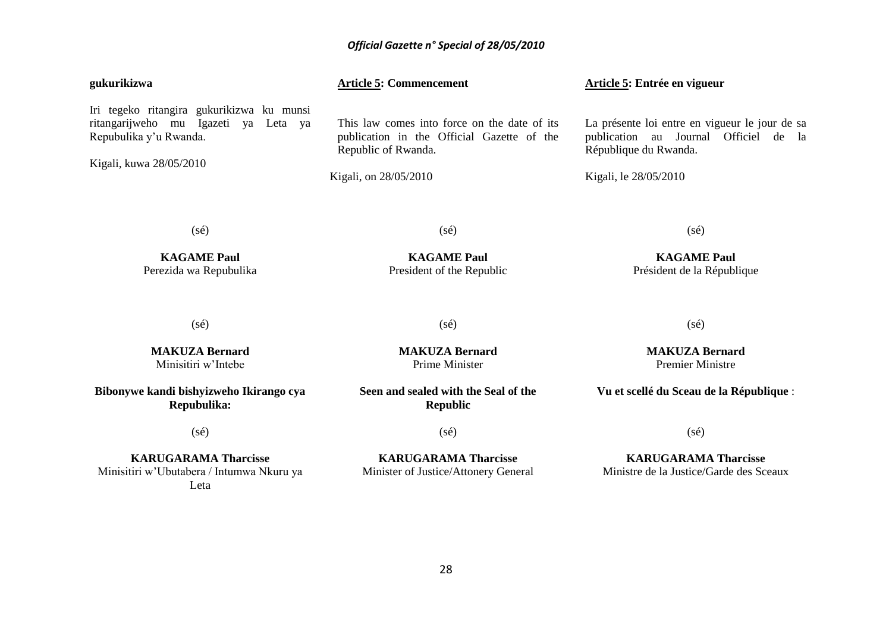**gukurikizwa**

Iri tegeko ritangira gukurikizwa ku munsi ritangarijweho mu Igazeti ya Leta ya Repubulika y'u Rwanda.

Kigali, kuwa 28/05/2010

(sé)

**KAGAME Paul**
Perezida wa Repubulika

(sé)

**MAKUZA Bernard**
Minisitiri w'Intebe

**Bibonywe kandi bishyizweho Ikirango cya Repubulika:**

(sé)

**KARUGARAMA Tharcisse**
Minisitiri w'Ubutabera / Intumwa Nkuru ya Leta

**Article 5: Commencement**

This law comes into force on the date of its publication in the Official Gazette of the Republic of Rwanda.

Kigali, on 28/05/2010

(sé)

**KAGAME Paul**
President of the Republic

(sé)

**MAKUZA Bernard**
Prime Minister

**Seen and sealed with the Seal of the Republic**

(sé)

**KARUGARAMA Tharcisse**
Minister of Justice/Attonery General

**Article 5: Entrée en vigueur**

La présente loi entre en vigueur le jour de sa publication au Journal Officiel de la République du Rwanda.

Kigali, le 28/05/2010

(sé)

**KAGAME Paul**
Président de la République

(sé)

**MAKUZA Bernard**
Premier Ministre

**Vu et scellé du Sceau de la République** :

(sé)

**KARUGARAMA Tharcisse**
Ministre de la Justice/Garde des Sceaux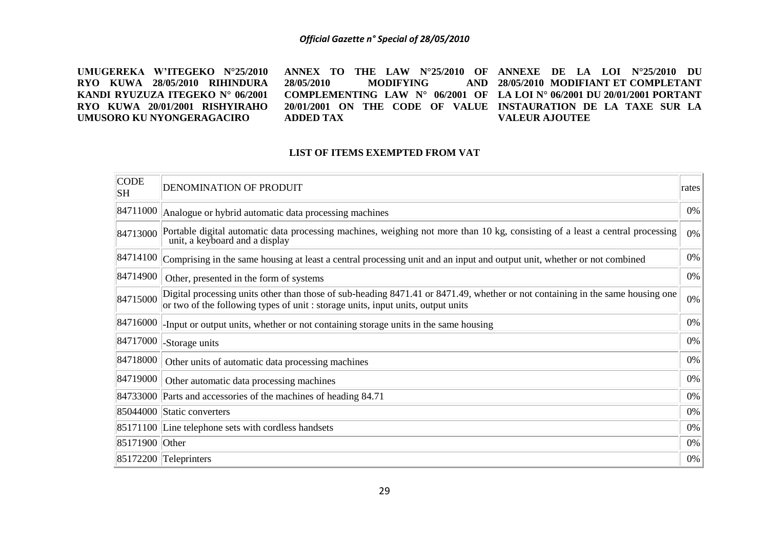**UMUGEREKA W'ITEGEKO N°25/2010 RYO KUWA 28/05/2010 RIHINDURA KANDI RYUZUZA ITEGEKO N° 06/2001 RYO KUWA 20/01/2001 RISHYIRAHO UMUSORO KU NYONGERAGACIRO**

**ANNEX TO THE LAW N°25/2010 OF 28/05/2010 MODIFYING AND COMPLEMENTING LAW N° 06/2001 OF 20/01/2001 ON THE CODE OF VALUE ADDED TAX**

**ANNEXE DE LA LOI N°25/2010 DU 28/05/2010 MODIFIANT ET COMPLETANT LA LOI N° 06/2001 DU 20/01/2001 PORTANT INSTAURATION DE LA TAXE SUR LA VALEUR AJOUTEE**

**LIST OF ITEMS EXEMPTED FROM VAT**

| CODE SH | DENOMINATION OF PRODUIT | rates |
|---|---|---|
| 84711000 | Analogue or hybrid automatic data processing machines | 0% |
| 84713000 | Portable digital automatic data processing machines, weighing not more than 10 kg, consisting of a least a central processing unit, a keyboard and a display | 0% |
| 84714100 | Comprising in the same housing at least a central processing unit and an input and output unit, whether or not combined | 0% |
| 84714900 | Other, presented in the form of systems | 0% |
| 84715000 | Digital processing units other than those of sub-heading 8471.41 or 8471.49, whether or not containing in the same housing one or two of the following types of unit : storage units, input units, output units | 0% |
| 84716000 | -Input or output units, whether or not containing storage units in the same housing | 0% |
| 84717000 | -Storage units | 0% |
| 84718000 | Other units of automatic data processing machines | 0% |
| 84719000 | Other automatic data processing machines | 0% |
| 84733000 | Parts and accessories of the machines of heading 84.71 | 0% |
| 85044000 | Static converters | 0% |
| 85171100 | Line telephone sets with cordless handsets | 0% |
| 85171900 | Other | 0% |
| 85172200 | Teleprinters | 0% |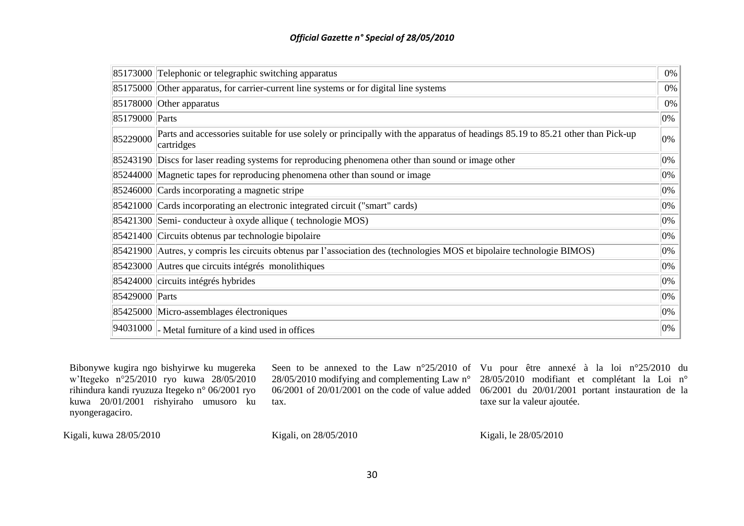| | | |
|---|---|---|
| 85173000 | Telephonic or telegraphic switching apparatus | 0% |
| 85175000 | Other apparatus, for carrier-current line systems or for digital line systems | 0% |
| 85178000 | Other apparatus | 0% |
| 85179000 | Parts | 0% |
| 85229000 | Parts and accessories suitable for use solely or principally with the apparatus of headings 85.19 to 85.21 other than Pick-up cartridges | 0% |
| 85243190 | Discs for laser reading systems for reproducing phenomena other than sound or image other | 0% |
| 85244000 | Magnetic tapes for reproducing phenomena other than sound or image | 0% |
| 85246000 | Cards incorporating a magnetic stripe | 0% |
| 85421000 | Cards incorporating an electronic integrated circuit ("smart" cards) | 0% |
| 85421300 | Semi- conducteur à oxyde allique ( technologie MOS) | 0% |
| 85421400 | Circuits obtenus par technologie bipolaire | 0% |
| 85421900 | Autres, y compris les circuits obtenus par l'association des (technologies MOS et bipolaire technologie BIMOS) | 0% |
| 85423000 | Autres que circuits intégrés monolithiques | 0% |
| 85424000 | circuits intégrés hybrides | 0% |
| 85429000 | Parts | 0% |
| 85425000 | Micro-assemblages électroniques | 0% |
| 94031000 | - Metal furniture of a kind used in offices | 0% |

Bibonywe kugira ngo bishyirwe ku mugereka w'Itegeko n°25/2010 ryo kuwa 28/05/2010 rihindura kandi ryuzuza Itegeko n° 06/2001 ryo kuwa 20/01/2001 rishyiraho umusoro ku nyongeragaciro.

Kigali, kuwa 28/05/2010

Seen to be annexed to the Law n°25/2010 of 28/05/2010 modifying and complementing Law n° 06/2001 of 20/01/2001 on the code of value added tax.

Kigali, on 28/05/2010

Vu pour être annexé à la loi n°25/2010 du 28/05/2010 modifiant et complétant la Loi n° 06/2001 du 20/01/2001 portant instauration de la taxe sur la valeur ajoutée.

Kigali, le 28/05/2010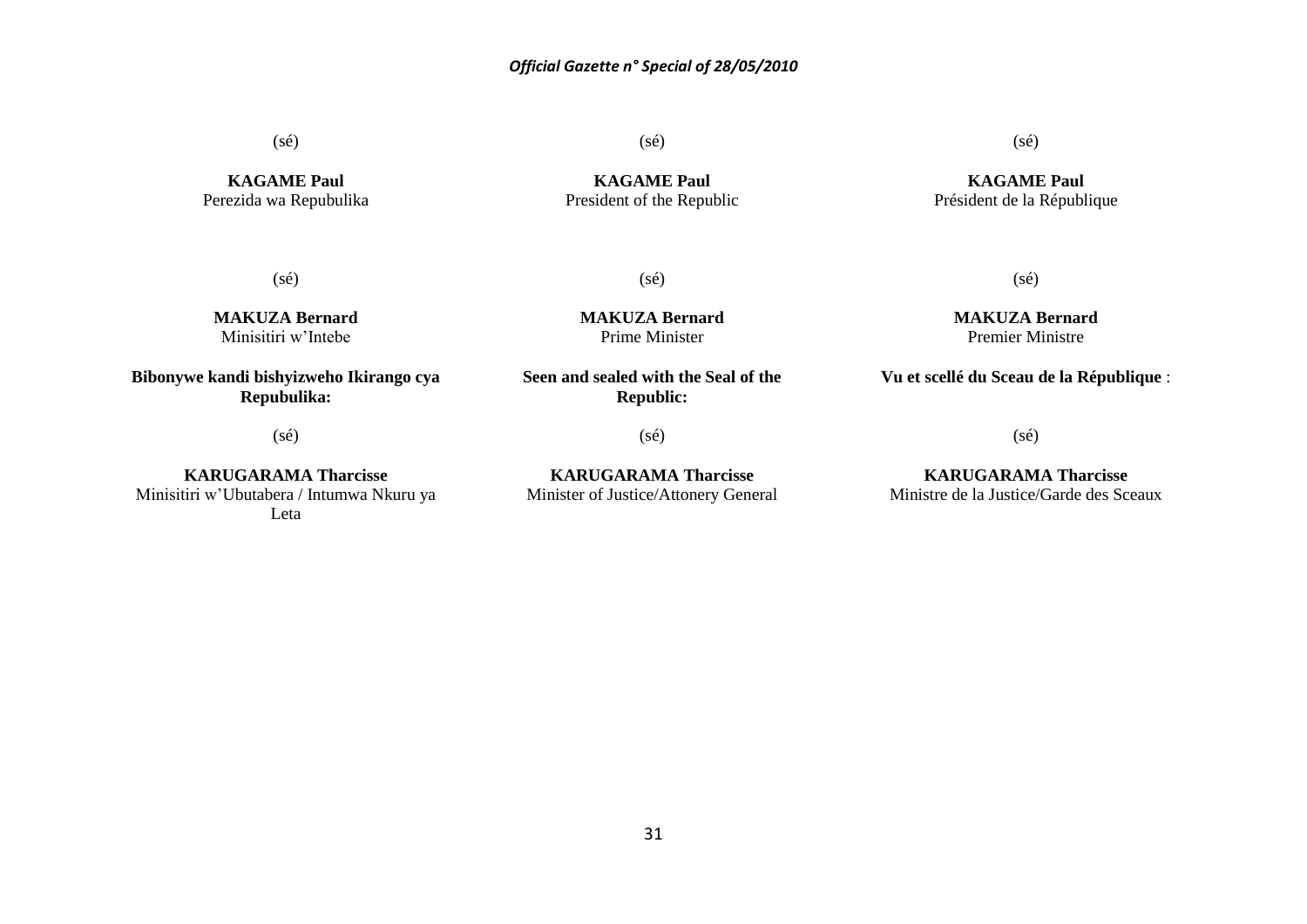(sé)

**KAGAME Paul**
Perezida wa Repubulika

(sé)

**MAKUZA Bernard**
Minisitiri w'Intebe

**Bibonywe kandi bishyizweho Ikirango cya Repubulika:**

(sé)

**KARUGARAMA Tharcisse**
Minisitiri w'Ubutabera / Intumwa Nkuru ya Leta

(sé)

**KAGAME Paul**
President of the Republic

(sé)

**MAKUZA Bernard**
Prime Minister

**Seen and sealed with the Seal of the Republic:**

(sé)

**KARUGARAMA Tharcisse**
Minister of Justice/Attonery General

(sé)

**KAGAME Paul**
Président de la République

(sé)

**MAKUZA Bernard**
Premier Ministre

**Vu et scellé du Sceau de la République** :

(sé)

**KARUGARAMA Tharcisse**
Ministre de la Justice/Garde des Sceaux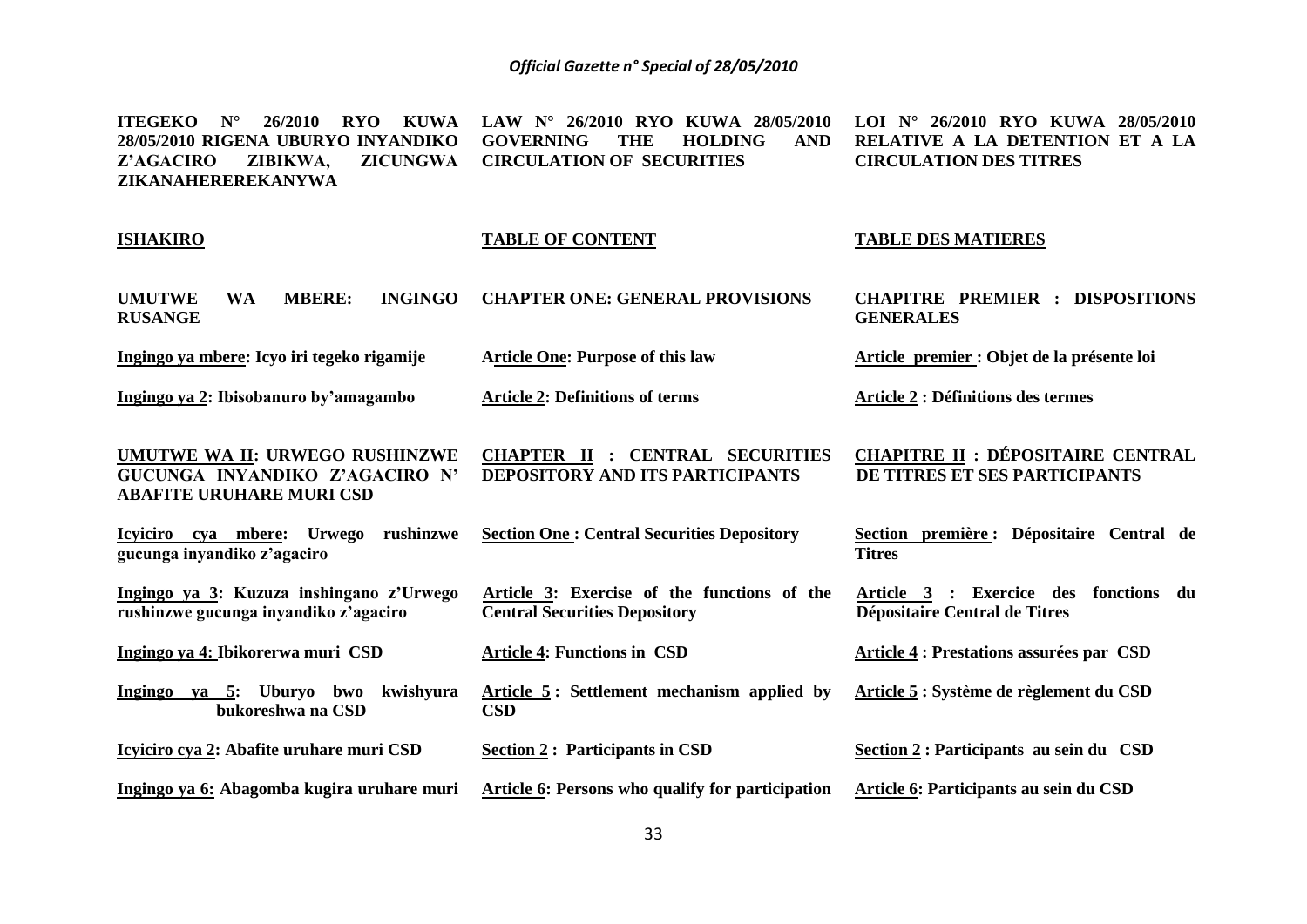**ITEGEKO N° 26/2010 RYO KUWA 28/05/2010 RIGENA UBURYO INYANDIKO Z'AGACIRO ZIBIKWA, ZICUNGWA ZIKANAHEREREKANYWA**

**LAW N° 26/2010 RYO KUWA 28/05/2010 GOVERNING THE HOLDING AND CIRCULATION OF SECURITIES**

**LOI N° 26/2010 RYO KUWA 28/05/2010 RELATIVE A LA DETENTION ET A LA CIRCULATION DES TITRES**

| ISHAKIRO | TABLE OF CONTENT | TABLE DES MATIERES |
|---|---|---|
| **UMUTWE WA MBERE: INGINGO RUSANGE** | **CHAPTER ONE: GENERAL PROVISIONS** | **CHAPITRE PREMIER : DISPOSITIONS GENERALES** |
| **Ingingo ya mbere: Icyo iri tegeko rigamije** | **Article One: Purpose of this law** | **Article premier : Objet de la présente loi** |
| **Ingingo ya 2: Ibisobanuro by'amagambo** | **Article 2: Definitions of terms** | **Article 2 : Définitions des termes** |
| **UMUTWE WA II: URWEGO RUSHINZWE GUCUNGA INYANDIKO Z'AGACIRO N' ABAFITE URUHARE MURI CSD** | **CHAPTER II : CENTRAL SECURITIES DEPOSITORY AND ITS PARTICIPANTS** | **CHAPITRE II : DÉPOSITAIRE CENTRAL DE TITRES ET SES PARTICIPANTS** |
| **Icyiciro cya mbere: Urwego rushinzwe gucunga inyandiko z'agaciro** | **Section One : Central Securities Depository** | **Section première : Dépositaire Central de Titres** |
| **Ingingo ya 3: Kuzuza inshingano z'Urwego rushinzwe gucunga inyandiko z'agaciro** | **Article 3: Exercise of the functions of the Central Securities Depository** | **Article 3 : Exercice des fonctions du Dépositaire Central de Titres** |
| **Ingingo ya 4: Ibikorerwa muri CSD** | **Article 4: Functions in CSD** | **Article 4 : Prestations assurées par CSD** |
| **Ingingo ya 5: Uburyo bwo kwishyura bukoreshwa na CSD** | **Article 5 : Settlement mechanism applied by CSD** | **Article 5 : Système de règlement du CSD** |
| **Icyiciro cya 2: Abafite uruhare muri CSD** | **Section 2 : Participants in CSD** | **Section 2 : Participants au sein du CSD** |
| **Ingingo ya 6: Abagomba kugira uruhare muri** | **Article 6: Persons who qualify for participation** | **Article 6: Participants au sein du CSD** |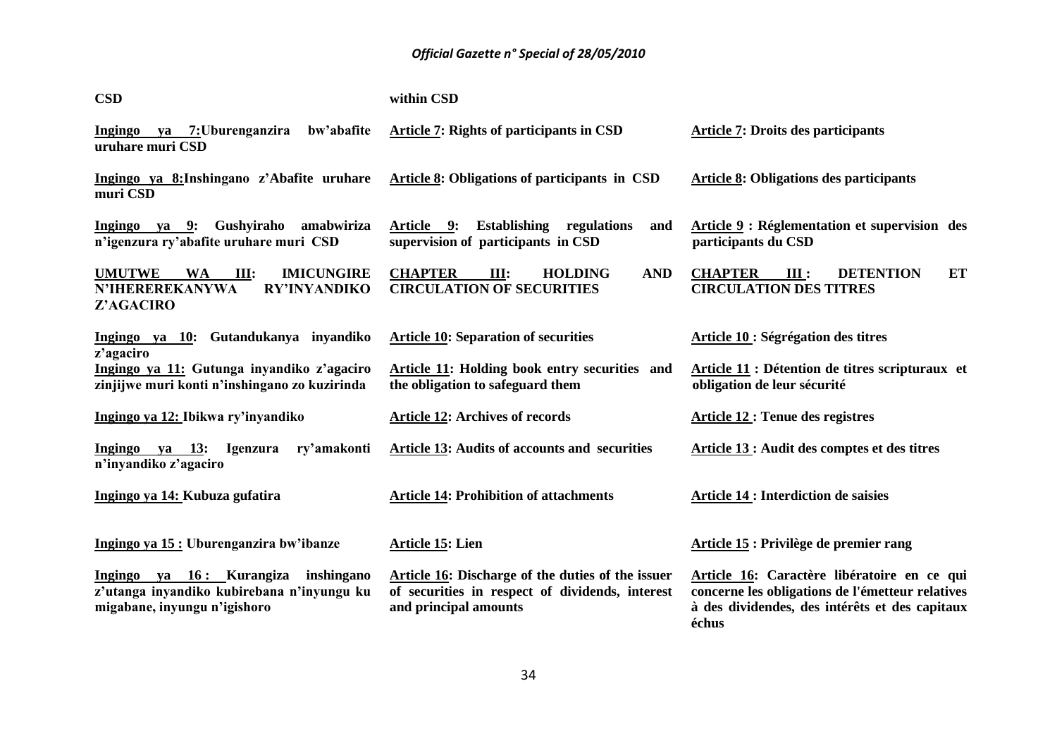| | | |
|---|---|---|
| **CSD** | **within CSD** | |
| **<u>Ingingo ya 7:</u>Uburenganzira bw'abafite uruhare muri CSD** | **<u>Article 7</u>: Rights of participants in CSD** | **<u>Article 7</u>: Droits des participants** |
| **<u>Ingingo ya 8:</u>Inshingano z'Abafite uruhare muri CSD** | **<u>Article 8</u>: Obligations of participants in CSD** | **<u>Article 8</u>: Obligations des participants** |
| **<u>Ingingo ya 9</u>: Gushyiraho amabwiriza n'igenzura ry'abafite uruhare muri CSD** | **<u>Article 9</u>: Establishing regulations and supervision of participants in CSD** | **<u>Article 9</u> : Réglementation et supervision des participants du CSD** |
| **<u>UMUTWE WA III</u>: IMICUNGIRE N'IHEREREKANYWA RY'INYANDIKO Z'AGACIRO** | **<u>CHAPTER III</u>: HOLDING AND CIRCULATION OF SECURITIES** | **<u>CHAPTER III</u> : DETENTION ET CIRCULATION DES TITRES** |
| **<u>Ingingo ya 10</u>: Gutandukanya inyandiko z'agaciro** | **<u>Article 10</u>: Separation of securities** | **<u>Article 10</u> : Ségrégation des titres** |
| **<u>Ingingo ya 11:</u> Gutunga inyandiko z'agaciro zinjijwe muri konti n'inshingano zo kuzirinda** | **<u>Article 11</u>: Holding book entry securities and the obligation to safeguard them** | **<u>Article 11</u> : Détention de titres scripturaux et obligation de leur sécurité** |
| **<u>Ingingo ya 12:</u> Ibikwa ry'inyandiko** | **<u>Article 12</u>: Archives of records** | **<u>Article 12</u> : Tenue des registres** |
| **<u>Ingingo ya 13</u>: Igenzura ry'amakonti n'inyandiko z'agaciro** | **<u>Article 13</u>: Audits of accounts and securities** | **<u>Article 13</u> : Audit des comptes et des titres** |
| **<u>Ingingo ya 14:</u> Kubuza gufatira** | **<u>Article 14</u>: Prohibition of attachments** | **<u>Article 14</u> : Interdiction de saisies** |
| **<u>Ingingo ya 15 :</u> Uburenganzira bw'ibanze** | **<u>Article 15</u>: Lien** | **<u>Article 15</u> : Privilège de premier rang** |
| **<u>Ingingo ya 16 :</u> Kurangiza inshingano z'utanga inyandiko kubirebana n'inyungu ku migabane, inyungu n'igishoro** | **<u>Article 16</u>: Discharge of the duties of the issuer of securities in respect of dividends, interest and principal amounts** | **<u>Article 16</u>: Caractère libératoire en ce qui concerne les obligations de l'émetteur relatives à des dividendes, des intérêts et des capitaux échus** |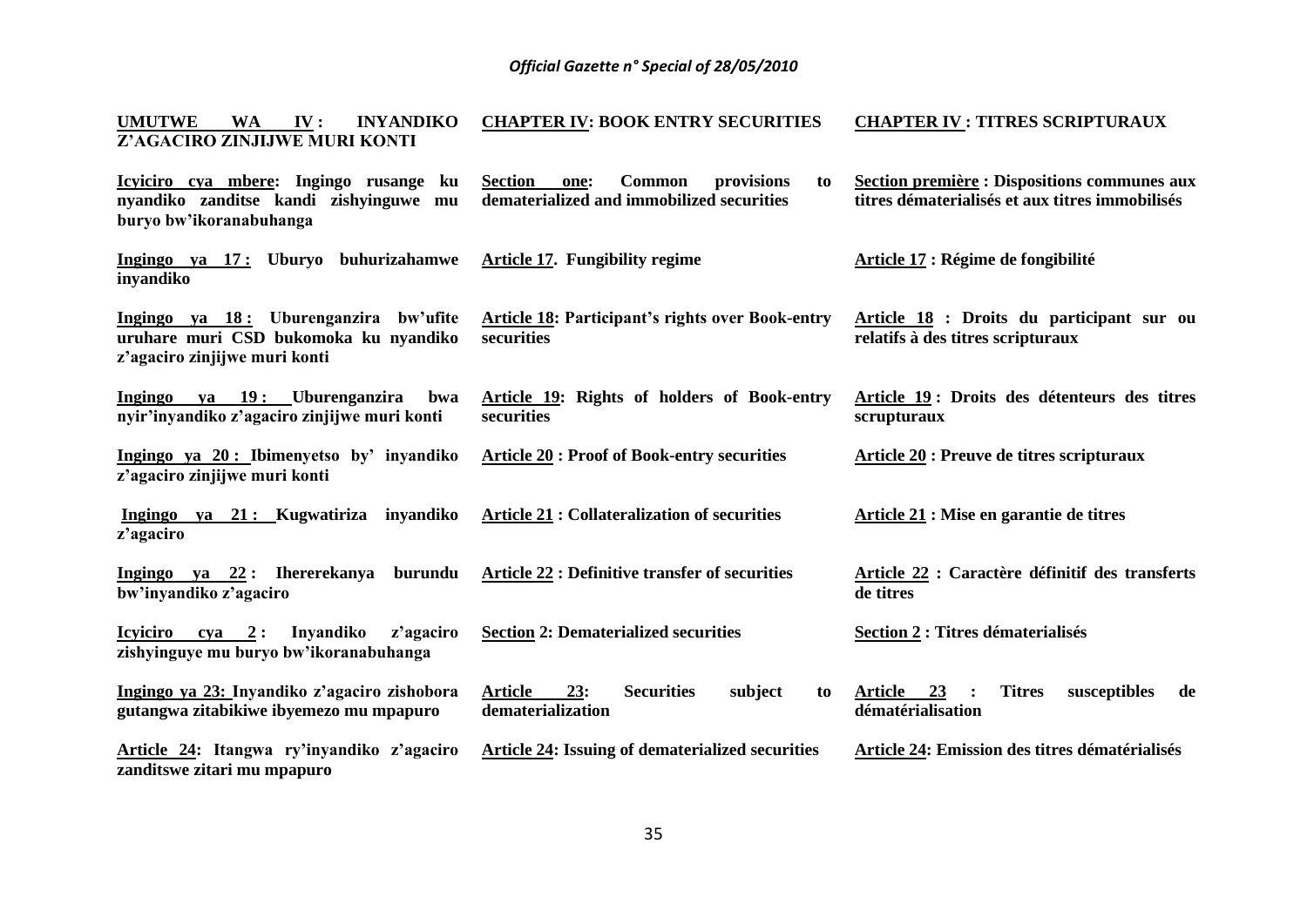| **UMUTWE WA IV : INYANDIKO Z'AGACIRO ZINJIJWE MURI KONTI** | **CHAPTER IV: BOOK ENTRY SECURITIES** | **CHAPTER IV : TITRES SCRIPTURAUX** |
|---|---|---|
| **Icyiciro cya mbere: Ingingo rusange ku nyandiko zanditse kandi zishyinguwe mu buryo bw'ikoranabuhanga** | **Section one: Common provisions to dematerialized and immobilized securities** | **Section première : Dispositions communes aux titres dématerialisés et aux titres immobilisés** |
| **Ingingo ya 17 : Uburyo buhurizahamwe inyandiko** | **Article 17. Fungibility regime** | **Article 17 : Régime de fongibilité** |
| **Ingingo ya 18 : Uburenganzira bw'ufite uruhare muri CSD bukomoka ku nyandiko z'agaciro zinjijwe muri konti** | **Article 18: Participant's rights over Book-entry securities** | **Article 18 : Droits du participant sur ou relatifs à des titres scripturaux** |
| **Ingingo ya 19 : Uburenganzira bwa nyir'inyandiko z'agaciro zinjijwe muri konti** | **Article 19: Rights of holders of Book-entry securities** | **Article 19 : Droits des détenteurs des titres scrupturaux** |
| **Ingingo ya 20 : Ibimenyetso by' inyandiko z'agaciro zinjijwe muri konti** | **Article 20 : Proof of Book-entry securities** | **Article 20 : Preuve de titres scripturaux** |
| **Ingingo ya 21 : Kugwatiriza inyandiko z'agaciro** | **Article 21 : Collateralization of securities** | **Article 21 : Mise en garantie de titres** |
| **Ingingo ya 22 : Ihererekanya burundu bw'inyandiko z'agaciro** | **Article 22 : Definitive transfer of securities** | **Article 22 : Caractère définitif des transferts de titres** |
| **Icyiciro cya 2 : Inyandiko z'agaciro zishyinguye mu buryo bw'ikoranabuhanga** | **Section 2: Dematerialized securities** | **Section 2 : Titres dématerialisés** |
| **Ingingo ya 23: Inyandiko z'agaciro zishobora gutangwa zitabikiwe ibyemezo mu mpapuro** | **Article 23: Securities subject to dematerialization** | **Article 23 : Titres susceptibles de dématérialisation** |
| **Article 24: Itangwa ry'inyandiko z'agaciro zanditswe zitari mu mpapuro** | **Article 24: Issuing of dematerialized securities** | **Article 24: Emission des titres dématérialisés** |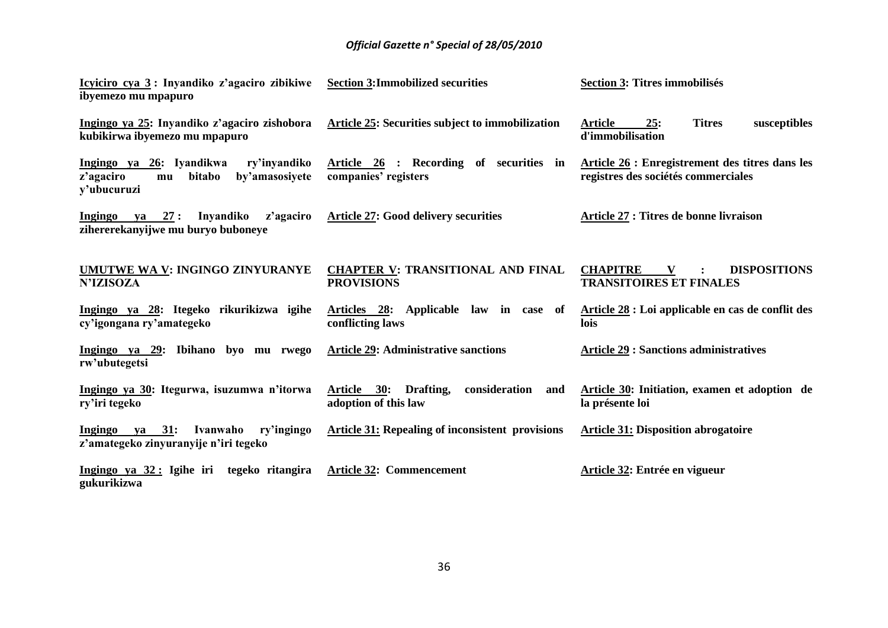| | | |
|---|---|---|
| **Icyiciro cya 3 : Inyandiko z'agaciro zibikiwe ibyemezo mu mpapuro** | **Section 3:Immobilized securities** | **Section 3: Titres immobilisés** |
| **Ingingo ya 25: Inyandiko z'agaciro zishobora kubikirwa ibyemezo mu mpapuro** | **Article 25: Securities subject to immobilization** | **Article 25: Titres susceptibles d'immobilisation** |
| **Ingingo ya 26: Iyandikwa ry'inyandiko z'agaciro mu bitabo by'amasosiyete y'ubucuruzi** | **Article 26 : Recording of securities in companies' registers** | **Article 26 : Enregistrement des titres dans les registres des sociétés commerciales** |
| **Ingingo ya 27 : Inyandiko z'agaciro zihererekanyijwe mu buryo buboneye** | **Article 27: Good delivery securities** | **Article 27 : Titres de bonne livraison** |
| **UMUTWE WA V: INGINGO ZINYURANYE N'IZISOZA** | **CHAPTER V: TRANSITIONAL AND FINAL PROVISIONS** | **CHAPITRE V : DISPOSITIONS TRANSITOIRES ET FINALES** |
| **Ingingo ya 28: Itegeko rikurikizwa igihe cy'igongana ry'amategeko** | **Articles 28: Applicable law in case of conflicting laws** | **Article 28 : Loi applicable en cas de conflit des lois** |
| **Ingingo ya 29: Ibihano byo mu rwego rw'ubutegetsi** | **Article 29: Administrative sanctions** | **Article 29 : Sanctions administratives** |
| **Ingingo ya 30: Itegurwa, isuzumwa n'itorwa ry'iri tegeko** | **Article 30: Drafting, consideration and adoption of this law** | **Article 30: Initiation, examen et adoption de la présente loi** |
| **Ingingo ya 31: Ivanwaho ry'ingingo z'amategeko zinyuranyije n'iri tegeko** | **Article 31: Repealing of inconsistent provisions** | **Article 31: Disposition abrogatoire** |
| **Ingingo ya 32 : Igihe iri tegeko ritangira gukurikizwa** | **Article 32: Commencement** | **Article 32: Entrée en vigueur** |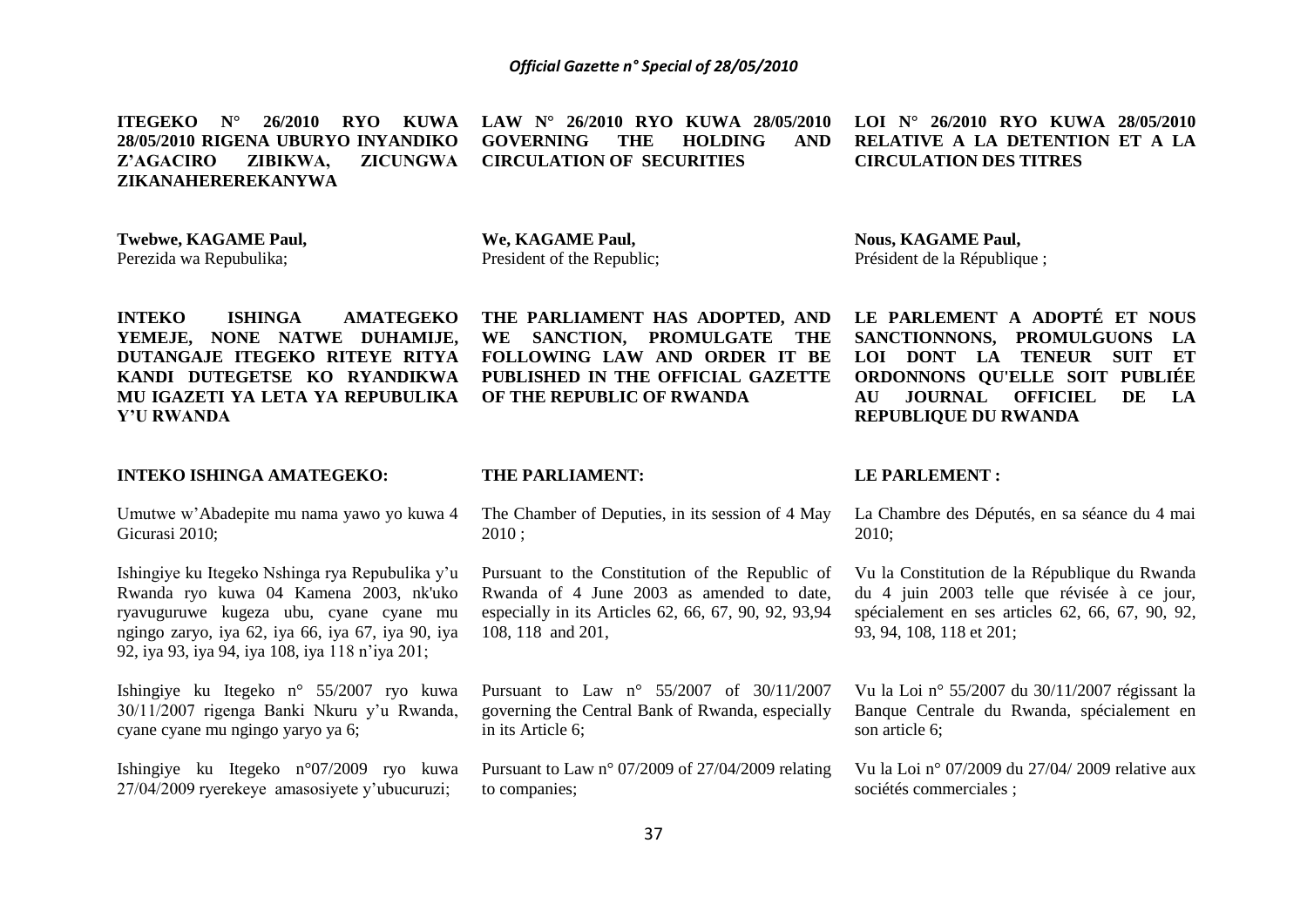**ITEGEKO N° 26/2010 RYO KUWA 28/05/2010 RIGENA UBURYO INYANDIKO Z'AGACIRO ZIBIKWA, ZICUNGWA ZIKANAHEREREKANYWA**

**Twebwe, KAGAME Paul,**
Perezida wa Repubulika;

**INTEKO ISHINGA AMATEGEKO YEMEJE, NONE NATWE DUHAMIJE, DUTANGAJE ITEGEKO RITEYE RITYA KANDI DUTEGETSE KO RYANDIKWA MU IGAZETI YA LETA YA REPUBULIKA Y'U RWANDA**

**INTEKO ISHINGA AMATEGEKO:**

Umutwe w'Abadepite mu nama yawo yo kuwa 4 Gicurasi 2010;

Ishingiye ku Itegeko Nshinga rya Repubulika y'u Rwanda ryo kuwa 04 Kamena 2003, nk'uko ryavuguruwe kugeza ubu, cyane cyane mu ngingo zaryo, iya 62, iya 66, iya 67, iya 90, iya 92, iya 93, iya 94, iya 108, iya 118 n'iya 201;

Ishingiye ku Itegeko n° 55/2007 ryo kuwa 30/11/2007 rigenga Banki Nkuru y'u Rwanda, cyane cyane mu ngingo yaryo ya 6;

Ishingiye ku Itegeko n°07/2009 ryo kuwa 27/04/2009 ryerekeye amasosiyete y'ubucuruzi;

**LAW N° 26/2010 RYO KUWA 28/05/2010 GOVERNING THE HOLDING AND CIRCULATION OF SECURITIES**

**We, KAGAME Paul,**
President of the Republic;

**THE PARLIAMENT HAS ADOPTED, AND WE SANCTION, PROMULGATE THE FOLLOWING LAW AND ORDER IT BE PUBLISHED IN THE OFFICIAL GAZETTE OF THE REPUBLIC OF RWANDA**

**THE PARLIAMENT:**

The Chamber of Deputies, in its session of 4 May 2010 ;

Pursuant to the Constitution of the Republic of Rwanda of 4 June 2003 as amended to date, especially in its Articles 62, 66, 67, 90, 92, 93,94 108, 118 and 201,

Pursuant to Law n° 55/2007 of 30/11/2007 governing the Central Bank of Rwanda, especially in its Article 6;

Pursuant to Law n° 07/2009 of 27/04/2009 relating to companies;

**LOI N° 26/2010 RYO KUWA 28/05/2010 RELATIVE A LA DETENTION ET A LA CIRCULATION DES TITRES**

**Nous, KAGAME Paul,**
Président de la République ;

**LE PARLEMENT A ADOPTÉ ET NOUS SANCTIONNONS, PROMULGUONS LA LOI DONT LA TENEUR SUIT ET ORDONNONS QU'ELLE SOIT PUBLIÉE AU JOURNAL OFFICIEL DE LA REPUBLIQUE DU RWANDA**

**LE PARLEMENT :**

La Chambre des Députés, en sa séance du 4 mai 2010;

Vu la Constitution de la République du Rwanda du 4 juin 2003 telle que révisée à ce jour, spécialement en ses articles 62, 66, 67, 90, 92, 93, 94, 108, 118 et 201;

Vu la Loi n° 55/2007 du 30/11/2007 régissant la Banque Centrale du Rwanda, spécialement en son article 6;

Vu la Loi n° 07/2009 du 27/04/ 2009 relative aux sociétés commerciales ;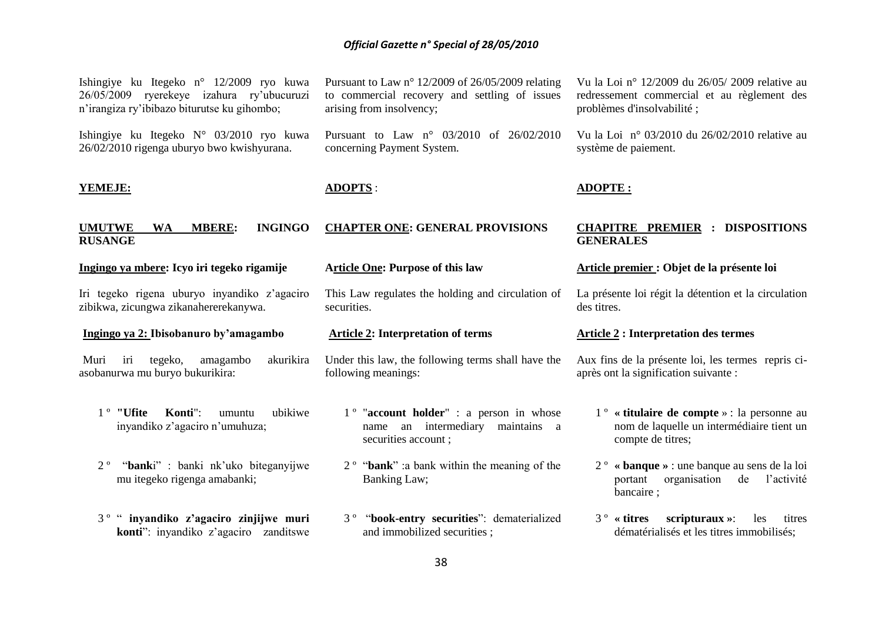Ishingiye ku Itegeko n° 12/2009 ryo kuwa 26/05/2009 ryerekeye izahura ry'ubucuruzi n'irangiza ry'ibibazo biturutse ku gihombo;

Ishingiye ku Itegeko N° 03/2010 ryo kuwa 26/02/2010 rigenga uburyo bwo kwishyurana.

**YEMEJE:**

**UMUTWE WA MBERE: INGINGO RUSANGE**

**Ingingo ya mbere: Icyo iri tegeko rigamije**

Iri tegeko rigena uburyo inyandiko z'agaciro zibikwa, zicungwa zikanahererekanywa.

**Ingingo ya 2: Ibisobanuro by'amagambo**

Muri iri tegeko, amagambo akurikira asobanurwa mu buryo bukurikira:

1 º **"Ufite Konti"**: umuntu ubikiwe inyandiko z'agaciro n'umuhuza;

2 º "**bank**i" : banki nk'uko biteganyijwe mu itegeko rigenga amabanki;

3 º " **inyandiko z'agaciro zinjijwe muri konti**": inyandiko z'agaciro zanditswe

Pursuant to Law n° 12/2009 of 26/05/2009 relating to commercial recovery and settling of issues arising from insolvency;

Pursuant to Law n° 03/2010 of 26/02/2010 concerning Payment System.

**ADOPTS** :

**CHAPTER ONE: GENERAL PROVISIONS**

**Article One: Purpose of this law**

This Law regulates the holding and circulation of securities.

**Article 2: Interpretation of terms**

Under this law, the following terms shall have the following meanings:

1 º "**account holder**" : a person in whose name an intermediary maintains a securities account ;

2 º "**bank**" :a bank within the meaning of the Banking Law;

3 º "**book-entry securities**": dematerialized and immobilized securities ;

Vu la Loi n° 12/2009 du 26/05/ 2009 relative au redressement commercial et au règlement des problèmes d'insolvabilité ;

Vu la Loi n° 03/2010 du 26/02/2010 relative au système de paiement.

**ADOPTE :**

**CHAPITRE PREMIER : DISPOSITIONS GENERALES**

**Article premier : Objet de la présente loi**

La présente loi régit la détention et la circulation des titres.

**Article 2 : Interpretation des termes**

Aux fins de la présente loi, les termes repris ci-après ont la signification suivante :

1 º **« titulaire de compte** » : la personne au nom de laquelle un intermédiaire tient un compte de titres;

2 º **« banque »** : une banque au sens de la loi portant organisation de l'activité bancaire ;

3 º **« titres scripturaux »**: les titres dématérialisés et les titres immobilisés;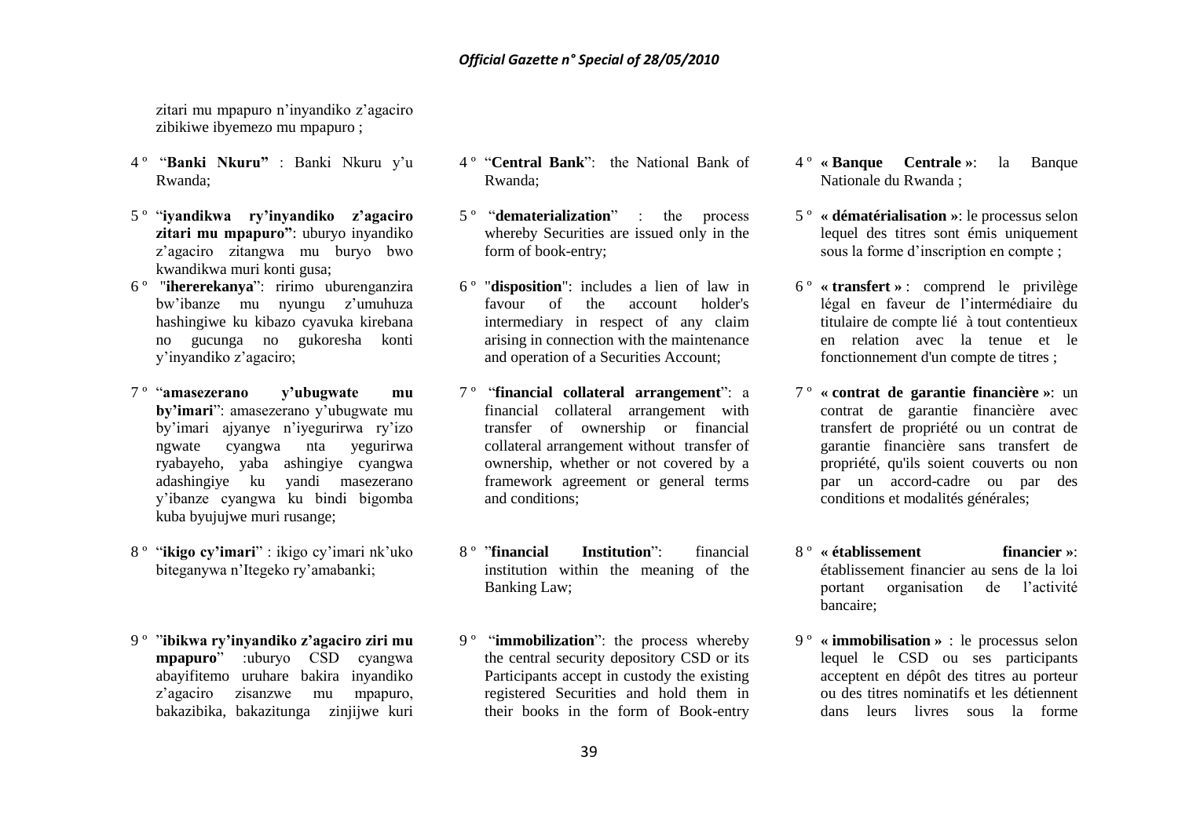zitari mu mpapuro n'inyandiko z'agaciro zibikiwe ibyemezo mu mpapuro ;

4 º "**Banki Nkuru"** : Banki Nkuru y'u Rwanda;

5 º "**iyandikwa ry'inyandiko z'agaciro zitari mu mpapuro"**: uburyo inyandiko z'agaciro zitangwa mu buryo bwo kwandikwa muri konti gusa;

6 º "**ihererekanya**": ririmo uburenganzira bw'ibanze mu nyungu z'umuhuza hashingiwe ku kibazo cyavuka kirebana no gucunga no gukoresha konti y'inyandiko z'agaciro;

7 º "**amasezerano y'ubugwate mu by'imari**": amasezerano y'ubugwate mu by'imari ajyanye n'iyegurirwa ry'izo ngwate cyangwa nta yegurirwa ryabayeho, yaba ashingiye cyangwa adashingiye ku yandi masezerano y'ibanze cyangwa ku bindi bigomba kuba byujujwe muri rusange;

8 º "**ikigo cy'imari**" : ikigo cy'imari nk'uko biteganywa n'Itegeko ry'amabanki;

9 º "**ibikwa ry'inyandiko z'agaciro ziri mu mpapuro**" :uburyo CSD cyangwa abayifitemo uruhare bakira inyandiko z'agaciro zisanzwe mu mpapuro, bakazibika, bakazitunga zinjijwe kuri

4 º "**Central Bank**": the National Bank of Rwanda;

5 º "**dematerialization**" : the process whereby Securities are issued only in the form of book-entry;

6 º "**disposition**": includes a lien of law in favour of the account holder's intermediary in respect of any claim arising in connection with the maintenance and operation of a Securities Account;

7 º "**financial collateral arrangement**": a financial collateral arrangement with transfer of ownership or financial collateral arrangement without transfer of ownership, whether or not covered by a framework agreement or general terms and conditions;

8 º "**financial Institution**": financial institution within the meaning of the Banking Law;

9 º "**immobilization**": the process whereby the central security depository CSD or its Participants accept in custody the existing registered Securities and hold them in their books in the form of Book-entry

4 º **« Banque Centrale »**: la Banque Nationale du Rwanda ;

5 º **« dématérialisation »**: le processus selon lequel des titres sont émis uniquement sous la forme d'inscription en compte ;

6 º **« transfert »** : comprend le privilège légal en faveur de l'intermédiaire du titulaire de compte lié à tout contentieux en relation avec la tenue et le fonctionnement d'un compte de titres ;

7 º **« contrat de garantie financière »**: un contrat de garantie financière avec transfert de propriété ou un contrat de garantie financière sans transfert de propriété, qu'ils soient couverts ou non par un accord-cadre ou par des conditions et modalités générales;

8 º **« établissement financier »**: établissement financier au sens de la loi portant organisation de l'activité bancaire;

9 º **« immobilisation »** : le processus selon lequel le CSD ou ses participants acceptent en dépôt des titres au porteur ou des titres nominatifs et les détiennent dans leurs livres sous la forme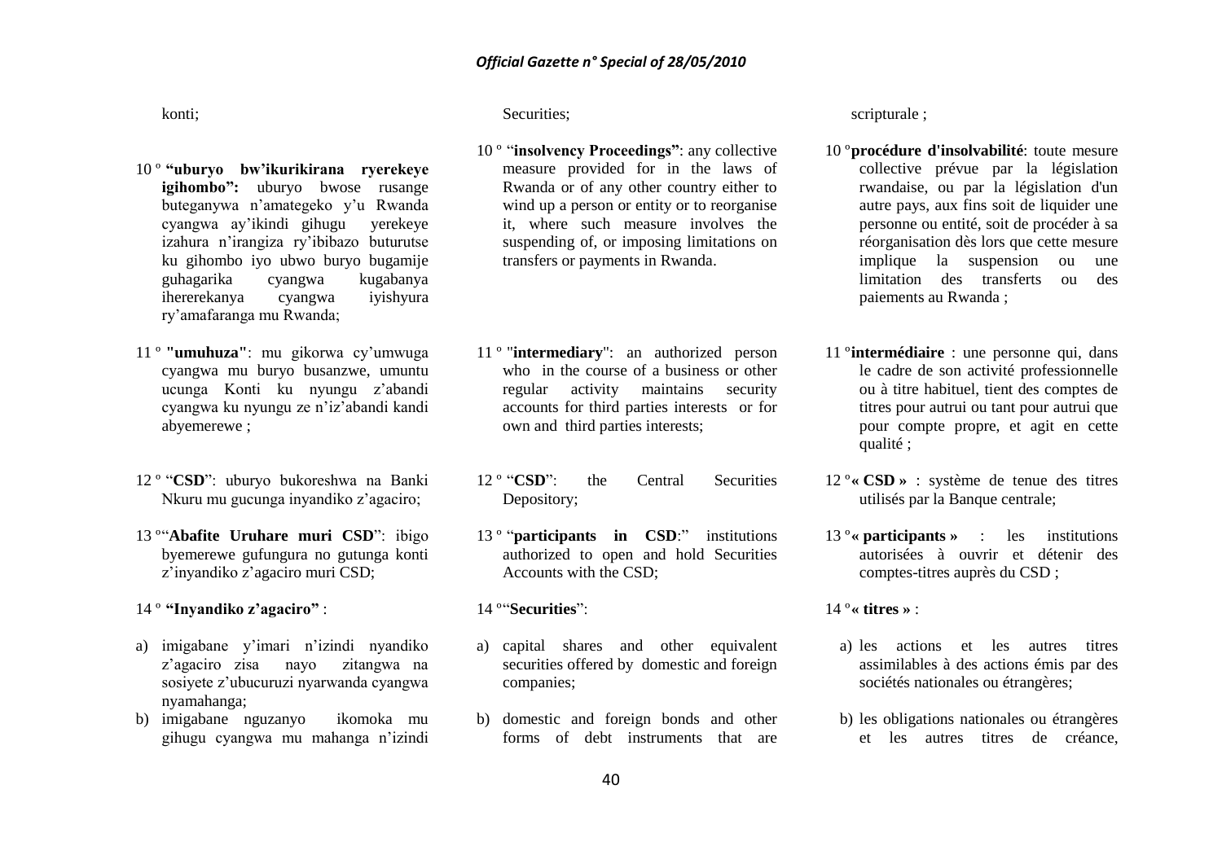konti;

10 º **"uburyo bw'ikurikirana ryerekeye igihombo":** uburyo bwose rusange buteganywa n'amategeko y'u Rwanda cyangwa ay'ikindi gihugu yerekeye izahura n'irangiza ry'ibibazo buturutse ku gihombo iyo ubwo buryo bugamije guhagarika cyangwa kugabanya ihererekanya cyangwa iyishyura ry'amafaranga mu Rwanda;

11 º **"umuhuza"**: mu gikorwa cy'umwuga cyangwa mu buryo busanzwe, umuntu ucunga Konti ku nyungu z'abandi cyangwa ku nyungu ze n'iz'abandi kandi abyemerewe ;

12 º "**CSD**": uburyo bukoreshwa na Banki Nkuru mu gucunga inyandiko z'agaciro;

13 º"**Abafite Uruhare muri CSD**": ibigo byemerewe gufungura no gutunga konti z'inyandiko z'agaciro muri CSD;

14 º **"Inyandiko z'agaciro"** :

a) imigabane y'imari n'izindi nyandiko z'agaciro zisa nayo zitangwa na sosiyete z'ubucuruzi nyarwanda cyangwa nyamahanga;
b) imigabane nguzanyo ikomoka mu gihugu cyangwa mu mahanga n'izindi

Securities;

10 º "**insolvency Proceedings"**: any collective measure provided for in the laws of Rwanda or of any other country either to wind up a person or entity or to reorganise it, where such measure involves the suspending of, or imposing limitations on transfers or payments in Rwanda.

11 º "**intermediary**": an authorized person who in the course of a business or other regular activity maintains security accounts for third parties interests or for own and third parties interests;

12 º "**CSD**": the Central Securities Depository;

13 º "**participants in CSD**:" institutions authorized to open and hold Securities Accounts with the CSD;

14 º"**Securities**":

a) capital shares and other equivalent securities offered by domestic and foreign companies;
b) domestic and foreign bonds and other forms of debt instruments that are

scripturale ;

10 º**procédure d'insolvabilité**: toute mesure collective prévue par la législation rwandaise, ou par la législation d'un autre pays, aux fins soit de liquider une personne ou entité, soit de procéder à sa réorganisation dès lors que cette mesure implique la suspension ou une limitation des transferts ou des paiements au Rwanda ;

11 º**intermédiaire** : une personne qui, dans le cadre de son activité professionnelle ou à titre habituel, tient des comptes de titres pour autrui ou tant pour autrui que pour compte propre, et agit en cette qualité ;

12 º**« CSD »** : système de tenue des titres utilisés par la Banque centrale;

13 º**« participants »** : les institutions autorisées à ouvrir et détenir des comptes-titres auprès du CSD ;

14 º**« titres »** :

a) les actions et les autres titres assimilables à des actions émis par des sociétés nationales ou étrangères;
b) les obligations nationales ou étrangères et les autres titres de créance,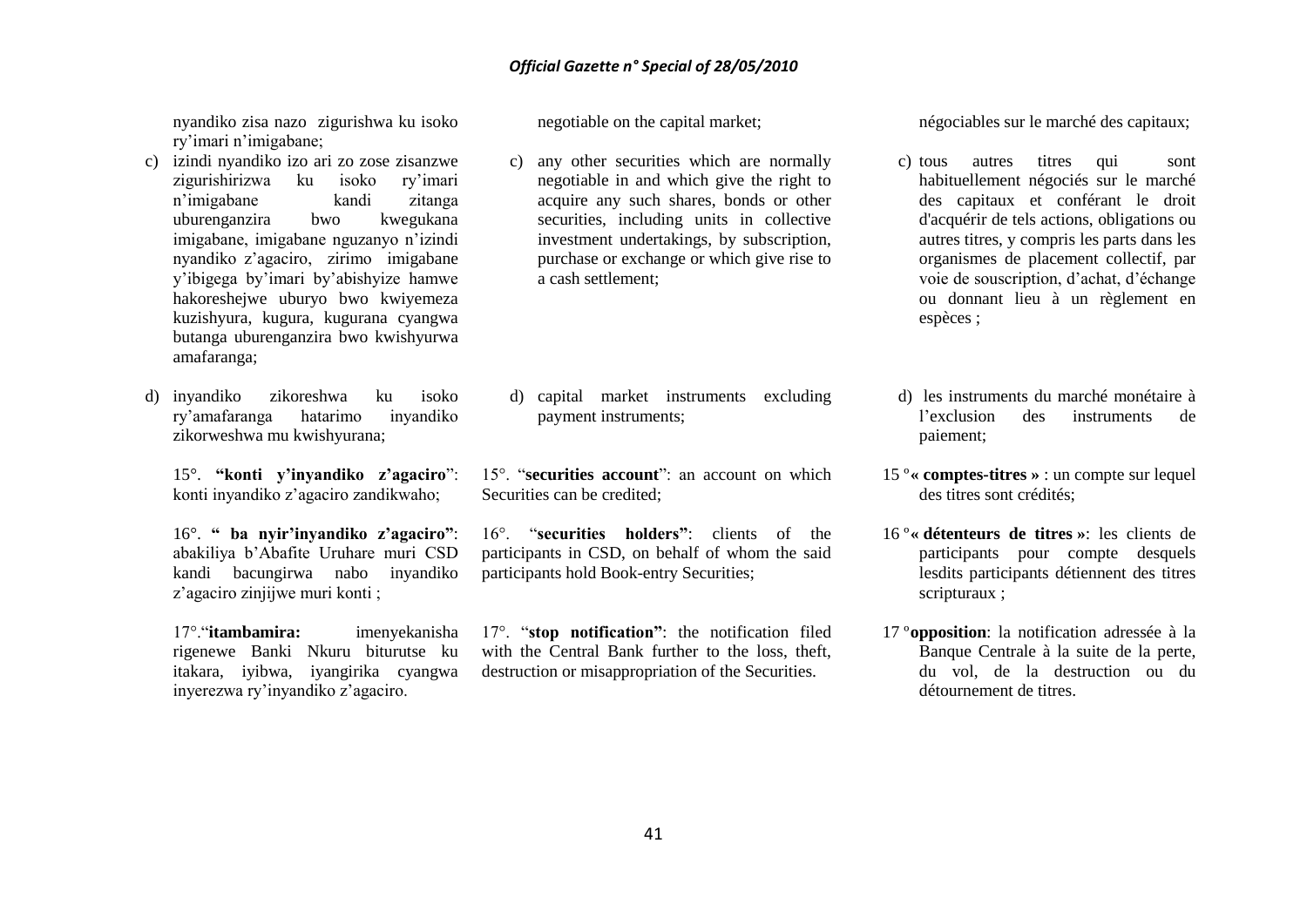nyandiko zisa nazo zigurishwa ku isoko ry'imari n'imigabane;

c) izindi nyandiko izo ari zo zose zisanzwe zigurishirizwa ku isoko ry'imari n'imigabane kandi zitanga uburenganzira bwo kwegukana imigabane, imigabane nguzanyo n'izindi nyandiko z'agaciro, zirimo imigabane y'ibigega by'imari by'abishyize hamwe hakoreshejwe uburyo bwo kwiyemeza kuzishyura, kugura, kugurana cyangwa butanga uburenganzira bwo kwishyurwa amafaranga;

d) inyandiko zikoreshwa ku isoko ry'amafaranga hatarimo inyandiko zikorweshwa mu kwishyurana;

15°. **"konti y'inyandiko z'agaciro"**: konti inyandiko z'agaciro zandikwaho;

16°. **" ba nyir'inyandiko z'agaciro"**: abakiliya b'Abafite Uruhare muri CSD kandi bacungirwa nabo inyandiko z'agaciro zinjijwe muri konti ;

17°."**itambamira:** imenyekanisha rigenewe Banki Nkuru biturutse ku itakara, iyibwa, iyangirika cyangwa inyerezwa ry'inyandiko z'agaciro.

negotiable on the capital market;

c) any other securities which are normally negotiable in and which give the right to acquire any such shares, bonds or other securities, including units in collective investment undertakings, by subscription, purchase or exchange or which give rise to a cash settlement;

d) capital market instruments excluding payment instruments;

15°. "**securities account**": an account on which Securities can be credited;

16°. "**securities holders"**: clients of the participants in CSD, on behalf of whom the said participants hold Book-entry Securities;

17°. "**stop notification"**: the notification filed with the Central Bank further to the loss, theft, destruction or misappropriation of the Securities.

négociables sur le marché des capitaux;

c) tous autres titres qui sont habituellement négociés sur le marché des capitaux et conférant le droit d'acquérir de tels actions, obligations ou autres titres, y compris les parts dans les organismes de placement collectif, par voie de souscription, d'achat, d'échange ou donnant lieu à un règlement en espèces ;

d) les instruments du marché monétaire à l'exclusion des instruments de paiement;

15 °**« comptes-titres »** : un compte sur lequel des titres sont crédités;

16 °**« détenteurs de titres »**: les clients de participants pour compte desquels lesdits participants détiennent des titres scripturaux ;

17 °**opposition**: la notification adressée à la Banque Centrale à la suite de la perte, du vol, de la destruction ou du détournement de titres.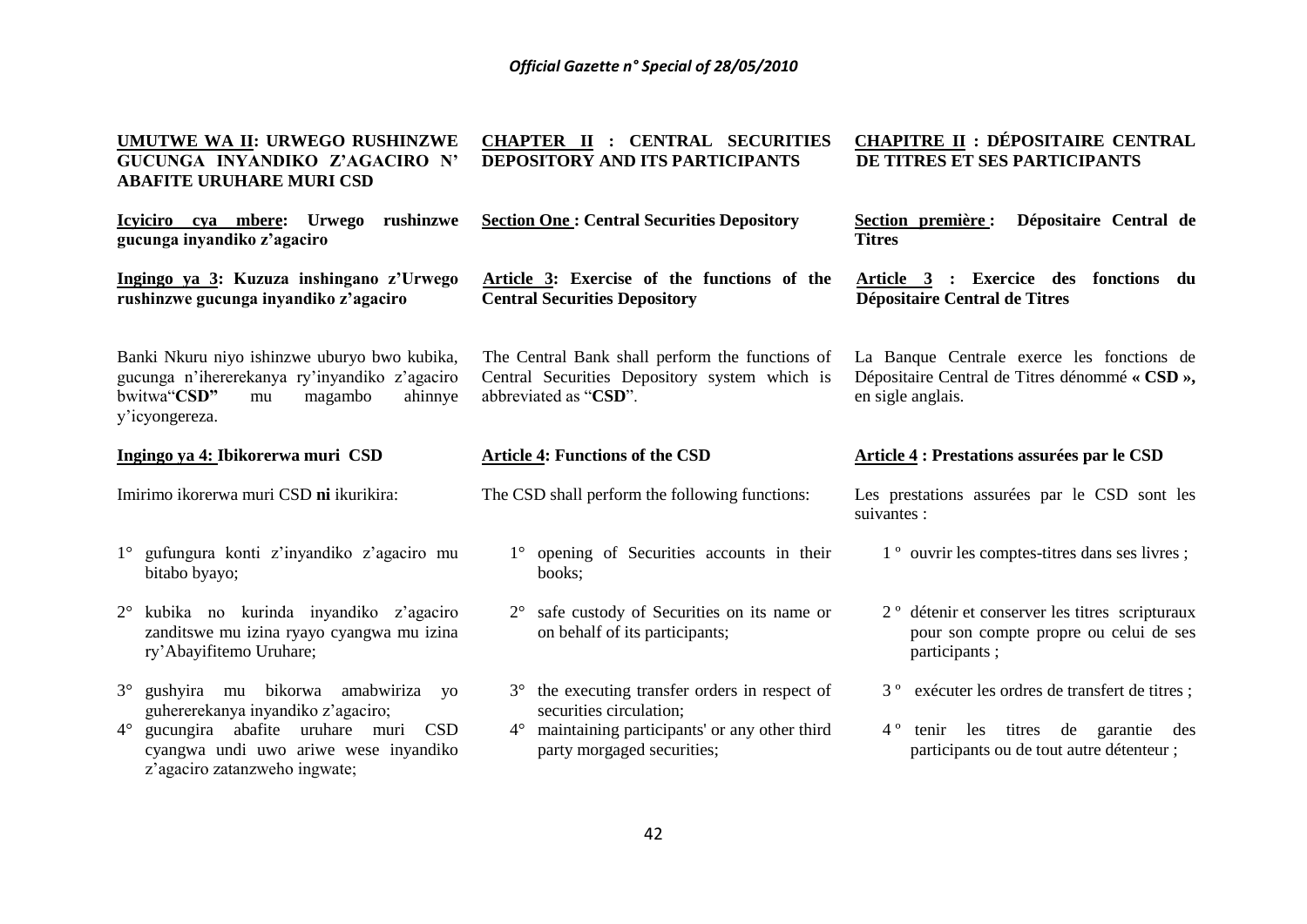**UMUTWE WA II: URWEGO RUSHINZWE GUCUNGA INYANDIKO Z'AGACIRO N' ABAFITE URUHARE MURI CSD**

**Icyiciro cya mbere: Urwego rushinzwe gucunga inyandiko z'agaciro**

**Ingingo ya 3: Kuzuza inshingano z'Urwego rushinzwe gucunga inyandiko z'agaciro**

Banki Nkuru niyo ishinzwe uburyo bwo kubika, gucunga n'ihererekanya ry'inyandiko z'agaciro bwitwa"**CSD"** mu magambo ahinnye y'icyongereza.

**Ingingo ya 4: Ibikorerwa muri CSD**

Imirimo ikorerwa muri CSD **ni** ikurikira:

1° gufungura konti z'inyandiko z'agaciro mu bitabo byayo;

2° kubika no kurinda inyandiko z'agaciro zanditswe mu izina ryayo cyangwa mu izina ry'Abayifitemo Uruhare;

3° gushyira mu bikorwa amabwiriza yo guhererekanya inyandiko z'agaciro;

4° gucungira abafite uruhare muri CSD cyangwa undi uwo ariwe wese inyandiko z'agaciro zatanzweho ingwate;

**CHAPTER II : CENTRAL SECURITIES DEPOSITORY AND ITS PARTICIPANTS**

**Section One : Central Securities Depository**

**Article 3: Exercise of the functions of the Central Securities Depository**

The Central Bank shall perform the functions of Central Securities Depository system which is abbreviated as "**CSD**".

**Article 4: Functions of the CSD**

The CSD shall perform the following functions:

1° opening of Securities accounts in their books;

2° safe custody of Securities on its name or on behalf of its participants;

3° the executing transfer orders in respect of securities circulation;

4° maintaining participants' or any other third party morgaged securities;

**CHAPITRE II : DÉPOSITAIRE CENTRAL DE TITRES ET SES PARTICIPANTS**

**Section première : Dépositaire Central de Titres**

**Article 3 : Exercice des fonctions du Dépositaire Central de Titres**

La Banque Centrale exerce les fonctions de Dépositaire Central de Titres dénommé **« CSD »,** en sigle anglais.

**Article 4 : Prestations assurées par le CSD**

Les prestations assurées par le CSD sont les suivantes :

1 º ouvrir les comptes-titres dans ses livres ;

2 º détenir et conserver les titres scripturaux pour son compte propre ou celui de ses participants ;

3 º exécuter les ordres de transfert de titres ;

4 º tenir les titres de garantie des participants ou de tout autre détenteur ;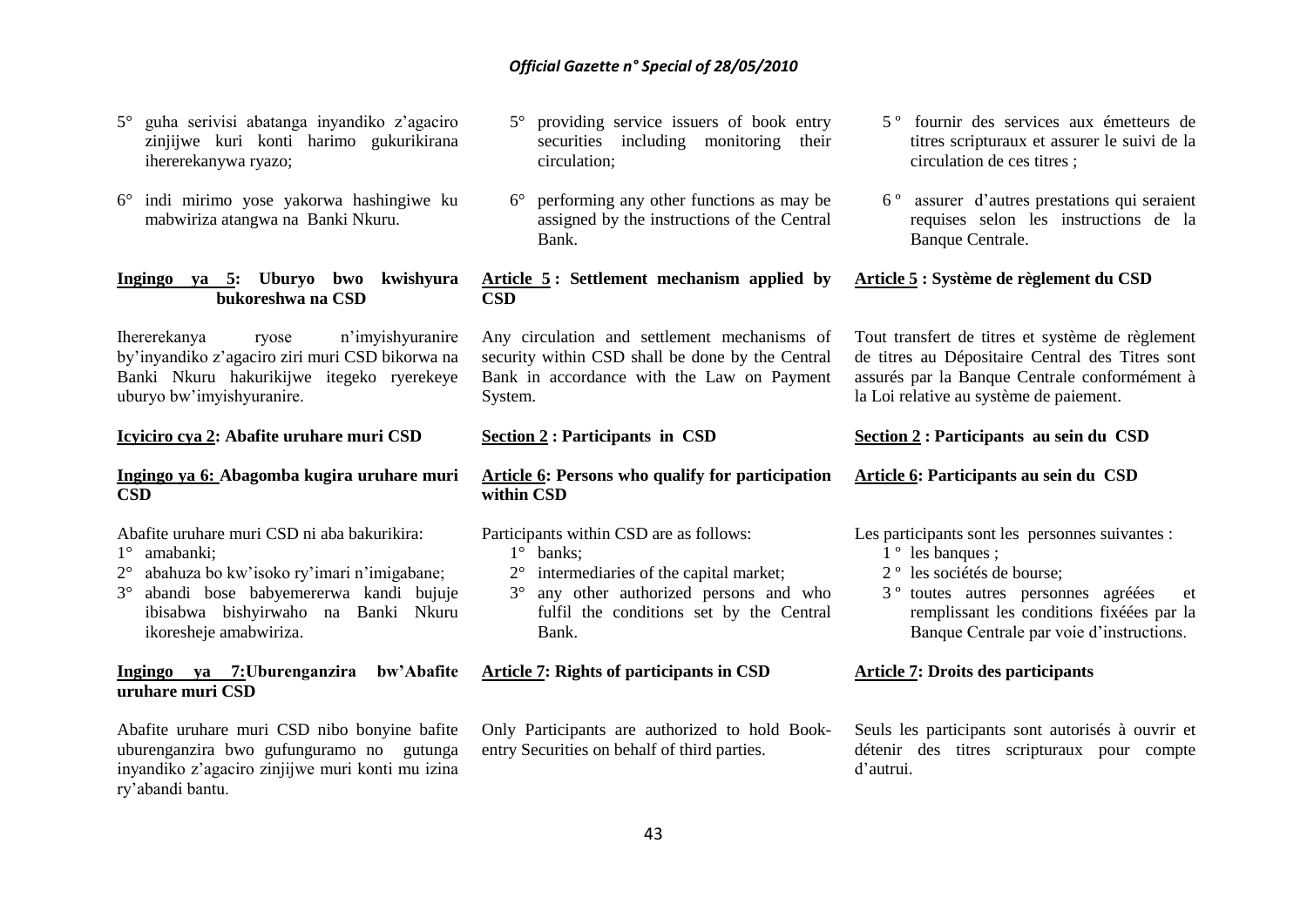5° guha serivisi abatanga inyandiko z'agaciro zinjijwe kuri konti harimo gukurikirana ihererekanywa ryazo;

6° indi mirimo yose yakorwa hashingiwe ku mabwiriza atangwa na Banki Nkuru.

**Ingingo ya 5: Uburyo bwo kwishyura bukoreshwa na CSD**

Ihererekanya ryose n'imyishyuranire by'inyandiko z'agaciro ziri muri CSD bikorwa na Banki Nkuru hakurikijwe itegeko ryerekeye uburyo bw'imyishyuranire.

**Icyiciro cya 2: Abafite uruhare muri CSD**

**Ingingo ya 6: Abagomba kugira uruhare muri CSD**

Abafite uruhare muri CSD ni aba bakurikira:

1° amabanki;
2° abahuza bo kw'isoko ry'imari n'imigabane;
3° abandi bose babyemererwa kandi bujuje ibisabwa bishyirwaho na Banki Nkuru ikoresheje amabwiriza.

**Ingingo ya 7: Uburenganzira bw'Abafite uruhare muri CSD**

Abafite uruhare muri CSD nibo bonyine bafite uburenganzira bwo gufunguramo no gutunga inyandiko z'agaciro zinjijwe muri konti mu izina ry'abandi bantu.

5° providing service issuers of book entry securities including monitoring their circulation;

6° performing any other functions as may be assigned by the instructions of the Central Bank.

**Article 5 : Settlement mechanism applied by CSD**

Any circulation and settlement mechanisms of security within CSD shall be done by the Central Bank in accordance with the Law on Payment System.

**Section 2 : Participants in CSD**

**Article 6: Persons who qualify for participation within CSD**

Participants within CSD are as follows:

1° banks;
2° intermediaries of the capital market;
3° any other authorized persons and who fulfil the conditions set by the Central Bank.

**Article 7: Rights of participants in CSD**

Only Participants are authorized to hold Book-entry Securities on behalf of third parties.

5 º fournir des services aux émetteurs de titres scripturaux et assurer le suivi de la circulation de ces titres ;

6 º assurer d'autres prestations qui seraient requises selon les instructions de la Banque Centrale.

**Article 5 : Système de règlement du CSD**

Tout transfert de titres et système de règlement de titres au Dépositaire Central des Titres sont assurés par la Banque Centrale conformément à la Loi relative au système de paiement.

**Section 2 : Participants au sein du CSD**

**Article 6: Participants au sein du CSD**

Les participants sont les personnes suivantes :

1 º les banques ;
2 º les sociétés de bourse;
3 º toutes autres personnes agréées et remplissant les conditions fixées par la Banque Centrale par voie d'instructions.

**Article 7: Droits des participants**

Seuls les participants sont autorisés à ouvrir et détenir des titres scripturaux pour compte d'autrui.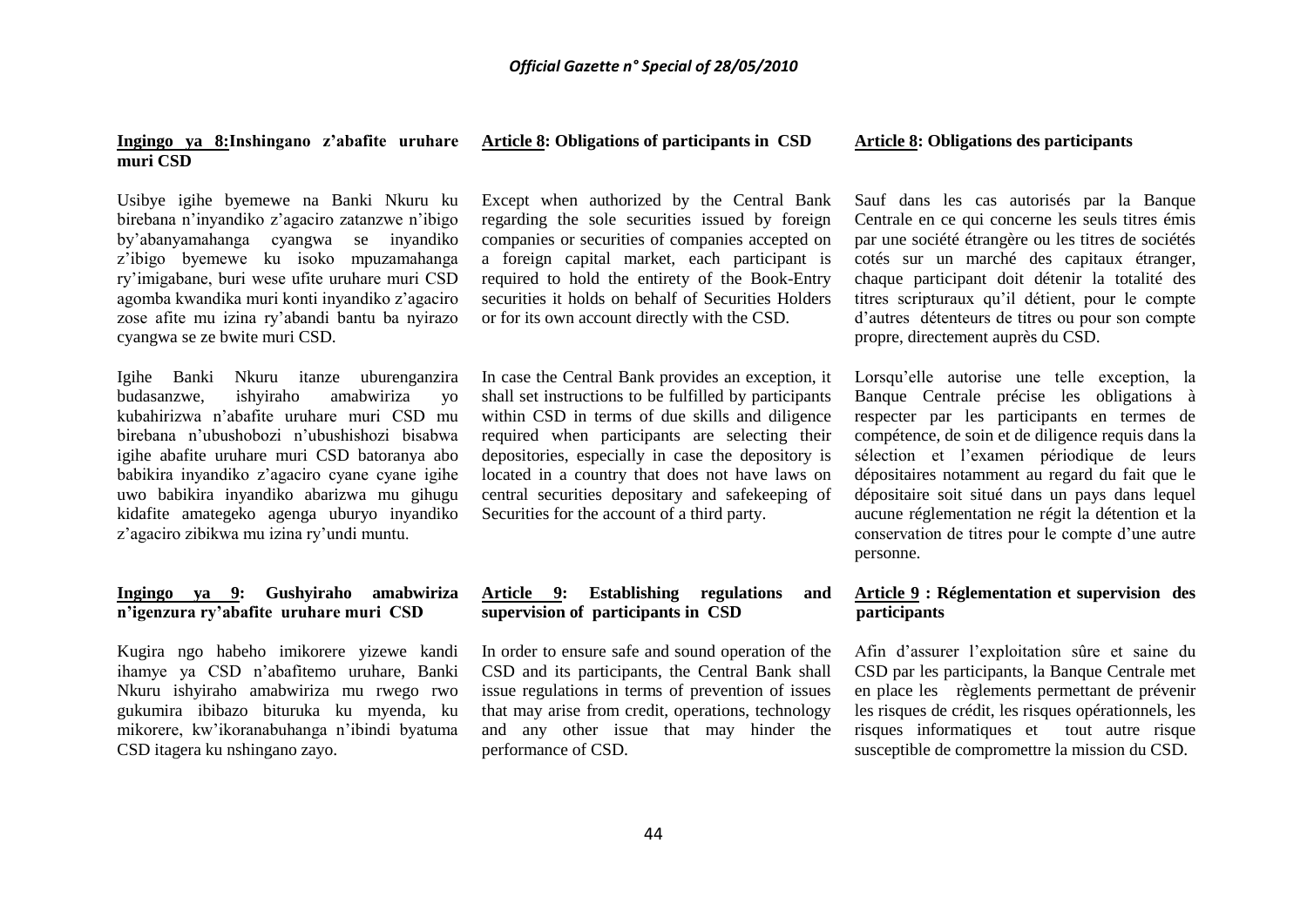**Ingingo ya 8:Inshingano z'abafite uruhare muri CSD**

Usibye igihe byemewe na Banki Nkuru ku birebana n'inyandiko z'agaciro zatanzwe n'ibigo by'abanyamahanga cyangwa se inyandiko z'ibigo byemewe ku isoko mpuzamahanga ry'imigabane, buri wese ufite uruhare muri CSD agomba kwandika muri konti inyandiko z'agaciro zose afite mu izina ry'abandi bantu ba nyirazo cyangwa se ze bwite muri CSD.

Igihe Banki Nkuru itanze uburenganzira budasanzwe, ishyiraho amabwiriza yo kubahirizwa n'abafite uruhare muri CSD mu birebana n'ubushobozi n'ubushishozi bisabwa igihe abafite uruhare muri CSD batoranya abo babikira inyandiko z'agaciro cyane cyane igihe uwo babikira inyandiko abarizwa mu gihugu kidafite amategeko agenga uburyo inyandiko z'agaciro zibikwa mu izina ry'undi muntu.

**Ingingo ya 9: Gushyiraho amabwiriza n'igenzura ry'abafite uruhare muri CSD**

Kugira ngo habeho imikorere yizewe kandi ihamye ya CSD n'abafitemo uruhare, Banki Nkuru ishyiraho amabwiriza mu rwego rwo gukumira ibibazo bituruka ku myenda, ku mikorere, kw'ikoranabuhanga n'ibindi byatuma CSD itagera ku nshingano zayo.

**Article 8: Obligations of participants in CSD**

Except when authorized by the Central Bank regarding the sole securities issued by foreign companies or securities of companies accepted on a foreign capital market, each participant is required to hold the entirety of the Book-Entry securities it holds on behalf of Securities Holders or for its own account directly with the CSD.

In case the Central Bank provides an exception, it shall set instructions to be fulfilled by participants within CSD in terms of due skills and diligence required when participants are selecting their depositories, especially in case the depository is located in a country that does not have laws on central securities depositary and safekeeping of Securities for the account of a third party.

**Article 9: Establishing regulations and supervision of participants in CSD**

In order to ensure safe and sound operation of the CSD and its participants, the Central Bank shall issue regulations in terms of prevention of issues that may arise from credit, operations, technology and any other issue that may hinder the performance of CSD.

**Article 8: Obligations des participants**

Sauf dans les cas autorisés par la Banque Centrale en ce qui concerne les seuls titres émis par une société étrangère ou les titres de sociétés cotés sur un marché des capitaux étranger, chaque participant doit détenir la totalité des titres scripturaux qu'il détient, pour le compte d'autres détenteurs de titres ou pour son compte propre, directement auprès du CSD.

Lorsqu'elle autorise une telle exception, la Banque Centrale précise les obligations à respecter par les participants en termes de compétence, de soin et de diligence requis dans la sélection et l'examen périodique de leurs dépositaires notamment au regard du fait que le dépositaire soit situé dans un pays dans lequel aucune réglementation ne régit la détention et la conservation de titres pour le compte d'une autre personne.

**Article 9 : Réglementation et supervision des participants**

Afin d'assurer l'exploitation sûre et saine du CSD par les participants, la Banque Centrale met en place les règlements permettant de prévenir les risques de crédit, les risques opérationnels, les risques informatiques et tout autre risque susceptible de compromettre la mission du CSD.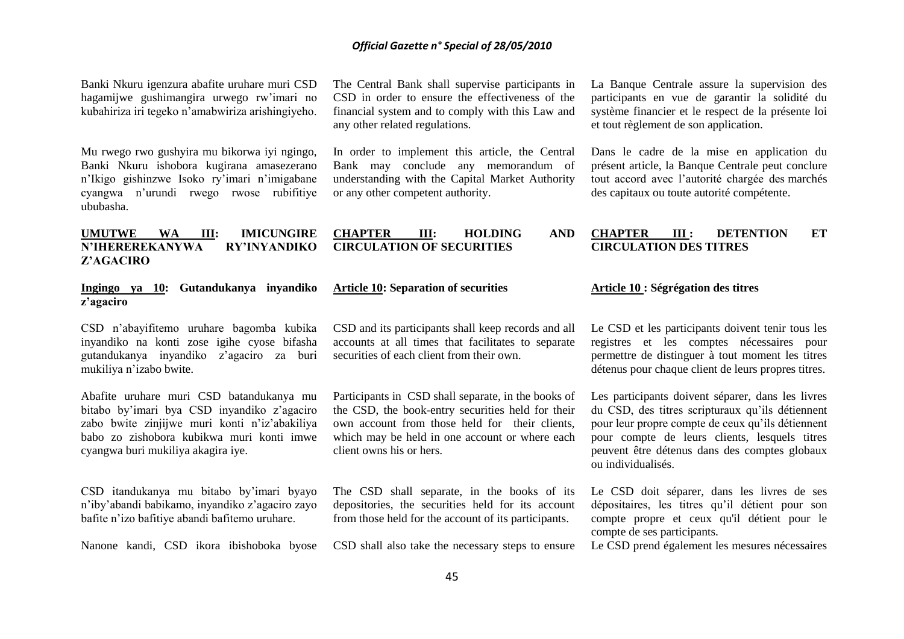Banki Nkuru igenzura abafite uruhare muri CSD hagamijwe gushimangira urwego rw'imari no kubahiriza iri tegeko n'amabwiriza arishingiyeho.

Mu rwego rwo gushyira mu bikorwa iyi ngingo, Banki Nkuru ishobora kugirana amasezerano n'Ikigo gishinzwe Isoko ry'imari n'imigabane cyangwa n'urundi rwego rwose rubifitiye ububasha.

**UMUTWE WA III: IMICUNGIRE N'IHEREREKANYWA RY'INYANDIKO Z'AGACIRO**

**Ingingo ya 10: Gutandukanya inyandiko z'agaciro**

CSD n'abayifitemo uruhare bagomba kubika inyandiko na konti zose igihe cyose bifasha gutandukanya inyandiko z'agaciro za buri mukiliya n'izabo bwite.

Abafite uruhare muri CSD batandukanya mu bitabo by'imari bya CSD inyandiko z'agaciro zabo bwite zinjijwe muri konti n'iz'abakiliya babo zo zishobora kubikwa muri konti imwe cyangwa buri mukiliya akagira iye.

CSD itandukanya mu bitabo by'imari byayo n'iby'abandi babikamo, inyandiko z'agaciro zayo bafite n'izo bafitiye abandi bafitemo uruhare.

Nanone kandi, CSD ikora ibishoboka byose

The Central Bank shall supervise participants in CSD in order to ensure the effectiveness of the financial system and to comply with this Law and any other related regulations.

In order to implement this article, the Central Bank may conclude any memorandum of understanding with the Capital Market Authority or any other competent authority.

**CHAPTER III: HOLDING AND CIRCULATION OF SECURITIES**

**Article 10: Separation of securities**

CSD and its participants shall keep records and all accounts at all times that facilitates to separate securities of each client from their own.

Participants in CSD shall separate, in the books of the CSD, the book-entry securities held for their own account from those held for their clients, which may be held in one account or where each client owns his or hers.

The CSD shall separate, in the books of its depositories, the securities held for its account from those held for the account of its participants.

CSD shall also take the necessary steps to ensure

La Banque Centrale assure la supervision des participants en vue de garantir la solidité du système financier et le respect de la présente loi et tout règlement de son application.

Dans le cadre de la mise en application du présent article, la Banque Centrale peut conclure tout accord avec l'autorité chargée des marchés des capitaux ou toute autorité compétente.

**CHAPTER III : DETENTION ET CIRCULATION DES TITRES**

**Article 10 : Ségrégation des titres**

Le CSD et les participants doivent tenir tous les registres et les comptes nécessaires pour permettre de distinguer à tout moment les titres détenus pour chaque client de leurs propres titres.

Les participants doivent séparer, dans les livres du CSD, des titres scripturaux qu'ils détiennent pour leur propre compte de ceux qu'ils détiennent pour compte de leurs clients, lesquels titres peuvent être détenus dans des comptes globaux ou individualisés.

Le CSD doit séparer, dans les livres de ses dépositaires, les titres qu'il détient pour son compte propre et ceux qu'il détient pour le compte de ses participants.

Le CSD prend également les mesures nécessaires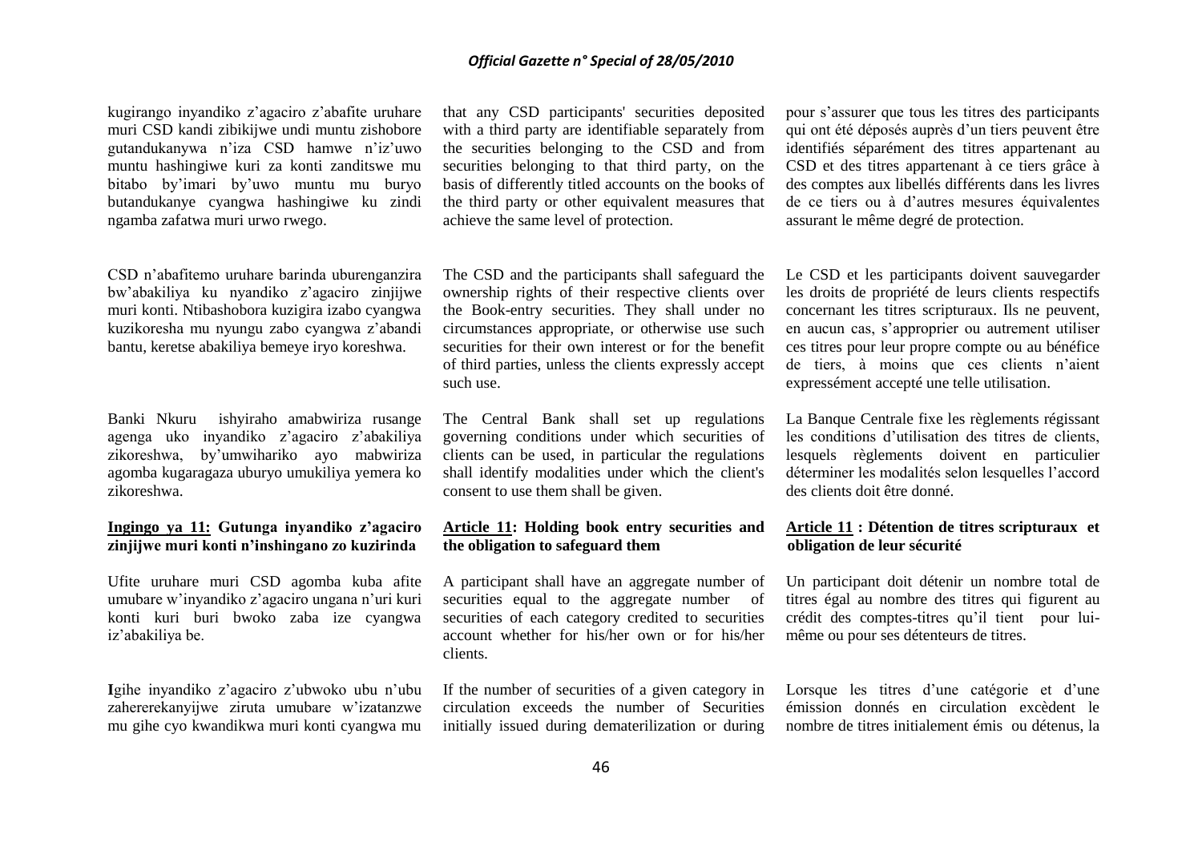kugirango inyandiko z'agaciro z'abafite uruhare muri CSD kandi zibikijwe undi muntu zishobore gutandukanywa n'iza CSD hamwe n'iz'uwo muntu hashingiwe kuri za konti zanditswe mu bitabo by'imari by'uwo muntu mu buryo butandukanye cyangwa hashingiwe ku zindi ngamba zafatwa muri urwo rwego.

CSD n'abafitemo uruhare barinda uburenganzira bw'abakiliya ku nyandiko z'agaciro zinjijwe muri konti. Ntibashobora kuzigira izabo cyangwa kuzikoresha mu nyungu zabo cyangwa z'abandi bantu, keretse abakiliya bemeye iryo koreshwa.

Banki Nkuru ishyiraho amabwiriza rusange agenga uko inyandiko z'agaciro z'abakiliya zikoreshwa, by'umwihariko ayo mabwiriza agomba kugaragaza uburyo umukiliya yemera ko zikoreshwa.

**Ingingo ya 11: Gutunga inyandiko z'agaciro zinjijwe muri konti n'inshingano zo kuzirinda**

Ufite uruhare muri CSD agomba kuba afite umubare w'inyandiko z'agaciro ungana n'uri kuri konti kuri buri bwoko zaba ize cyangwa iz'abakiliya be.

**I**gihe inyandiko z'agaciro z'ubwoko ubu n'ubu zahererekanyijwe ziruta umubare w'izatanzwe mu gihe cyo kwandikwa muri konti cyangwa mu

that any CSD participants' securities deposited with a third party are identifiable separately from the securities belonging to the CSD and from securities belonging to that third party, on the basis of differently titled accounts on the books of the third party or other equivalent measures that achieve the same level of protection.

The CSD and the participants shall safeguard the ownership rights of their respective clients over the Book-entry securities. They shall under no circumstances appropriate, or otherwise use such securities for their own interest or for the benefit of third parties, unless the clients expressly accept such use.

The Central Bank shall set up regulations governing conditions under which securities of clients can be used, in particular the regulations shall identify modalities under which the client's consent to use them shall be given.

**Article 11: Holding book entry securities and the obligation to safeguard them**

A participant shall have an aggregate number of securities equal to the aggregate number of securities of each category credited to securities account whether for his/her own or for his/her clients.

If the number of securities of a given category in circulation exceeds the number of Securities initially issued during dematerilization or during

pour s'assurer que tous les titres des participants qui ont été déposés auprès d'un tiers peuvent être identifiés séparément des titres appartenant au CSD et des titres appartenant à ce tiers grâce à des comptes aux libellés différents dans les livres de ce tiers ou à d'autres mesures équivalentes assurant le même degré de protection.

Le CSD et les participants doivent sauvegarder les droits de propriété de leurs clients respectifs concernant les titres scripturaux. Ils ne peuvent, en aucun cas, s'approprier ou autrement utiliser ces titres pour leur propre compte ou au bénéfice de tiers, à moins que ces clients n'aient expressément accepté une telle utilisation.

La Banque Centrale fixe les règlements régissant les conditions d'utilisation des titres de clients, lesquels règlements doivent en particulier déterminer les modalités selon lesquelles l'accord des clients doit être donné.

**Article 11 : Détention de titres scripturaux et obligation de leur sécurité**

Un participant doit détenir un nombre total de titres égal au nombre des titres qui figurent au crédit des comptes-titres qu'il tient pour lui-même ou pour ses détenteurs de titres.

Lorsque les titres d'une catégorie et d'une émission donnés en circulation excèdent le nombre de titres initialement émis ou détenus, la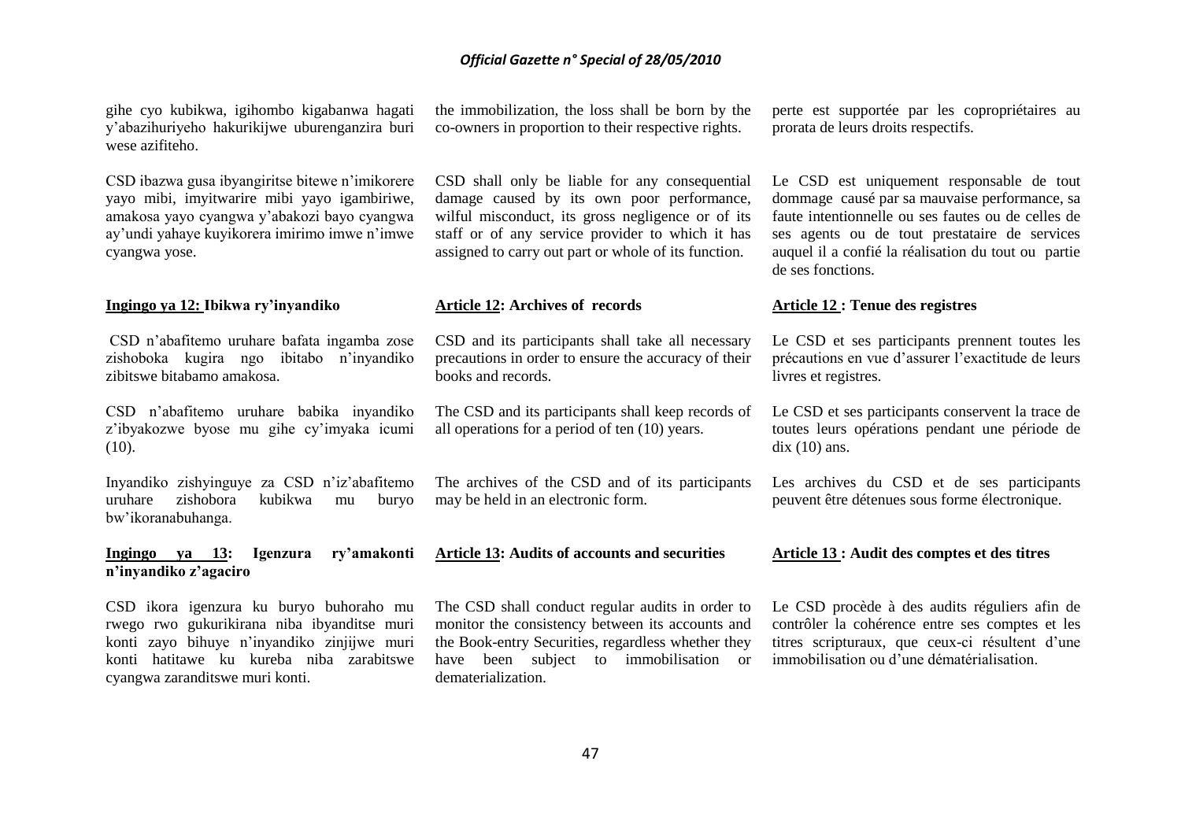gihe cyo kubikwa, igihombo kigabanwa hagati y'abazihuriyeho hakurikijwe uburenganzira buri wese azifiteho.

CSD ibazwa gusa ibyangiritse bitewe n'imikorere yayo mibi, imyitwarire mibi yayo igambiriwe, amakosa yayo cyangwa y'abakozi bayo cyangwa ay'undi yahaye kuyikorera imirimo imwe n'imwe cyangwa yose.

**Ingingo ya 12: Ibikwa ry'inyandiko**

CSD n'abafitemo uruhare bafata ingamba zose zishoboka kugira ngo ibitabo n'inyandiko zibitswe bitabamo amakosa.

CSD n'abafitemo uruhare babika inyandiko z'ibyakozwe byose mu gihe cy'imyaka icumi (10).

Inyandiko zishyinguye za CSD n'iz'abafitemo uruhare zishobora kubikwa mu buryo bw'ikoranabuhanga.

**Ingingo ya 13: Igenzura ry'amakonti n'inyandiko z'agaciro**

CSD ikora igenzura ku buryo buhoraho mu rwego rwo gukurikirana niba ibyanditse muri konti zayo bihuye n'inyandiko zinjijwe muri konti hatitawe ku kureba niba zarabitswe cyangwa zaranditswe muri konti.

the immobilization, the loss shall be born by the co-owners in proportion to their respective rights.

CSD shall only be liable for any consequential damage caused by its own poor performance, wilful misconduct, its gross negligence or of its staff or of any service provider to which it has assigned to carry out part or whole of its function.

**Article 12: Archives of records**

CSD and its participants shall take all necessary precautions in order to ensure the accuracy of their books and records.

The CSD and its participants shall keep records of all operations for a period of ten (10) years.

The archives of the CSD and of its participants may be held in an electronic form.

**Article 13: Audits of accounts and securities**

The CSD shall conduct regular audits in order to monitor the consistency between its accounts and the Book-entry Securities, regardless whether they have been subject to immobilisation or dematerialization.

perte est supportée par les copropriétaires au prorata de leurs droits respectifs.

Le CSD est uniquement responsable de tout dommage causé par sa mauvaise performance, sa faute intentionnelle ou ses fautes ou de celles de ses agents ou de tout prestataire de services auquel il a confié la réalisation du tout ou partie de ses fonctions.

**Article 12 : Tenue des registres**

Le CSD et ses participants prennent toutes les précautions en vue d'assurer l'exactitude de leurs livres et registres.

Le CSD et ses participants conservent la trace de toutes leurs opérations pendant une période de dix (10) ans.

Les archives du CSD et de ses participants peuvent être détenues sous forme électronique.

**Article 13 : Audit des comptes et des titres**

Le CSD procède à des audits réguliers afin de contrôler la cohérence entre ses comptes et les titres scripturaux, que ceux-ci résultent d'une immobilisation ou d'une dématérialisation.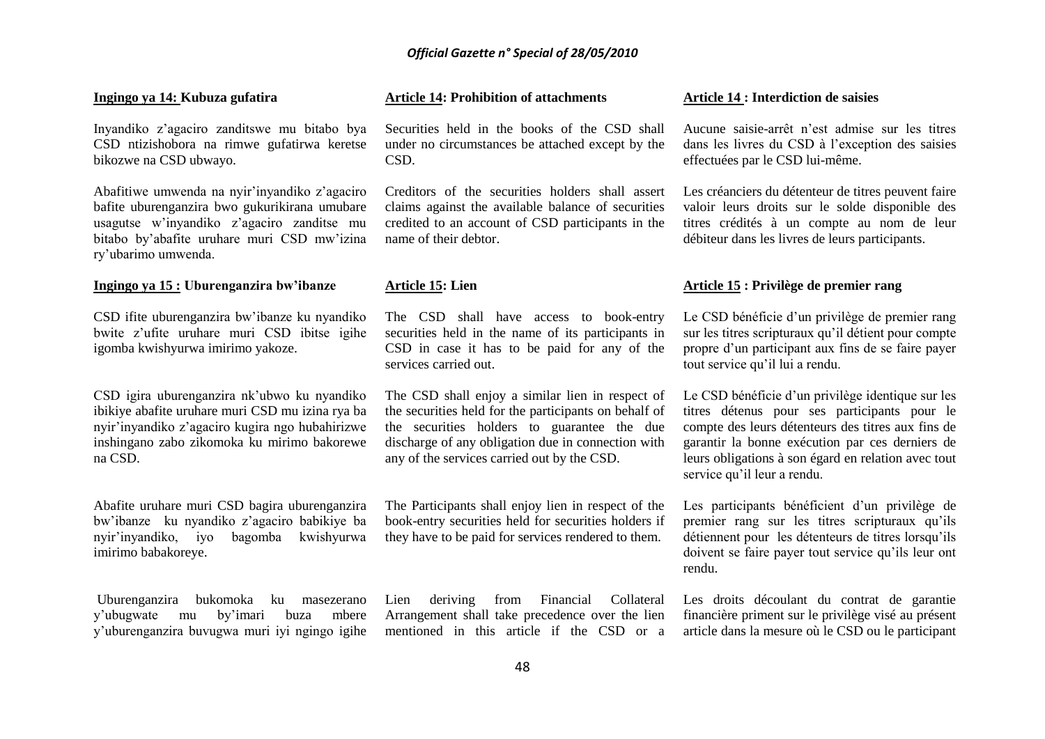**Ingingo ya 14: Kubuza gufatira**

Inyandiko z'agaciro zanditswe mu bitabo bya CSD ntizishobora na rimwe gufatirwa keretse bikozwe na CSD ubwayo.

Abafitiwe umwenda na nyir'inyandiko z'agaciro bafite uburenganzira bwo gukurikirana umubare usagutse w'inyandiko z'agaciro zanditse mu bitabo by'abafite uruhare muri CSD mw'izina ry'ubarimo umwenda.

**Ingingo ya 15 : Uburenganzira bw'ibanze**

CSD ifite uburenganzira bw'ibanze ku nyandiko bwite z'ufite uruhare muri CSD ibitse igihe igomba kwishyurwa imirimo yakoze.

CSD igira uburenganzira nk'ubwo ku nyandiko ibikiye abafite uruhare muri CSD mu izina rya ba nyir'inyandiko z'agaciro kugira ngo hubahirizwe inshingano zabo zikomoka ku mirimo bakorewe na CSD.

Abafite uruhare muri CSD bagira uburenganzira bw'ibanze ku nyandiko z'agaciro babikiye ba nyir'inyandiko, iyo bagomba kwishyurwa imirimo babakoreye.

Uburenganzira bukomoka ku masezerano y'ubugwate mu by'imari buza mbere y'uburenganzira buvugwa muri iyi ngingo igihe

**Article 14: Prohibition of attachments**

Securities held in the books of the CSD shall under no circumstances be attached except by the CSD.

Creditors of the securities holders shall assert claims against the available balance of securities credited to an account of CSD participants in the name of their debtor.

**Article 15: Lien**

The CSD shall have access to book-entry securities held in the name of its participants in CSD in case it has to be paid for any of the services carried out.

The CSD shall enjoy a similar lien in respect of the securities held for the participants on behalf of the securities holders to guarantee the due discharge of any obligation due in connection with any of the services carried out by the CSD.

The Participants shall enjoy lien in respect of the book-entry securities held for securities holders if they have to be paid for services rendered to them.

Lien deriving from Financial Collateral Arrangement shall take precedence over the lien mentioned in this article if the CSD or a

**Article 14 : Interdiction de saisies**

Aucune saisie-arrêt n'est admise sur les titres dans les livres du CSD à l'exception des saisies effectuées par le CSD lui-même.

Les créanciers du détenteur de titres peuvent faire valoir leurs droits sur le solde disponible des titres crédités à un compte au nom de leur débiteur dans les livres de leurs participants.

**Article 15 : Privilège de premier rang**

Le CSD bénéficie d'un privilège de premier rang sur les titres scripturaux qu'il détient pour compte propre d'un participant aux fins de se faire payer tout service qu'il lui a rendu.

Le CSD bénéficie d'un privilège identique sur les titres détenus pour ses participants pour le compte des leurs détenteurs des titres aux fins de garantir la bonne exécution par ces derniers de leurs obligations à son égard en relation avec tout service qu'il leur a rendu.

Les participants bénéficient d'un privilège de premier rang sur les titres scripturaux qu'ils détiennent pour les détenteurs de titres lorsqu'ils doivent se faire payer tout service qu'ils leur ont rendu.

Les droits découlant du contrat de garantie financière priment sur le privilège visé au présent article dans la mesure où le CSD ou le participant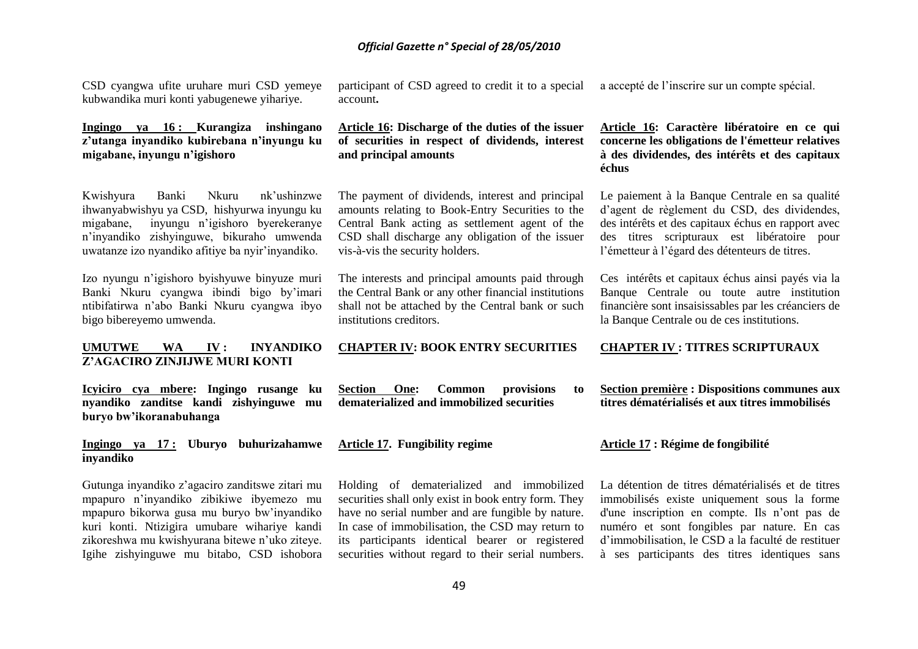CSD cyangwa ufite uruhare muri CSD yemeye kubwandika muri konti yabugenewe yihariye.

**Ingingo ya 16 : Kurangiza inshingano z'utanga inyandiko kubirebana n'inyungu ku migabane, inyungu n'igishoro**

Kwishyura Banki Nkuru nk'ushinzwe ihwanyabwishyu ya CSD, hishyurwa inyungu ku migabane, inyungu n'igishoro byerekeranye n'inyandiko zishyinguwe, bikuraho umwenda uwatanze izo nyandiko afitiye ba nyir'inyandiko.

Izo nyungu n'igishoro byishyuwe binyuze muri Banki Nkuru cyangwa ibindi bigo by'imari ntibifatirwa n'abo Banki Nkuru cyangwa ibyo bigo bibereyemo umwenda.

**UMUTWE WA IV : INYANDIKO Z'AGACIRO ZINJIJWE MURI KONTI**

**Icyiciro cya mbere: Ingingo rusange ku nyandiko zanditse kandi zishyinguwe mu buryo bw'ikoranabuhanga**

**Ingingo ya 17 : Uburyo buhurizahamwe inyandiko**

Gutunga inyandiko z'agaciro zanditswe zitari mu mpapuro n'inyandiko zibikiwe ibyemezo mu mpapuro bikorwa gusa mu buryo bw'inyandiko kuri konti. Ntizigira umubare wihariye kandi zikoreshwa mu kwishyurana bitewe n'uko ziteye. Igihe zishyinguwe mu bitabo, CSD ishobora

participant of CSD agreed to credit it to a special account**.**

**Article 16: Discharge of the duties of the issuer of securities in respect of dividends, interest and principal amounts**

The payment of dividends, interest and principal amounts relating to Book-Entry Securities to the Central Bank acting as settlement agent of the CSD shall discharge any obligation of the issuer vis-à-vis the security holders.

The interests and principal amounts paid through the Central Bank or any other financial institutions shall not be attached by the Central bank or such institutions creditors.

**CHAPTER IV: BOOK ENTRY SECURITIES**

**Section One: Common provisions to dematerialized and immobilized securities**

**Article 17. Fungibility regime**

Holding of dematerialized and immobilized securities shall only exist in book entry form. They have no serial number and are fungible by nature. In case of immobilisation, the CSD may return to its participants identical bearer or registered securities without regard to their serial numbers.

a accepté de l'inscrire sur un compte spécial.

**Article 16: Caractère libératoire en ce qui concerne les obligations de l'émetteur relatives à des dividendes, des intérêts et des capitaux échus**

Le paiement à la Banque Centrale en sa qualité d'agent de règlement du CSD, des dividendes, des intérêts et des capitaux échus en rapport avec des titres scripturaux est libératoire pour l'émetteur à l'égard des détenteurs de titres.

Ces intérêts et capitaux échus ainsi payés via la Banque Centrale ou toute autre institution financière sont insaisissables par les créanciers de la Banque Centrale ou de ces institutions.

**CHAPTER IV : TITRES SCRIPTURAUX**

**Section première : Dispositions communes aux titres dématérialisés et aux titres immobilisés**

**Article 17 : Régime de fongibilité**

La détention de titres dématérialisés et de titres immobilisés existe uniquement sous la forme d'une inscription en compte. Ils n'ont pas de numéro et sont fongibles par nature. En cas d'immobilisation, le CSD a la faculté de restituer à ses participants des titres identiques sans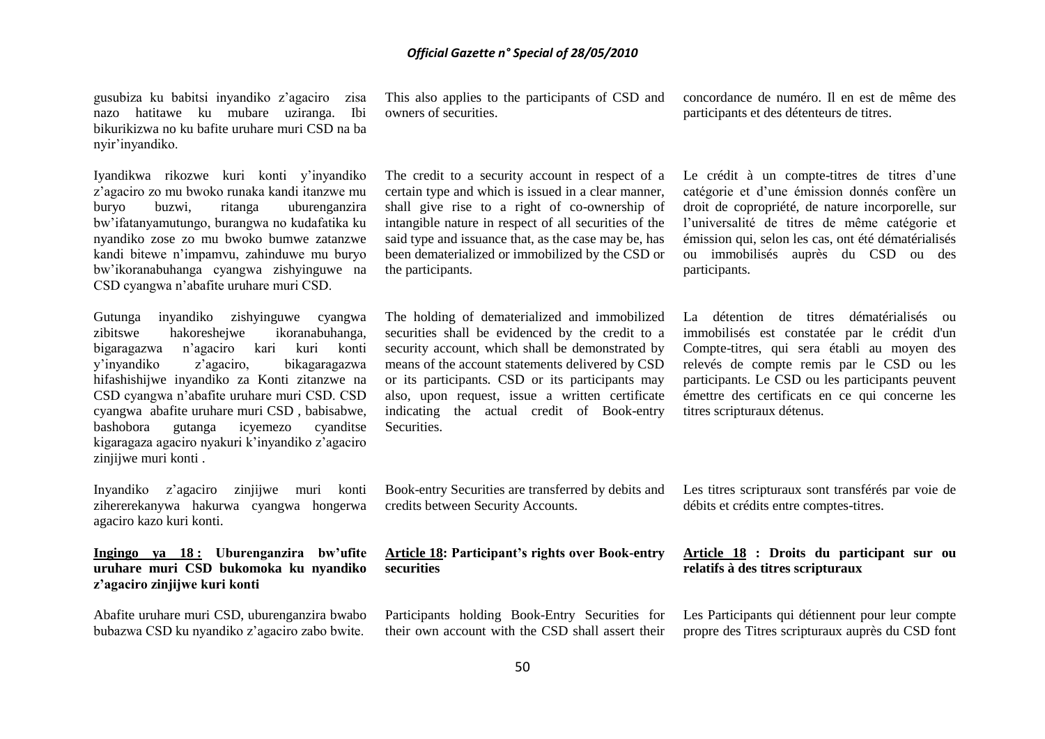gusubiza ku babitsi inyandiko z'agaciro zisa nazo hatitawe ku mubare uziranga. Ibi bikurikizwa no ku bafite uruhare muri CSD na ba nyir'inyandiko.

Iyandikwa rikozwe kuri konti y'inyandiko z'agaciro zo mu bwoko runaka kandi itanzwe mu buryo buzwi, ritanga uburenganzira bw'ifatanyamutungo, burangwa no kudafatika ku nyandiko zose zo mu bwoko bumwe zatanzwe kandi bitewe n'impamvu, zahinduwe mu buryo bw'ikoranabuhanga cyangwa zishyinguwe na CSD cyangwa n'abafite uruhare muri CSD.

Gutunga inyandiko zishyinguwe cyangwa zibitswe hakoreshejwe ikoranabuhanga, bigaragazwa n'agaciro kari kuri konti y'inyandiko z'agaciro, bikagaragazwa hifashishijwe inyandiko za Konti zitanzwe na CSD cyangwa n'abafite uruhare muri CSD. CSD cyangwa abafite uruhare muri CSD , babisabwe, bashobora gutanga icyemezo cyanditse kigaragaza agaciro nyakuri k'inyandiko z'agaciro zinjijwe muri konti .

Inyandiko z'agaciro zinjijwe muri konti zihererekanywa hakurwa cyangwa hongerwa agaciro kazo kuri konti.

**Ingingo ya 18 : Uburenganzira bw'ufite uruhare muri CSD bukomoka ku nyandiko z'agaciro zinjijwe kuri konti**

Abafite uruhare muri CSD, uburenganzira bwabo bubazwa CSD ku nyandiko z'agaciro zabo bwite.

This also applies to the participants of CSD and owners of securities.

The credit to a security account in respect of a certain type and which is issued in a clear manner, shall give rise to a right of co-ownership of intangible nature in respect of all securities of the said type and issuance that, as the case may be, has been dematerialized or immobilized by the CSD or the participants.

The holding of dematerialized and immobilized securities shall be evidenced by the credit to a security account, which shall be demonstrated by means of the account statements delivered by CSD or its participants. CSD or its participants may also, upon request, issue a written certificate indicating the actual credit of Book-entry Securities.

Book-entry Securities are transferred by debits and credits between Security Accounts.

**Article 18: Participant's rights over Book-entry securities**

Participants holding Book-Entry Securities for their own account with the CSD shall assert their

concordance de numéro. Il en est de même des participants et des détenteurs de titres.

Le crédit à un compte-titres de titres d'une catégorie et d'une émission donnés confère un droit de copropriété, de nature incorporelle, sur l'universalité de titres de même catégorie et émission qui, selon les cas, ont été dématérialisés ou immobilisés auprès du CSD ou des participants.

La détention de titres dématérialisés ou immobilisés est constatée par le crédit d'un Compte-titres, qui sera établi au moyen des relevés de compte remis par le CSD ou les participants. Le CSD ou les participants peuvent émettre des certificats en ce qui concerne les titres scripturaux détenus.

Les titres scripturaux sont transférés par voie de débits et crédits entre comptes-titres.

**Article 18 : Droits du participant sur ou relatifs à des titres scripturaux**

Les Participants qui détiennent pour leur compte propre des Titres scripturaux auprès du CSD font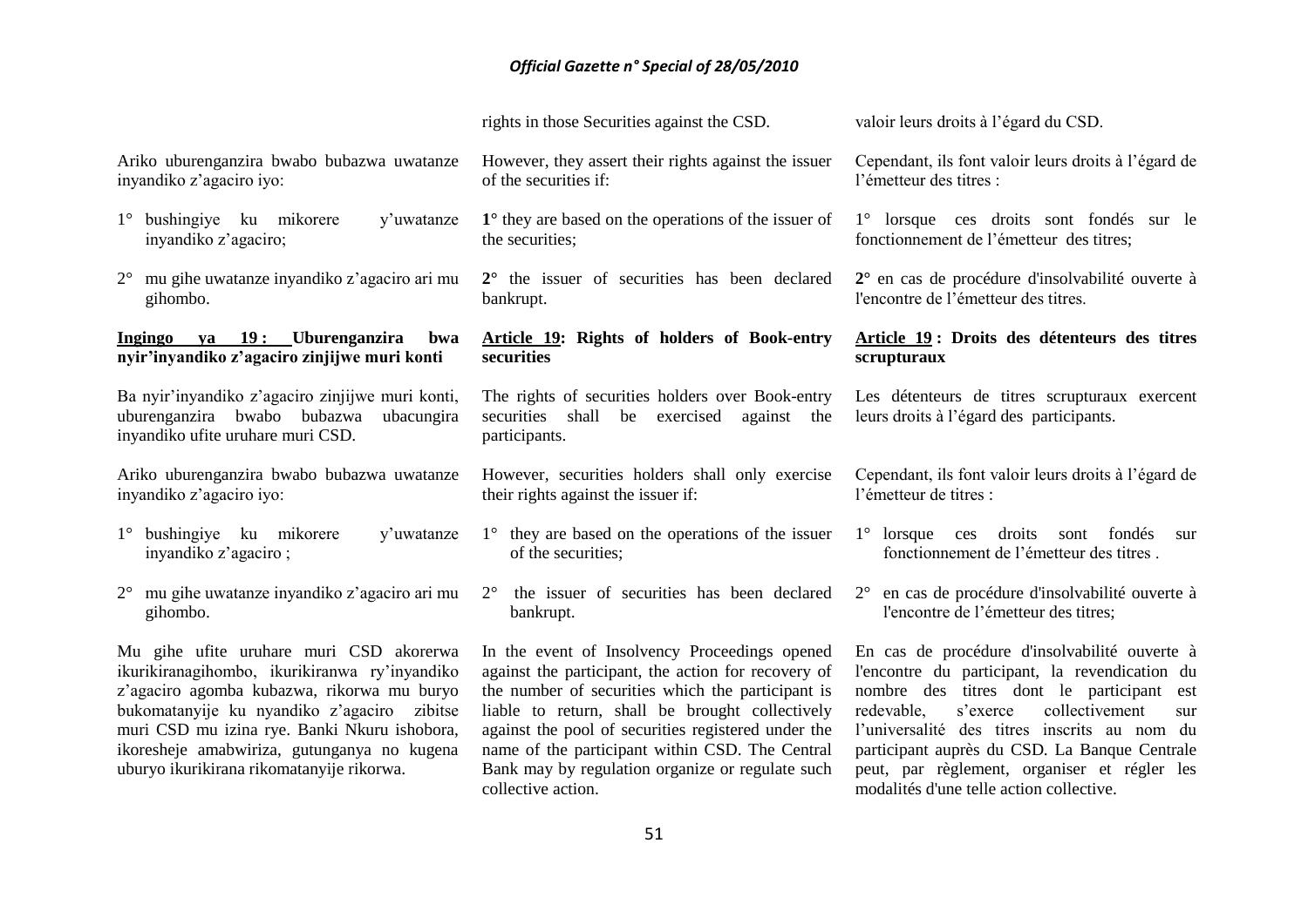rights in those Securities against the CSD.

valoir leurs droits à l'égard du CSD.

Ariko uburenganzira bwabo bubazwa uwatanze inyandiko z'agaciro iyo:

1° bushingiye ku mikorere y'uwatanze inyandiko z'agaciro;

2° mu gihe uwatanze inyandiko z'agaciro ari mu gihombo.

However, they assert their rights against the issuer of the securities if:

**1°** they are based on the operations of the issuer of the securities;

**2°** the issuer of securities has been declared bankrupt.

Cependant, ils font valoir leurs droits à l'égard de l'émetteur des titres :

1° lorsque ces droits sont fondés sur le fonctionnement de l'émetteur des titres;

**2°** en cas de procédure d'insolvabilité ouverte à l'encontre de l'émetteur des titres.

**Ingingo ya 19 : Uburenganzira bwa nyir'inyandiko z'agaciro zinjijwe muri konti**

Ba nyir'inyandiko z'agaciro zinjijwe muri konti, uburenganzira bwabo bubazwa ubacungira inyandiko ufite uruhare muri CSD.

Ariko uburenganzira bwabo bubazwa uwatanze inyandiko z'agaciro iyo:

1° bushingiye ku mikorere y'uwatanze inyandiko z'agaciro ;

2° mu gihe uwatanze inyandiko z'agaciro ari mu gihombo.

Mu gihe ufite uruhare muri CSD akorerwa ikurikiranagihombo, ikurikiranwa ry'inyandiko z'agaciro agomba kubazwa, rikorwa mu buryo bukomatanyije ku nyandiko z'agaciro zibitse muri CSD mu izina rye. Banki Nkuru ishobora, ikoresheje amabwiriza, gutunganya no kugena uburyo ikurikirana rikomatanyije rikorwa.

**Article 19: Rights of holders of Book-entry securities**

The rights of securities holders over Book-entry securities shall be exercised against the participants.

However, securities holders shall only exercise their rights against the issuer if:

1° they are based on the operations of the issuer of the securities;

2° the issuer of securities has been declared bankrupt.

In the event of Insolvency Proceedings opened against the participant, the action for recovery of the number of securities which the participant is liable to return, shall be brought collectively against the pool of securities registered under the name of the participant within CSD. The Central Bank may by regulation organize or regulate such collective action.

**Article 19 : Droits des détenteurs des titres scripturaux**

Les détenteurs de titres scripturaux exercent leurs droits à l'égard des participants.

Cependant, ils font valoir leurs droits à l'égard de l'émetteur de titres :

1° lorsque ces droits sont fondés sur fonctionnement de l'émetteur des titres .

2° en cas de procédure d'insolvabilité ouverte à l'encontre de l'émetteur des titres;

En cas de procédure d'insolvabilité ouverte à l'encontre du participant, la revendication du nombre des titres dont le participant est redevable, s'exerce collectivement sur l'universalité des titres inscrits au nom du participant auprès du CSD. La Banque Centrale peut, par règlement, organiser et régler les modalités d'une telle action collective.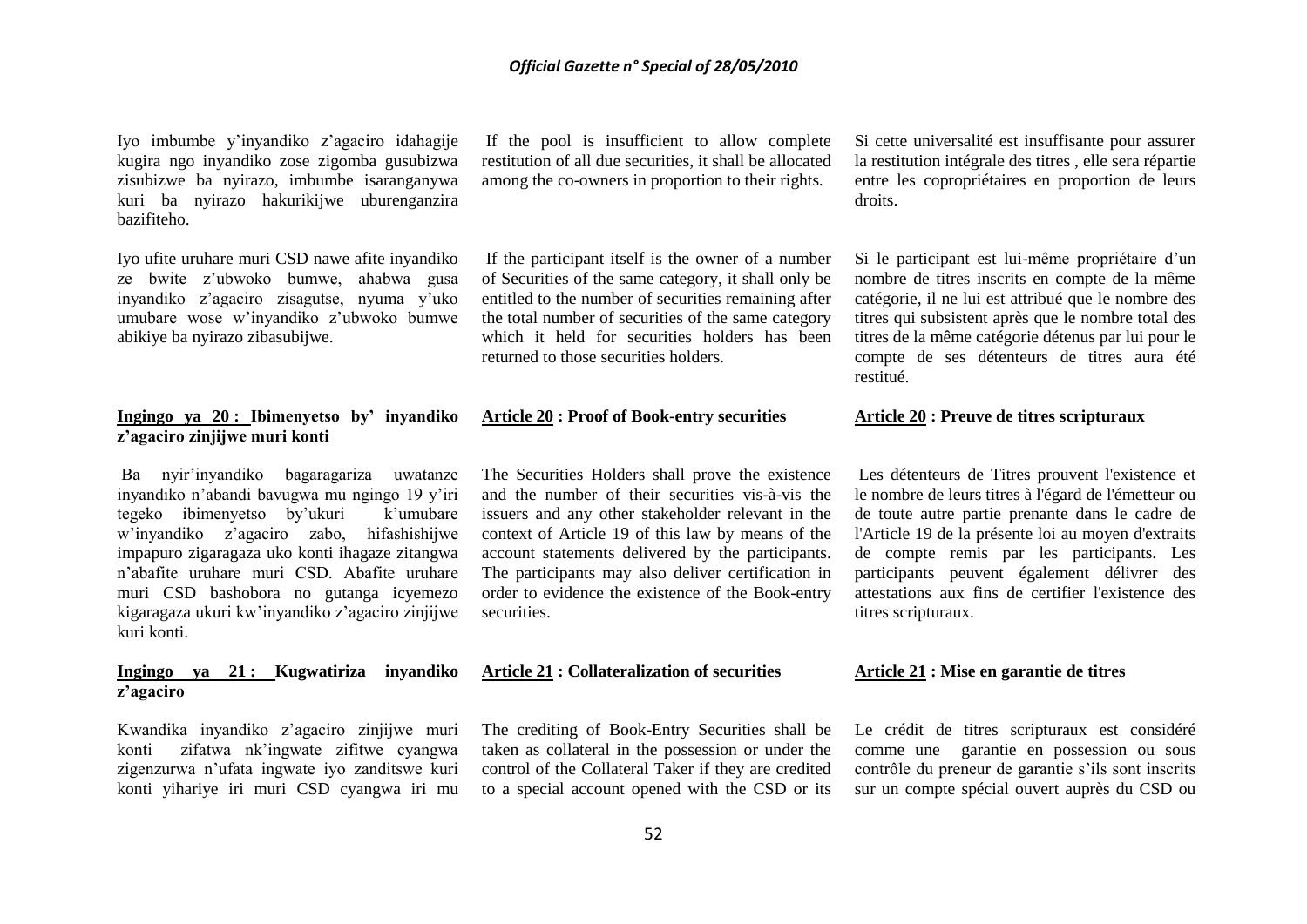Iyo imbumbe y'inyandiko z'agaciro idahagije kugira ngo inyandiko zose zigomba gusubizwa zisubizwe ba nyirazo, imbumbe isaranganywa kuri ba nyirazo hakurikijwe uburenganzira bazifiteho.

Iyo ufite uruhare muri CSD nawe afite inyandiko ze bwite z'ubwoko bumwe, ahabwa gusa inyandiko z'agaciro zisagutse, nyuma y'uko umubare wose w'inyandiko z'ubwoko bumwe abikiye ba nyirazo zibasubijwe.

**Ingingo ya 20 : Ibimenyetso by' inyandiko z'agaciro zinjijwe muri konti**

Ba nyir'inyandiko bagaragariza uwatanze inyandiko n'abandi bavugwa mu ngingo 19 y'iri tegeko ibimenyetso by'ukuri k'umubare w'inyandiko z'agaciro zabo, hifashishijwe impapuro zigaragaza uko konti ihagaze zitangwa n'abafite uruhare muri CSD. Abafite uruhare muri CSD bashobora no gutanga icyemezo kigaragaza ukuri kw'inyandiko z'agaciro zinjijwe kuri konti.

**Ingingo ya 21 : Kugwatiriza inyandiko z'agaciro**

Kwandika inyandiko z'agaciro zinjijwe muri konti zifatwa nk'ingwate zifitwe cyangwa zigenzurwa n'ufata ingwate iyo zanditswe kuri konti yihariye iri muri CSD cyangwa iri mu

If the pool is insufficient to allow complete restitution of all due securities, it shall be allocated among the co-owners in proportion to their rights.

If the participant itself is the owner of a number of Securities of the same category, it shall only be entitled to the number of securities remaining after the total number of securities of the same category which it held for securities holders has been returned to those securities holders.

**Article 20 : Proof of Book-entry securities**

The Securities Holders shall prove the existence and the number of their securities vis-à-vis the issuers and any other stakeholder relevant in the context of Article 19 of this law by means of the account statements delivered by the participants. The participants may also deliver certification in order to evidence the existence of the Book-entry securities.

**Article 21 : Collateralization of securities**

The crediting of Book-Entry Securities shall be taken as collateral in the possession or under the control of the Collateral Taker if they are credited to a special account opened with the CSD or its

Si cette universalité est insuffisante pour assurer la restitution intégrale des titres , elle sera répartie entre les copropriétaires en proportion de leurs droits.

Si le participant est lui-même propriétaire d'un nombre de titres inscrits en compte de la même catégorie, il ne lui est attribué que le nombre des titres qui subsistent après que le nombre total des titres de la même catégorie détenus par lui pour le compte de ses détenteurs de titres aura été restitué.

**Article 20 : Preuve de titres scripturaux**

Les détenteurs de Titres prouvent l'existence et le nombre de leurs titres à l'égard de l'émetteur ou de toute autre partie prenante dans le cadre de l'Article 19 de la présente loi au moyen d'extraits de compte remis par les participants. Les participants peuvent également délivrer des attestations aux fins de certifier l'existence des titres scripturaux.

**Article 21 : Mise en garantie de titres**

Le crédit de titres scripturaux est considéré comme une garantie en possession ou sous contrôle du preneur de garantie s'ils sont inscrits sur un compte spécial ouvert auprès du CSD ou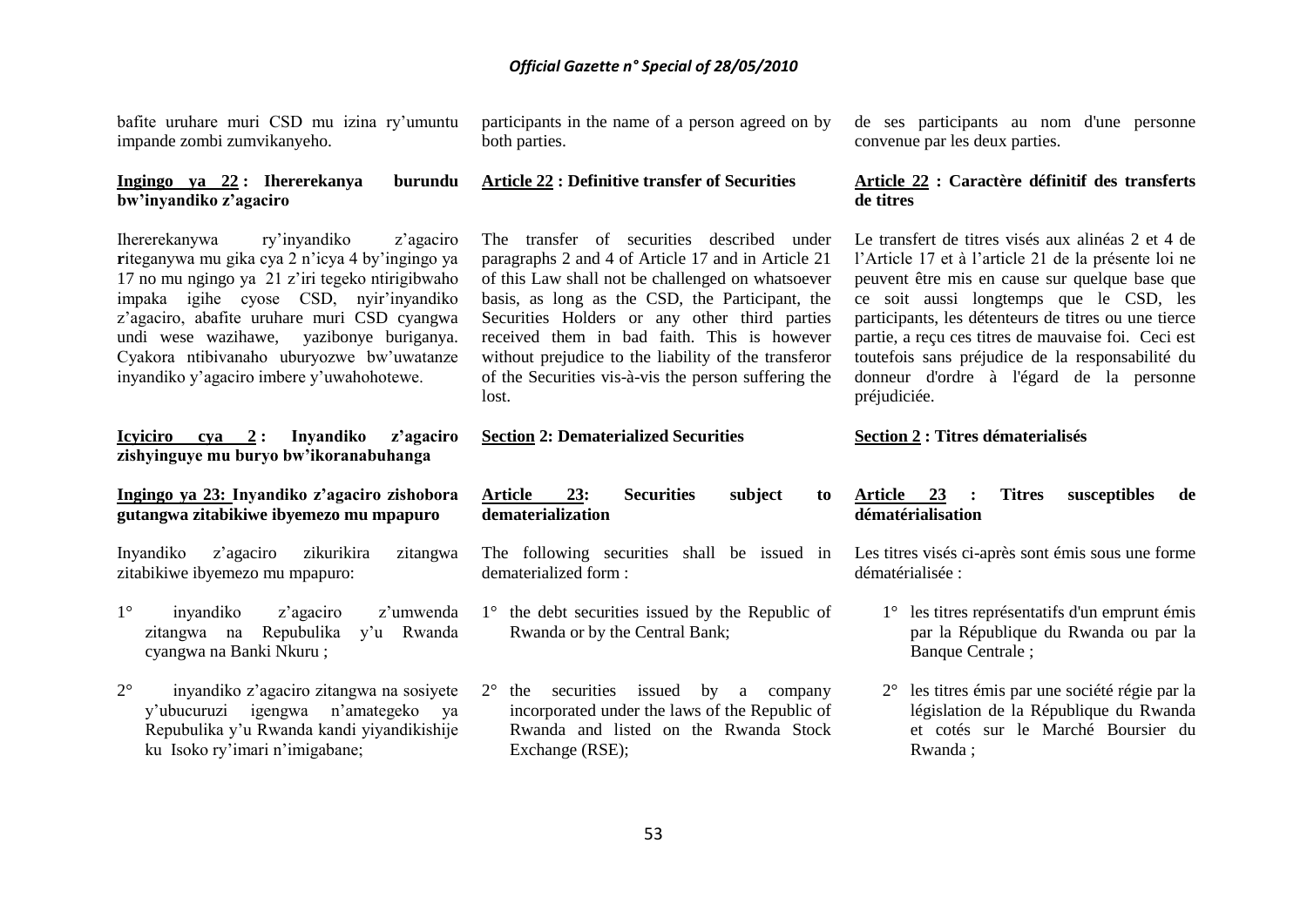bafite uruhare muri CSD mu izina ry'umuntu impande zombi zumvikanyeho.

**Ingingo ya 22 : Ihererekanya burundu bw'inyandiko z'agaciro**

Ihererekanywa ry'inyandiko z'agaciro **r**iteganywa mu gika cya 2 n'icya 4 by'ingingo ya 17 no mu ngingo ya 21 z'iri tegeko ntirigibwaho impaka igihe cyose CSD, nyir'inyandiko z'agaciro, abafite uruhare muri CSD cyangwa undi wese wazihawe, yazibonye buriganya. Cyakora ntibivanaho uburyozwe bw'uwatanze inyandiko y'agaciro imbere y'uwahohotewe.

**Icyiciro cya 2 : Inyandiko z'agaciro zishyinguye mu buryo bw'ikoranabuhanga**

**Ingingo ya 23: Inyandiko z'agaciro zishobora gutangwa zitabikiwe ibyemezo mu mpapuro**

Inyandiko z'agaciro zikurikira zitangwa zitabikiwe ibyemezo mu mpapuro:

1° inyandiko z'agaciro z'umwenda zitangwa na Repubulika y'u Rwanda cyangwa na Banki Nkuru ;

2° inyandiko z'agaciro zitangwa na sosiyete y'ubucuruzi igengwa n'amategeko ya Repubulika y'u Rwanda kandi yiyandikishije ku Isoko ry'imari n'imigabane;

participants in the name of a person agreed on by both parties.

**Article 22 : Definitive transfer of Securities**

The transfer of securities described under paragraphs 2 and 4 of Article 17 and in Article 21 of this Law shall not be challenged on whatsoever basis, as long as the CSD, the Participant, the Securities Holders or any other third parties received them in bad faith. This is however without prejudice to the liability of the transferor of the Securities vis-à-vis the person suffering the lost.

**Section 2: Dematerialized Securities**

**Article 23: Securities subject to dematerialization**

The following securities shall be issued in dematerialized form :

1° the debt securities issued by the Republic of Rwanda or by the Central Bank;

2° the securities issued by a company incorporated under the laws of the Republic of Rwanda and listed on the Rwanda Stock Exchange (RSE);

de ses participants au nom d'une personne convenue par les deux parties.

**Article 22 : Caractère définitif des transferts de titres**

Le transfert de titres visés aux alinéas 2 et 4 de l'Article 17 et à l'article 21 de la présente loi ne peuvent être mis en cause sur quelque base que ce soit aussi longtemps que le CSD, les participants, les détenteurs de titres ou une tierce partie, a reçu ces titres de mauvaise foi. Ceci est toutefois sans préjudice de la responsabilité du donneur d'ordre à l'égard de la personne préjudiciée.

**Section 2 : Titres dématerialisés**

**Article 23 : Titres susceptibles de dématérialisation**

Les titres visés ci-après sont émis sous une forme dématérialisée :

1° les titres représentatifs d'un emprunt émis par la République du Rwanda ou par la Banque Centrale ;

2° les titres émis par une société régie par la législation de la République du Rwanda et cotés sur le Marché Boursier du Rwanda ;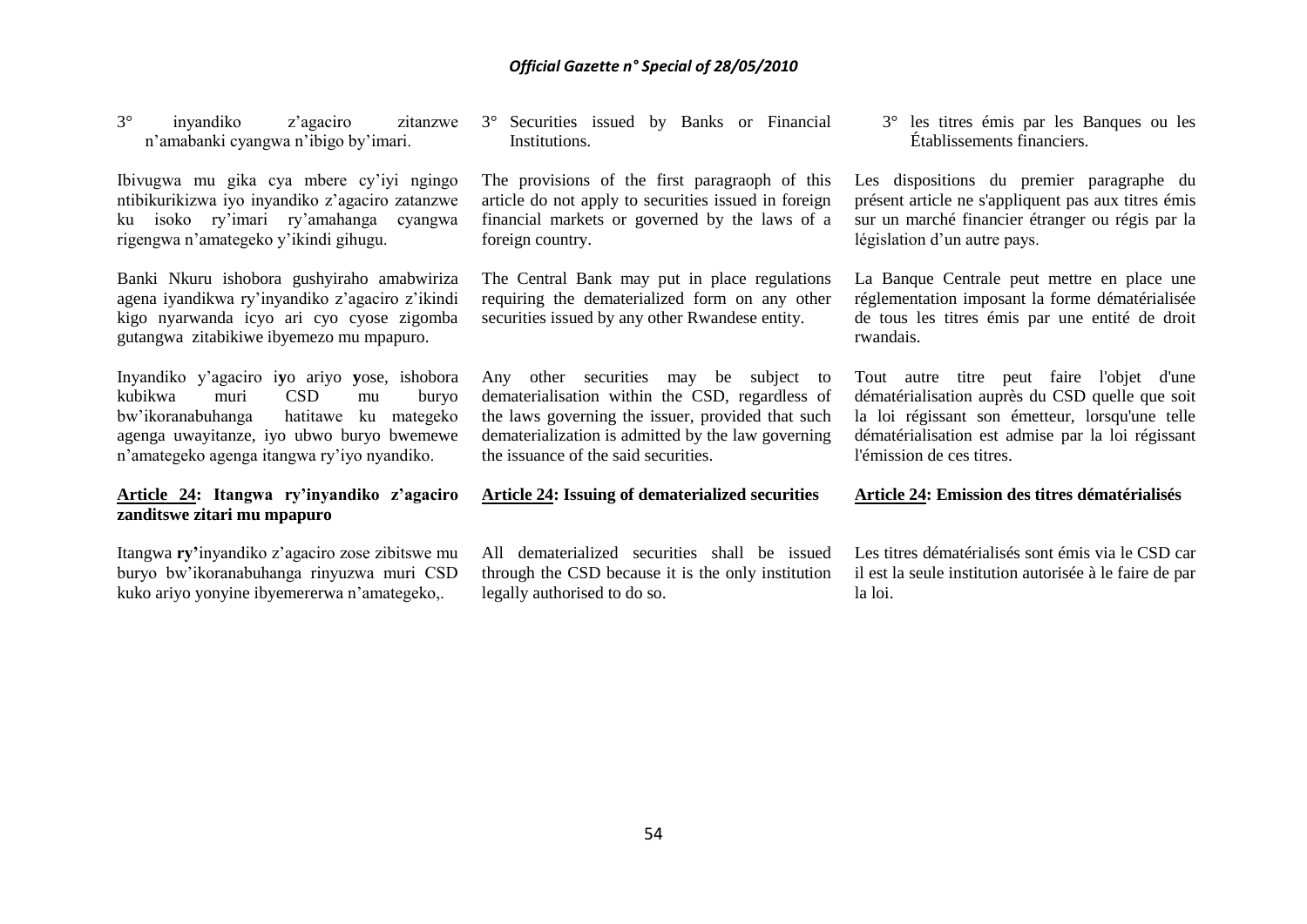3° inyandiko z'agaciro zitanzwe n'amabanki cyangwa n'ibigo by'imari.

Ibivugwa mu gika cya mbere cy'iyi ngingo ntibikurikizwa iyo inyandiko z'agaciro zatanzwe ku isoko ry'imari ry'amahanga cyangwa rigengwa n'amategeko y'ikindi gihugu.

Banki Nkuru ishobora gushyiraho amabwiriza agena iyandikwa ry'inyandiko z'agaciro z'ikindi kigo nyarwanda icyo ari cyo cyose zigomba gutangwa zitabikiwe ibyemezo mu mpapuro.

Inyandiko y'agaciro i**y**o ariyo **y**ose, ishobora kubikwa muri CSD mu buryo bw'ikoranabuhanga hatitawe ku mategeko agenga uwayitanze, iyo ubwo buryo bwemewe n'amategeko agenga itangwa ry'iyo nyandiko.

**Article 24: Itangwa ry'inyandiko z'agaciro zanditswe zitari mu mpapuro**

Itangwa **ry'**inyandiko z'agaciro zose zibitswe mu buryo bw'ikoranabuhanga rinyuzwa muri CSD kuko ariyo yonyine ibyemererwa n'amategeko,.

3° Securities issued by Banks or Financial Institutions.

The provisions of the first paragraoph of this article do not apply to securities issued in foreign financial markets or governed by the laws of a foreign country.

The Central Bank may put in place regulations requiring the dematerialized form on any other securities issued by any other Rwandese entity.

Any other securities may be subject to dematerialisation within the CSD, regardless of the laws governing the issuer, provided that such dematerialization is admitted by the law governing the issuance of the said securities.

**Article 24: Issuing of dematerialized securities**

All dematerialized securities shall be issued through the CSD because it is the only institution legally authorised to do so.

3° les titres émis par les Banques ou les Établissements financiers.

Les dispositions du premier paragraphe du présent article ne s'appliquent pas aux titres émis sur un marché financier étranger ou régis par la législation d'un autre pays.

La Banque Centrale peut mettre en place une réglementation imposant la forme dématérialisée de tous les titres émis par une entité de droit rwandais.

Tout autre titre peut faire l'objet d'une dématérialisation auprès du CSD quelle que soit la loi régissant son émetteur, lorsqu'une telle dématérialisation est admise par la loi régissant l'émission de ces titres.

**Article 24: Emission des titres dématérialisés**

Les titres dématérialisés sont émis via le CSD car il est la seule institution autorisée à le faire de par la loi.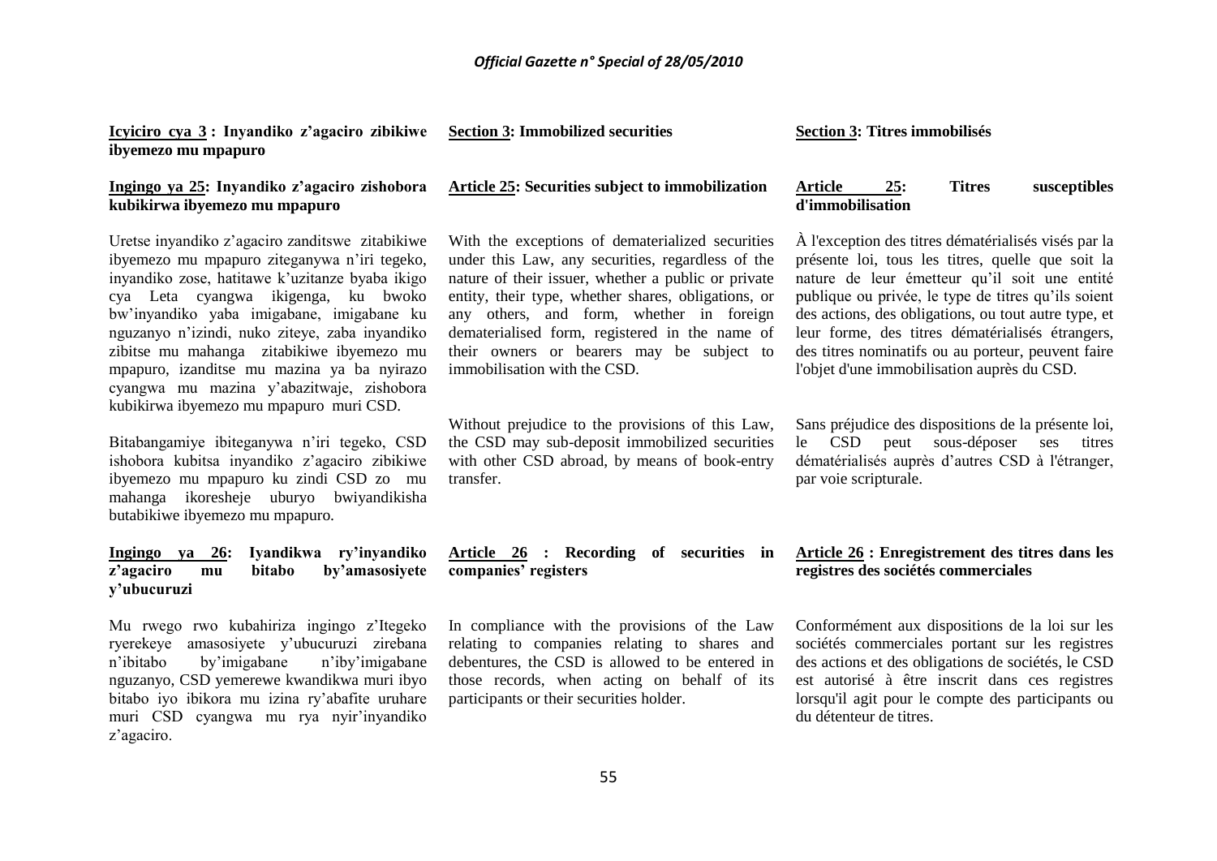**Icyiciro cya 3 : Inyandiko z'agaciro zibikiwe ibyemezo mu mpapuro**

**Ingingo ya 25: Inyandiko z'agaciro zishobora kubikirwa ibyemezo mu mpapuro**

Uretse inyandiko z'agaciro zanditswe zitabikiwe ibyemezo mu mpapuro ziteganywa n'iri tegeko, inyandiko zose, hatitawe k'uzitanze byaba ikigo cya Leta cyangwa ikigenga, ku bwoko bw'inyandiko yaba imigabane, imigabane ku nguzanyo n'izindi, nuko ziteye, zaba inyandiko zibitse mu mahanga zitabikiwe ibyemezo mu mpapuro, izanditse mu mazina ya ba nyirazo cyangwa mu mazina y'abazitwaje, zishobora kubikirwa ibyemezo mu mpapuro muri CSD.

Bitabangamiye ibiteganywa n'iri tegeko, CSD ishobora kubitsa inyandiko z'agaciro zibikiwe ibyemezo mu mpapuro ku zindi CSD zo mu mahanga ikoresheje uburyo bwiyandikisha butabikiwe ibyemezo mu mpapuro.

**Ingingo ya 26: Iyandikwa ry'inyandiko z'agaciro mu bitabo by'amasosiyete y'ubucuruzi**

Mu rwego rwo kubahiriza ingingo z'Itegeko ryerekeye amasosiyete y'ubucuruzi zirebana n'ibitabo by'imigabane n'iby'imigabane nguzanyo, CSD yemerewe kwandikwa muri ibyo bitabo iyo ibikora mu izina ry'abafite uruhare muri CSD cyangwa mu rya nyir'inyandiko z'agaciro.

**Section 3: Immobilized securities**

**Article 25: Securities subject to immobilization**

With the exceptions of dematerialized securities under this Law, any securities, regardless of the nature of their issuer, whether a public or private entity, their type, whether shares, obligations, or any others, and form, whether in foreign dematerialised form, registered in the name of their owners or bearers may be subject to immobilisation with the CSD.

Without prejudice to the provisions of this Law, the CSD may sub-deposit immobilized securities with other CSD abroad, by means of book-entry transfer.

**Article 26 : Recording of securities in companies' registers**

In compliance with the provisions of the Law relating to companies relating to shares and debentures, the CSD is allowed to be entered in those records, when acting on behalf of its participants or their securities holder.

**Section 3: Titres immobilisés**

**Article 25: Titres susceptibles d'immobilisation**

À l'exception des titres dématérialisés visés par la présente loi, tous les titres, quelle que soit la nature de leur émetteur qu'il soit une entité publique ou privée, le type de titres qu'ils soient des actions, des obligations, ou tout autre type, et leur forme, des titres dématérialisés étrangers, des titres nominatifs ou au porteur, peuvent faire l'objet d'une immobilisation auprès du CSD.

Sans préjudice des dispositions de la présente loi, le CSD peut sous-déposer ses titres dématérialisés auprès d'autres CSD à l'étranger, par voie scripturale.

**Article 26 : Enregistrement des titres dans les registres des sociétés commerciales**

Conformément aux dispositions de la loi sur les sociétés commerciales portant sur les registres des actions et des obligations de sociétés, le CSD est autorisé à être inscrit dans ces registres lorsqu'il agit pour le compte des participants ou du détenteur de titres.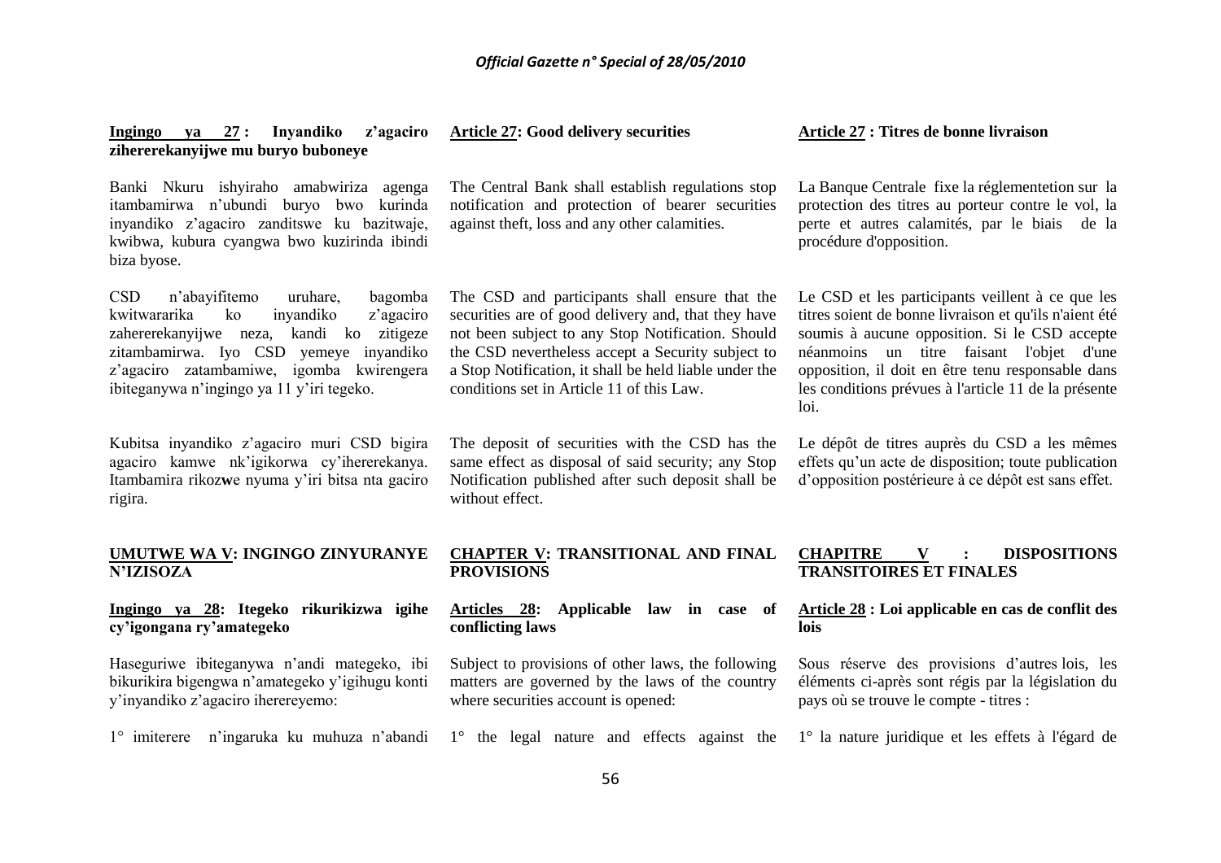**Ingingo ya 27 : Inyandiko z'agaciro zihererekanyijwe mu buryo buboneye**

Banki Nkuru ishyiraho amabwiriza agenga itambamirwa n'ubundi buryo bwo kurinda inyandiko z'agaciro zanditswe ku bazitwaje, kwibwa, kubura cyangwa bwo kuzirinda ibindi biza byose.

CSD n'abayifitemo uruhare, bagomba kwitwararika ko inyandiko z'agaciro zahererekanyijwe neza, kandi ko zitigeze zitambamirwa. Iyo CSD yemeye inyandiko z'agaciro zatambamiwe, igomba kwirengera ibiteganywa n'ingingo ya 11 y'iri tegeko.

Kubitsa inyandiko z'agaciro muri CSD bigira agaciro kamwe nk'igikorwa cy'ihererekanya. Itambamira rikozwe nyuma y'iri bitsa nta gaciro rigira.

**Article 27: Good delivery securities**

The Central Bank shall establish regulations stop notification and protection of bearer securities against theft, loss and any other calamities.

The CSD and participants shall ensure that the securities are of good delivery and, that they have not been subject to any Stop Notification. Should the CSD nevertheless accept a Security subject to a Stop Notification, it shall be held liable under the conditions set in Article 11 of this Law.

The deposit of securities with the CSD has the same effect as disposal of said security; any Stop Notification published after such deposit shall be without effect.

**Article 27 : Titres de bonne livraison**

La Banque Centrale fixe la réglementetion sur la protection des titres au porteur contre le vol, la perte et autres calamités, par le biais de la procédure d'opposition.

Le CSD et les participants veillent à ce que les titres soient de bonne livraison et qu'ils n'aient été soumis à aucune opposition. Si le CSD accepte néanmoins un titre faisant l'objet d'une opposition, il doit en être tenu responsable dans les conditions prévues à l'article 11 de la présente loi.

Le dépôt de titres auprès du CSD a les mêmes effets qu'un acte de disposition; toute publication d'opposition postérieure à ce dépôt est sans effet.

## UMUTWE WA V: INGINGO ZINYURANYE N'IZISOZA

**Ingingo ya 28: Itegeko rikurikizwa igihe cy'igongana ry'amategeko**

Haseguriwe ibiteganywa n'andi mategeko, ibi bikurikira bigengwa n'amategeko y'igihugu konti y'inyandiko z'agaciro ihererereyemo:

1° imiterere n'ingaruka ku muhuza n'abandi

## CHAPTER V: TRANSITIONAL AND FINAL PROVISIONS

**Articles 28: Applicable law in case of conflicting laws**

Subject to provisions of other laws, the following matters are governed by the laws of the country where securities account is opened:

1° the legal nature and effects against the

## CHAPITRE V : DISPOSITIONS TRANSITOIRES ET FINALES

**Article 28 : Loi applicable en cas de conflit des lois**

Sous réserve des provisions d'autres lois, les éléments ci-après sont régis par la législation du pays où se trouve le compte - titres :

1° la nature juridique et les effets à l'égard de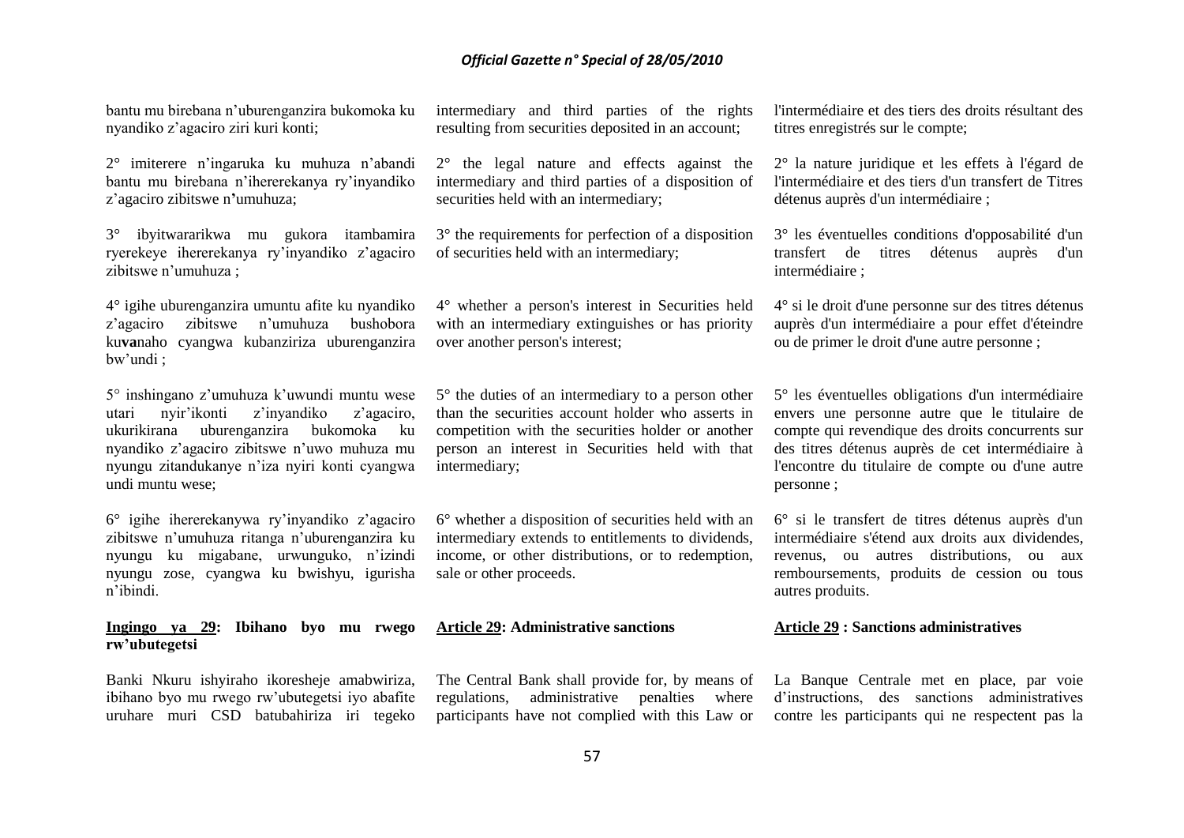bantu mu birebana n'uburenganzira bukomoka ku nyandiko z'agaciro ziri kuri konti;

2° imiterere n'ingaruka ku muhuza n'abandi bantu mu birebana n'ihererekanya ry'inyandiko z'agaciro zibitswe n'umuhuza;

3° ibyitwararikwa mu gukora itambamira ryerekeye ihererekanya ry'inyandiko z'agaciro zibitswe n'umuhuza ;

4° igihe uburenganzira umuntu afite ku nyandiko z'agaciro zibitswe n'umuhuza bushobora ku**va**naho cyangwa kubanziriza uburenganzira bw'undi ;

5° inshingano z'umuhuza k'uwundi muntu wese utari nyir'ikonti z'inyandiko z'agaciro, ukurikirana uburenganzira bukomoka ku nyandiko z'agaciro zibitswe n'uwo muhuza mu nyungu zitandukanye n'iza nyiri konti cyangwa undi muntu wese;

6° igihe ihererekanywa ry'inyandiko z'agaciro zibitswe n'umuhuza ritanga n'uburenganzira ku nyungu ku migabane, urwunguko, n'izindi nyungu zose, cyangwa ku bwishyu, igurisha n'ibindi.

**Ingingo ya 29: Ibihano byo mu rwego rw'ubutegetsi**

Banki Nkuru ishyiraho ikoresheje amabwiriza, ibihano byo mu rwego rw'ubutegetsi iyo abafite uruhare muri CSD batubahiriza iri tegeko

intermediary and third parties of the rights resulting from securities deposited in an account;

2° the legal nature and effects against the intermediary and third parties of a disposition of securities held with an intermediary;

3° the requirements for perfection of a disposition of securities held with an intermediary;

4° whether a person's interest in Securities held with an intermediary extinguishes or has priority over another person's interest;

5° the duties of an intermediary to a person other than the securities account holder who asserts in competition with the securities holder or another person an interest in Securities held with that intermediary;

6° whether a disposition of securities held with an intermediary extends to entitlements to dividends, income, or other distributions, or to redemption, sale or other proceeds.

**Article 29: Administrative sanctions**

The Central Bank shall provide for, by means of regulations, administrative penalties where participants have not complied with this Law or

l'intermédiaire et des tiers des droits résultant des titres enregistrés sur le compte;

2° la nature juridique et les effets à l'égard de l'intermédiaire et des tiers d'un transfert de Titres détenus auprès d'un intermédiaire ;

3° les éventuelles conditions d'opposabilité d'un transfert de titres détenus auprès d'un intermédiaire ;

4° si le droit d'une personne sur des titres détenus auprès d'un intermédiaire a pour effet d'éteindre ou de primer le droit d'une autre personne ;

5° les éventuelles obligations d'un intermédiaire envers une personne autre que le titulaire de compte qui revendique des droits concurrents sur des titres détenus auprès de cet intermédiaire à l'encontre du titulaire de compte ou d'une autre personne ;

6° si le transfert de titres détenus auprès d'un intermédiaire s'étend aux droits aux dividendes, revenus, ou autres distributions, ou aux remboursements, produits de cession ou tous autres produits.

**Article 29 : Sanctions administratives**

La Banque Centrale met en place, par voie d'instructions, des sanctions administratives contre les participants qui ne respectent pas la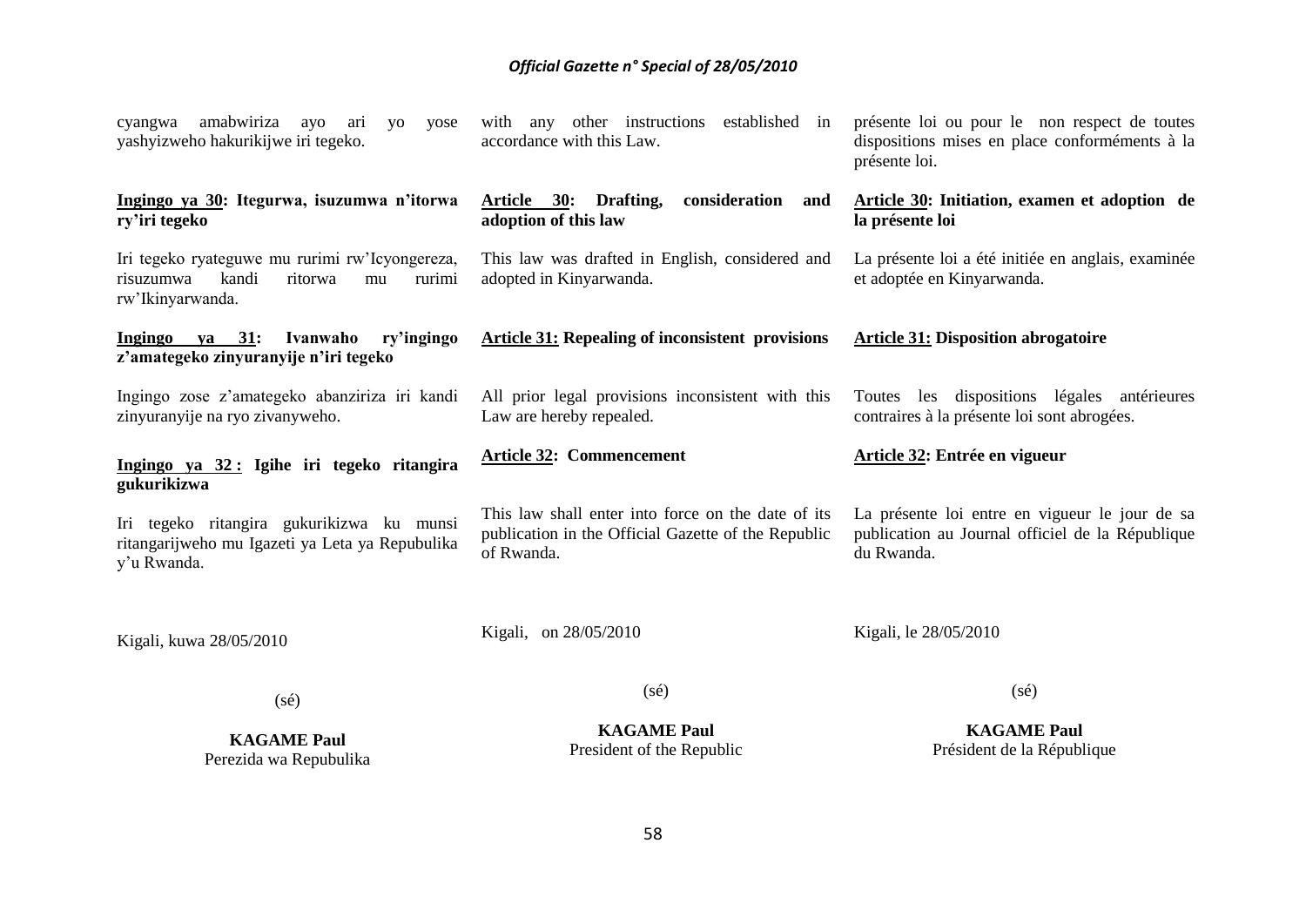cyangwa amabwiriza ayo ari yo yose yashyizweho hakurikijwe iri tegeko.

**Ingingo ya 30: Itegurwa, isuzumwa n'itorwa ry'iri tegeko**

Iri tegeko ryateguwe mu rurimi rw'Icyongereza, risuzumwa kandi ritorwa mu rurimi rw'Ikinyarwanda.

**Ingingo ya 31: Ivanwaho ry'ingingo z'amategeko zinyuranyije n'iri tegeko**

Ingingo zose z'amategeko abanziriza iri kandi zinyuranyije na ryo zivanyweho.

**Ingingo ya 32 : Igihe iri tegeko ritangira gukurikizwa**

Iri tegeko ritangira gukurikizwa ku munsi ritangarijweho mu Igazeti ya Leta ya Repubulika y'u Rwanda.

Kigali, kuwa 28/05/2010

(sé)

**KAGAME Paul**
Perezida wa Repubulika

with any other instructions established in accordance with this Law.

**Article 30: Drafting, consideration and adoption of this law**

This law was drafted in English, considered and adopted in Kinyarwanda.

**Article 31: Repealing of inconsistent provisions**

All prior legal provisions inconsistent with this Law are hereby repealed.

**Article 32: Commencement**

This law shall enter into force on the date of its publication in the Official Gazette of the Republic of Rwanda.

Kigali, on 28/05/2010

(sé)

**KAGAME Paul**
President of the Republic

présente loi ou pour le non respect de toutes dispositions mises en place conforméments à la présente loi.

**Article 30: Initiation, examen et adoption de la présente loi**

La présente loi a été initiée en anglais, examinée et adoptée en Kinyarwanda.

**Article 31: Disposition abrogatoire**

Toutes les dispositions légales antérieures contraires à la présente loi sont abrogées.

**Article 32: Entrée en vigueur**

La présente loi entre en vigueur le jour de sa publication au Journal officiel de la République du Rwanda.

Kigali, le 28/05/2010

(sé)

**KAGAME Paul**
Président de la République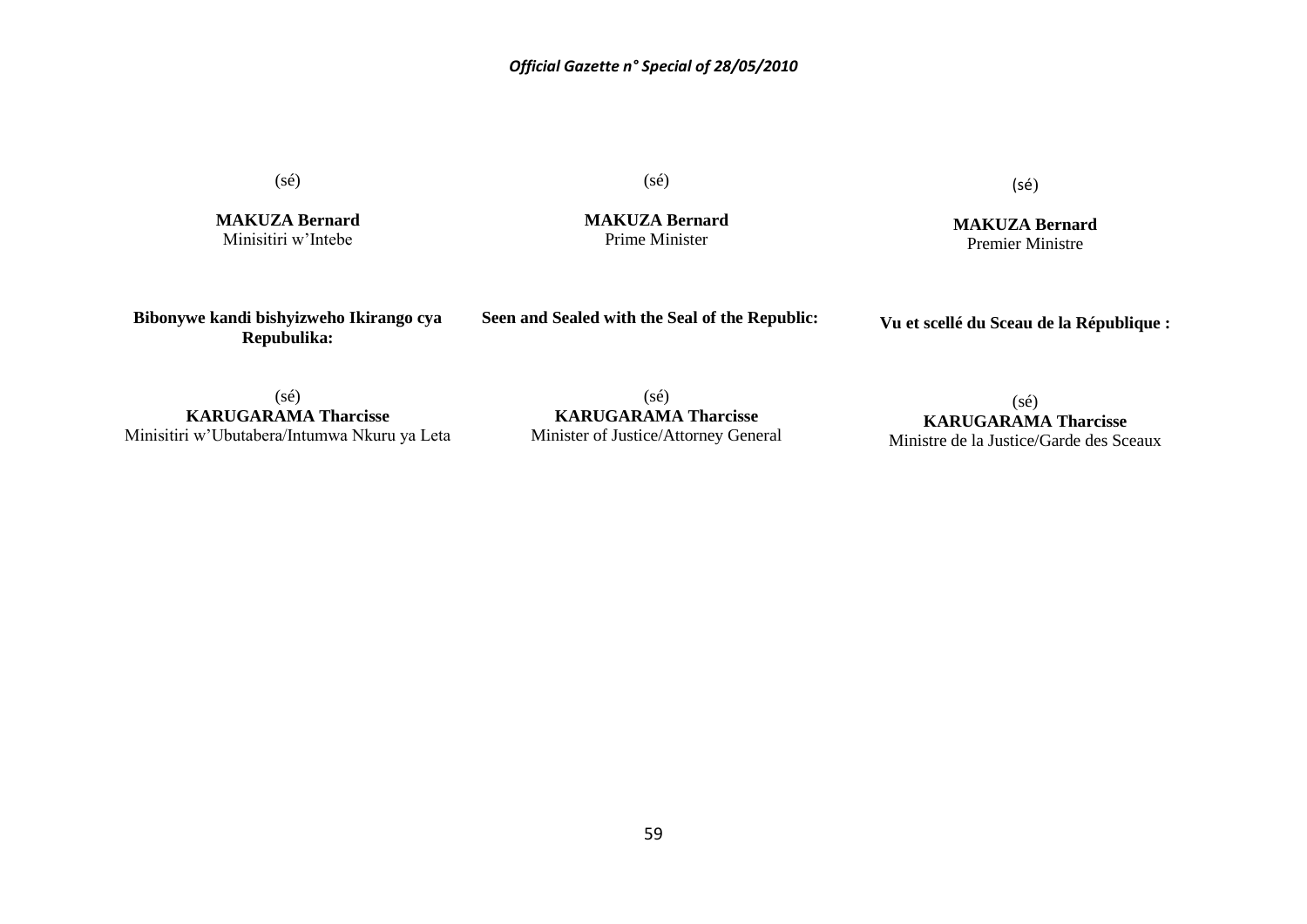(sé)

**MAKUZA Bernard**
Minisitiri w'Intebe

(sé)

**MAKUZA Bernard**
Prime Minister

(sé)

**MAKUZA Bernard**
Premier Ministre

**Bibonywe kandi bishyizweho Ikirango cya Repubulika:**

**Seen and Sealed with the Seal of the Republic:**

**Vu et scellé du Sceau de la République :**

(sé)
**KARUGARAMA Tharcisse**
Minisitiri w'Ubutabera/Intumwa Nkuru ya Leta

(sé)
**KARUGARAMA Tharcisse**
Minister of Justice/Attorney General

(sé)
**KARUGARAMA Tharcisse**
Ministre de la Justice/Garde des Sceaux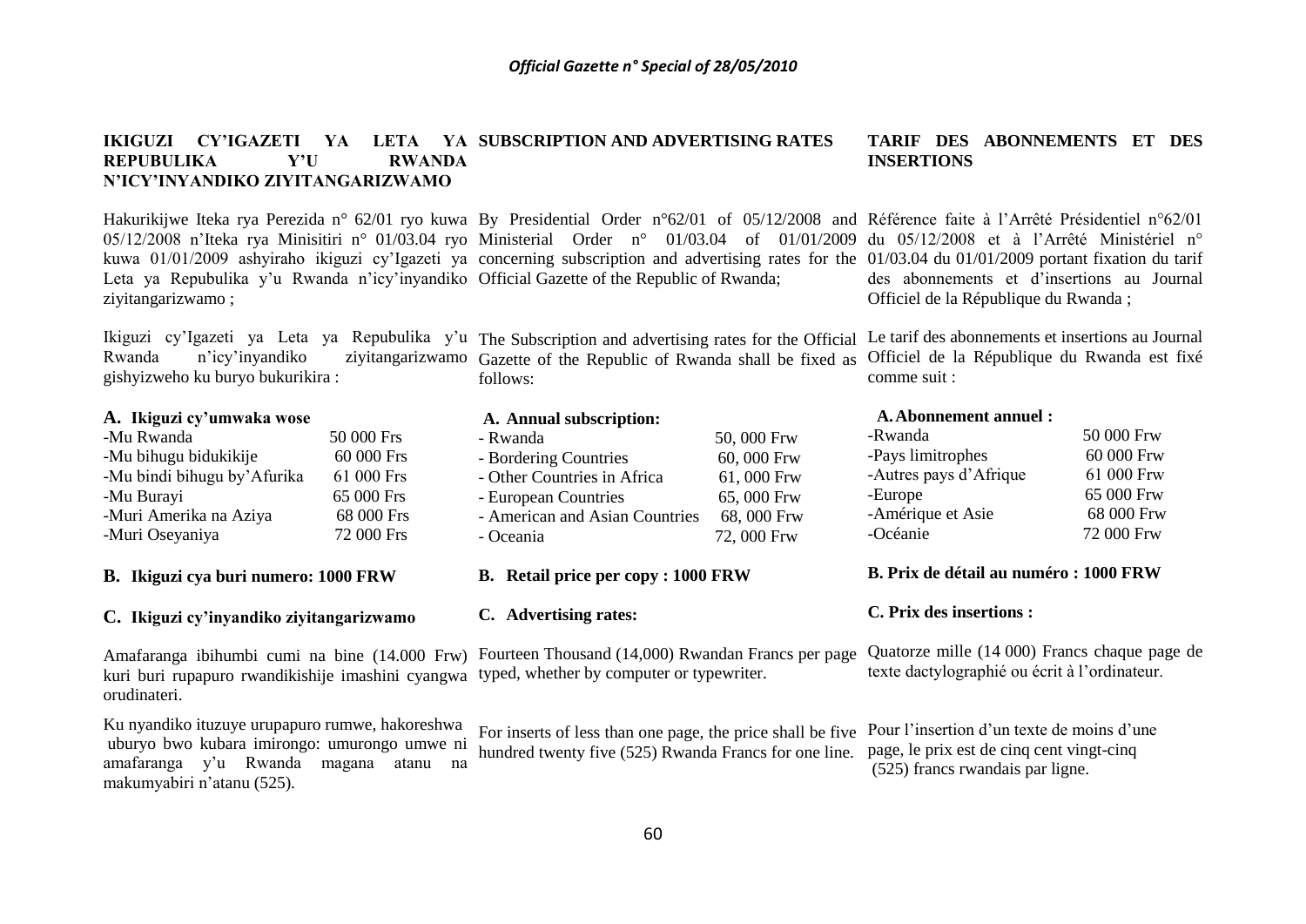## IKIGUZI CY'IGAZETI YA LETA YA REPUBULIKA Y'U RWANDA N'ICY'INYANDIKO ZIYITANGARIZWAMO

Hakurikijwe Iteka rya Perezida n° 62/01 ryo kuwa 05/12/2008 n'Iteka rya Minisitiri n° 01/03.04 ryo kuwa 01/01/2009 ashyiraho ikiguzi cy'Igazeti ya Leta ya Repubulika y'u Rwanda n'icy'inyandiko ziyitangarizwamo ;

Ikiguzi cy'Igazeti ya Leta ya Repubulika y'u Rwanda n'icy'inyandiko ziyitangarizwamo gishyizweho ku buryo bukurikira :

**A. Ikiguzi cy'umwaka wose**

| | |
|---|---|
| -Mu Rwanda | 50 000 Frs |
| -Mu bihugu bidukikije | 60 000 Frs |
| -Mu bindi bihugu by'Afurika | 61 000 Frs |
| -Mu Burayi | 65 000 Frs |
| -Muri Amerika na Aziya | 68 000 Frs |
| -Muri Oseyaniya | 72 000 Frs |

**B. Ikiguzi cya buri numero: 1000 FRW**

**C. Ikiguzi cy'inyandiko ziyitangarizwamo**

Amafaranga ibihumbi cumi na bine (14.000 Frw) kuri buri rupapuro rwandikishije imashini cyangwa orudinateri.

Ku nyandiko ituzuye urupapuro rumwe, hakoreshwa uburyo bwo kubara imirongo: umurongo umwe ni amafaranga y'u Rwanda magana atanu na makumyabiri n'atanu (525).

## SUBSCRIPTION AND ADVERTISING RATES

By Presidential Order n°62/01 of 05/12/2008 and Ministerial Order n° 01/03.04 of 01/01/2009 concerning subscription and advertising rates for the Official Gazette of the Republic of Rwanda;

The Subscription and advertising rates for the Official Gazette of the Republic of Rwanda shall be fixed as follows:

**A. Annual subscription:**

| | |
|---|---|
| - Rwanda | 50, 000 Frw |
| - Bordering Countries | 60, 000 Frw |
| - Other Countries in Africa | 61, 000 Frw |
| - European Countries | 65, 000 Frw |
| - American and Asian Countries | 68, 000 Frw |
| - Oceania | 72, 000 Frw |

**B. Retail price per copy : 1000 FRW**

**C. Advertising rates:**

Fourteen Thousand (14,000) Rwandan Francs per page typed, whether by computer or typewriter.

For inserts of less than one page, the price shall be five hundred twenty five (525) Rwanda Francs for one line.

## TARIF DES ABONNEMENTS ET DES INSERTIONS

Référence faite à l'Arrêté Présidentiel n°62/01 du 05/12/2008 et à l'Arrêté Ministériel n° 01/03.04 du 01/01/2009 portant fixation du tarif des abonnements et d'insertions au Journal Officiel de la République du Rwanda ;

Le tarif des abonnements et insertions au Journal Officiel de la République du Rwanda est fixé comme suit :

**A. Abonnement annuel :**

| | |
|---|---|
| -Rwanda | 50 000 Frw |
| -Pays limitrophes | 60 000 Frw |
| -Autres pays d'Afrique | 61 000 Frw |
| -Europe | 65 000 Frw |
| -Amérique et Asie | 68 000 Frw |
| -Océanie | 72 000 Frw |

**B. Prix de détail au numéro : 1000 FRW**

**C. Prix des insertions :**

Quatorze mille (14 000) Francs chaque page de texte dactylographié ou écrit à l'ordinateur.

Pour l'insertion d'un texte de moins d'une page, le prix est de cinq cent vingt-cinq (525) francs rwandais par ligne.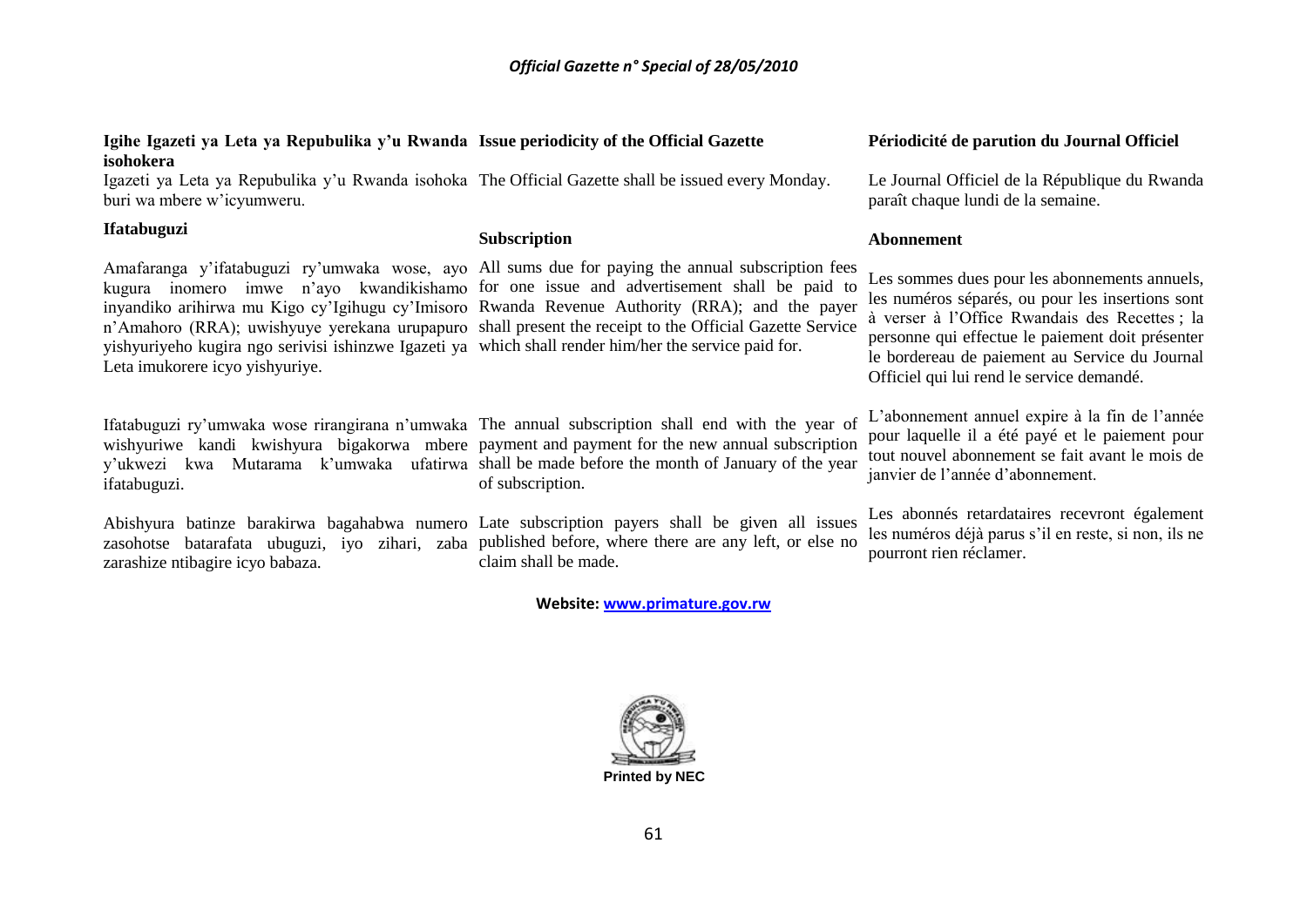### Igihe Igazeti ya Leta ya Repubulika y'u Rwanda isohokera

Igazeti ya Leta ya Repubulika y'u Rwanda isohoka buri wa mbere w'icyumweru.

### Ifatabuguzi

Amafaranga y'ifatabuguzi ry'umwaka wose, ayo kugura inomero imwe n'ayo kwandikishamo inyandiko arihirwa mu Kigo cy'Igihugu cy'Imisoro n'Amahoro (RRA); uwishyuye yerekana urupapuro yishyuriyeho kugira ngo serivisi ishinzwe Igazeti ya Leta imukorere icyo yishyuriye.

Ifatabuguzi ry'umwaka wose rirangirana n'umwaka wishyuriwe kandi kwishyura bigakorwa mbere y'ukwezi kwa Mutarama k'umwaka ufatirwa ifatabuguzi.

Abishyura batinze barakirwa bagahabwa numero zasohotse batarafata ubuguzi, iyo zihari, zaba zarashize ntibagire icyo babaza.

### Issue periodicity of the Official Gazette

The Official Gazette shall be issued every Monday.

### Subscription

All sums due for paying the annual subscription fees for one issue and advertisement shall be paid to Rwanda Revenue Authority (RRA); and the payer shall present the receipt to the Official Gazette Service which shall render him/her the service paid for.

The annual subscription shall end with the year of payment and payment for the new annual subscription shall be made before the month of January of the year of subscription.

Late subscription payers shall be given all issues published before, where there are any left, or else no claim shall be made.

### Périodicité de parution du Journal Officiel

Le Journal Officiel de la République du Rwanda paraît chaque lundi de la semaine.

### Abonnement

Les sommes dues pour les abonnements annuels, les numéros séparés, ou pour les insertions sont à verser à l'Office Rwandais des Recettes ; la personne qui effectue le paiement doit présenter le bordereau de paiement au Service du Journal Officiel qui lui rend le service demandé.

L'abonnement annuel expire à la fin de l'année pour laquelle il a été payé et le paiement pour tout nouvel abonnement se fait avant le mois de janvier de l'année d'abonnement.

Les abonnés retardataires recevront également les numéros déjà parus s'il en reste, si non, ils ne pourront rien réclamer.

**Website: www.primature.gov.rw**

**Printed by NEC**